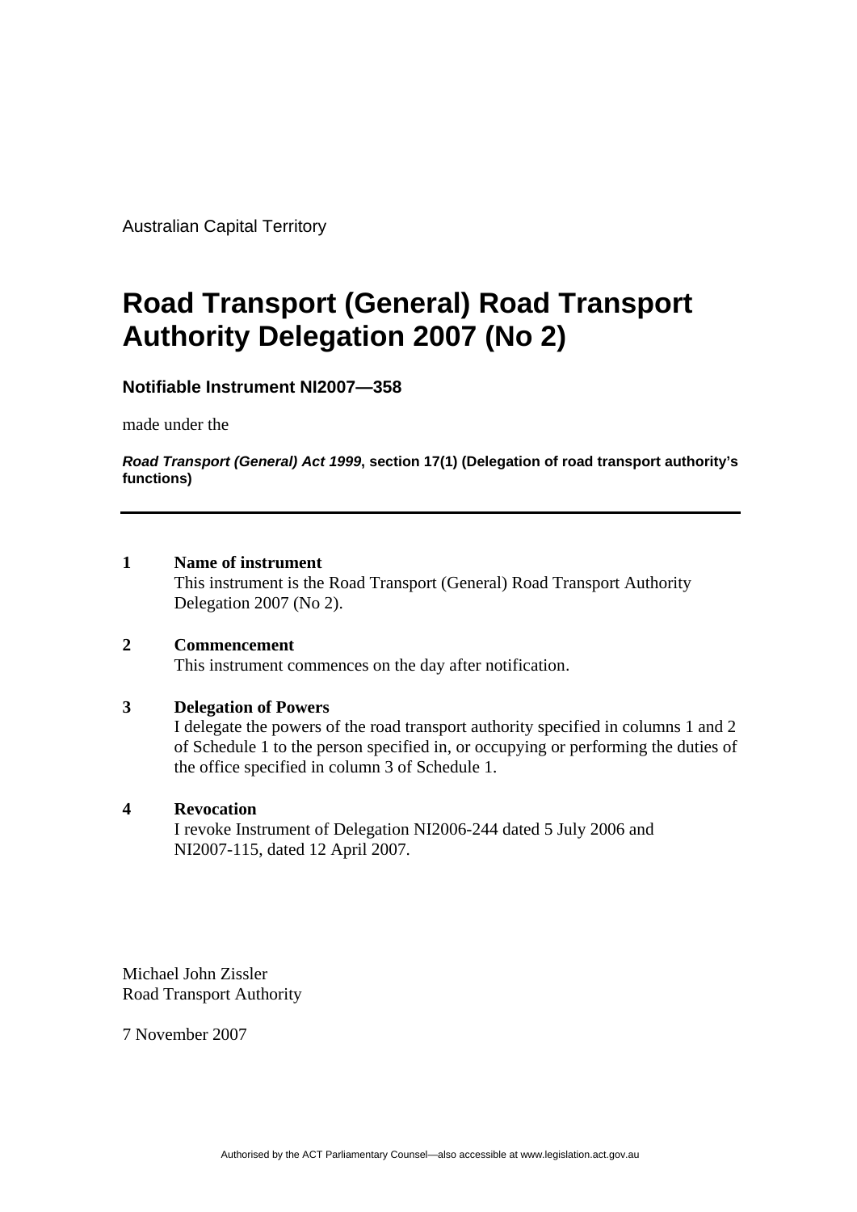Australian Capital Territory

# Road Transport (General) Road Transport Authority Delegation 2007 (No 2)

**Notifiable Instrument NI2007—358**

made under the

***Road Transport (General) Act 1999*, section 17(1) (Delegation of road transport authority's functions)**

---

**1 Name of instrument**

This instrument is the Road Transport (General) Road Transport Authority Delegation 2007 (No 2).

**2 Commencement**

This instrument commences on the day after notification.

**3 Delegation of Powers**

I delegate the powers of the road transport authority specified in columns 1 and 2 of Schedule 1 to the person specified in, or occupying or performing the duties of the office specified in column 3 of Schedule 1.

**4 Revocation**

I revoke Instrument of Delegation NI2006-244 dated 5 July 2006 and NI2007-115, dated 12 April 2007.

Michael John Zissler
Road Transport Authority

7 November 2007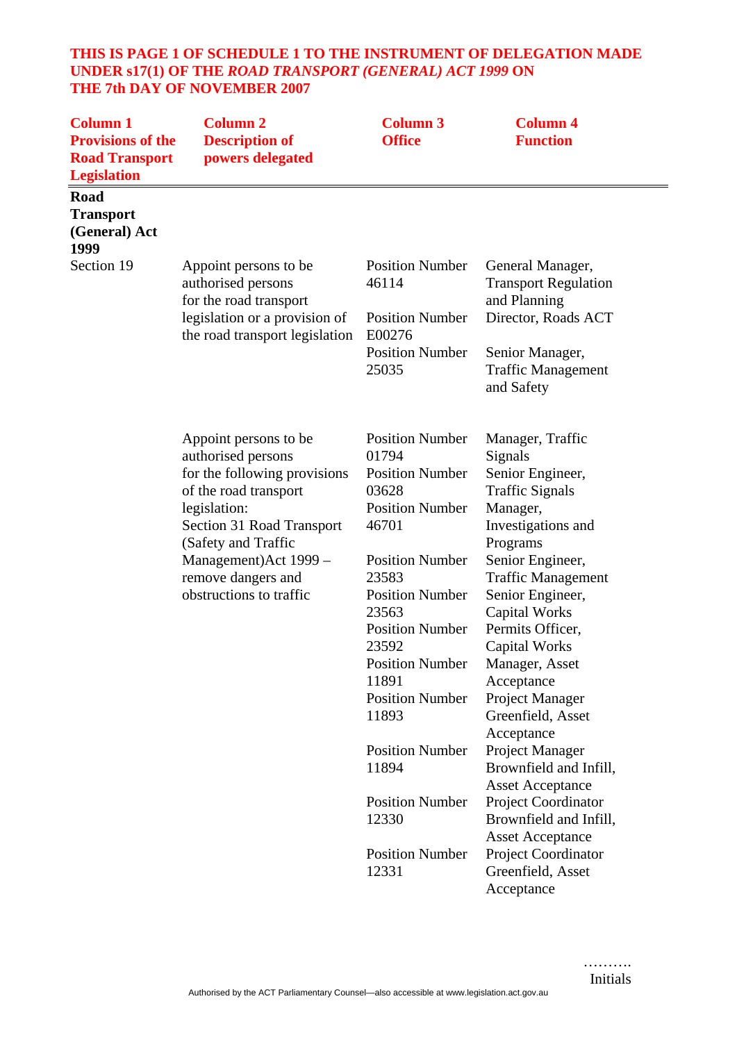**THIS IS PAGE 1 OF SCHEDULE 1 TO THE INSTRUMENT OF DELEGATION MADE UNDER s17(1) OF THE *ROAD TRANSPORT (GENERAL) ACT 1999* ON THE 7th DAY OF NOVEMBER 2007**

| Column 1 Provisions of the Road Transport Legislation | Column 2 Description of powers delegated | Column 3 Office | Column 4 Function |
|---|---|---|---|
| **Road Transport (General) Act 1999** | | | |
| Section 19 | Appoint persons to be authorised persons for the road transport legislation or a provision of the road transport legislation | Position Number 46114 | General Manager, Transport Regulation and Planning |
| | | Position Number E00276 | Director, Roads ACT |
| | | Position Number 25035 | Senior Manager, Traffic Management and Safety |
| | Appoint persons to be authorised persons for the following provisions of the road transport legislation: Section 31 Road Transport (Safety and Traffic Management)Act 1999 – remove dangers and obstructions to traffic | Position Number 01794 | Manager, Traffic Signals |
| | | Position Number 03628 | Senior Engineer, Traffic Signals |
| | | Position Number 46701 | Manager, Investigations and Programs |
| | | Position Number 23583 | Senior Engineer, Traffic Management |
| | | Position Number 23563 | Senior Engineer, Capital Works |
| | | Position Number 23592 | Permits Officer, Capital Works |
| | | Position Number 11891 | Manager, Asset Acceptance |
| | | Position Number 11893 | Project Manager Greenfield, Asset Acceptance |
| | | Position Number 11894 | Project Manager Brownfield and Infill, Asset Acceptance |
| | | Position Number 12330 | Project Coordinator Brownfield and Infill, Asset Acceptance |
| | | Position Number 12331 | Project Coordinator Greenfield, Asset Acceptance |

……….
Initials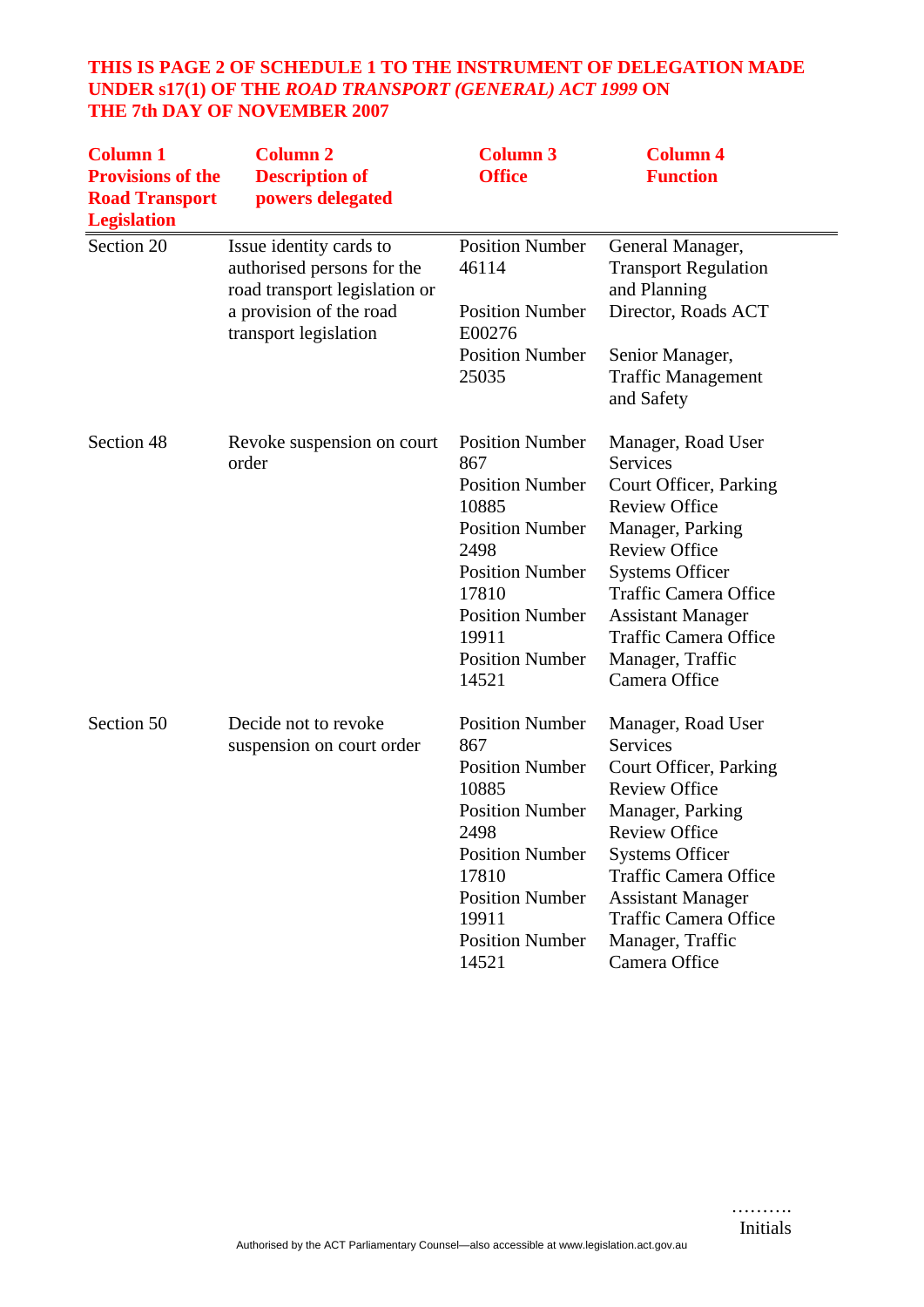**THIS IS PAGE 2 OF SCHEDULE 1 TO THE INSTRUMENT OF DELEGATION MADE UNDER s17(1) OF THE *ROAD TRANSPORT (GENERAL) ACT 1999* ON THE 7th DAY OF NOVEMBER 2007**

| Column 1 Provisions of the Road Transport Legislation | Column 2 Description of powers delegated | Column 3 Office | Column 4 Function |
|---|---|---|---|
| Section 20 | Issue identity cards to authorised persons for the road transport legislation or a provision of the road transport legislation | Position Number 46114 | General Manager, Transport Regulation and Planning |
| | | Position Number E00276 | Director, Roads ACT |
| | | Position Number 25035 | Senior Manager, Traffic Management and Safety |
| Section 48 | Revoke suspension on court order | Position Number 867 | Manager, Road User Services |
| | | Position Number 10885 | Court Officer, Parking Review Office |
| | | Position Number 2498 | Manager, Parking Review Office |
| | | Position Number 17810 | Systems Officer Traffic Camera Office |
| | | Position Number 19911 | Assistant Manager Traffic Camera Office |
| | | Position Number 14521 | Manager, Traffic Camera Office |
| Section 50 | Decide not to revoke suspension on court order | Position Number 867 | Manager, Road User Services |
| | | Position Number 10885 | Court Officer, Parking Review Office |
| | | Position Number 2498 | Manager, Parking Review Office |
| | | Position Number 17810 | Systems Officer Traffic Camera Office |
| | | Position Number 19911 | Assistant Manager Traffic Camera Office |
| | | Position Number 14521 | Manager, Traffic Camera Office |

……….
Initials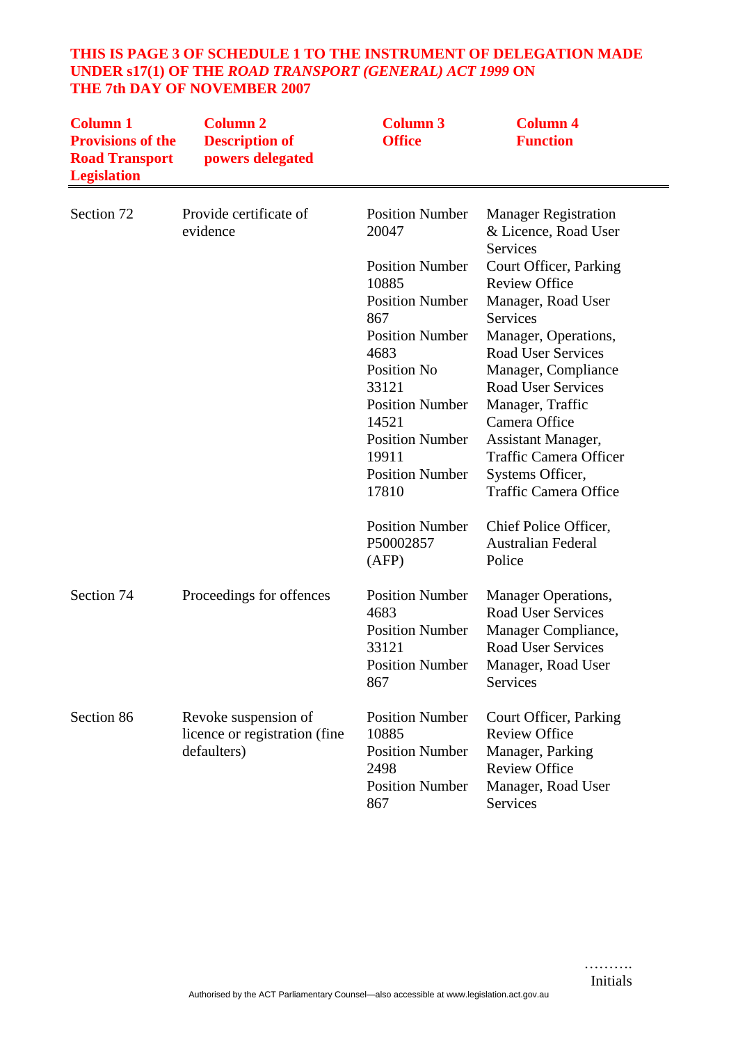**THIS IS PAGE 3 OF SCHEDULE 1 TO THE INSTRUMENT OF DELEGATION MADE UNDER s17(1) OF THE *ROAD TRANSPORT (GENERAL) ACT 1999* ON THE 7th DAY OF NOVEMBER 2007**

| Column 1 Provisions of the Road Transport Legislation | Column 2 Description of powers delegated | Column 3 Office | Column 4 Function |
|---|---|---|---|
| Section 72 | Provide certificate of evidence | Position Number 20047 | Manager Registration & Licence, Road User Services |
| | | Position Number 10885 | Court Officer, Parking Review Office |
| | | Position Number 867 | Manager, Road User Services |
| | | Position Number 4683 | Manager, Operations, Road User Services |
| | | Position No 33121 | Manager, Compliance Road User Services |
| | | Position Number 14521 | Manager, Traffic Camera Office |
| | | Position Number 19911 | Assistant Manager, Traffic Camera Officer |
| | | Position Number 17810 | Systems Officer, Traffic Camera Office |
| | | Position Number P50002857 (AFP) | Chief Police Officer, Australian Federal Police |
| Section 74 | Proceedings for offences | Position Number 4683 | Manager Operations, Road User Services |
| | | Position Number 33121 | Manager Compliance, Road User Services |
| | | Position Number 867 | Manager, Road User Services |
| Section 86 | Revoke suspension of licence or registration (fine defaulters) | Position Number 10885 | Court Officer, Parking Review Office |
| | | Position Number 2498 | Manager, Parking Review Office |
| | | Position Number 867 | Manager, Road User Services |

……….
Initials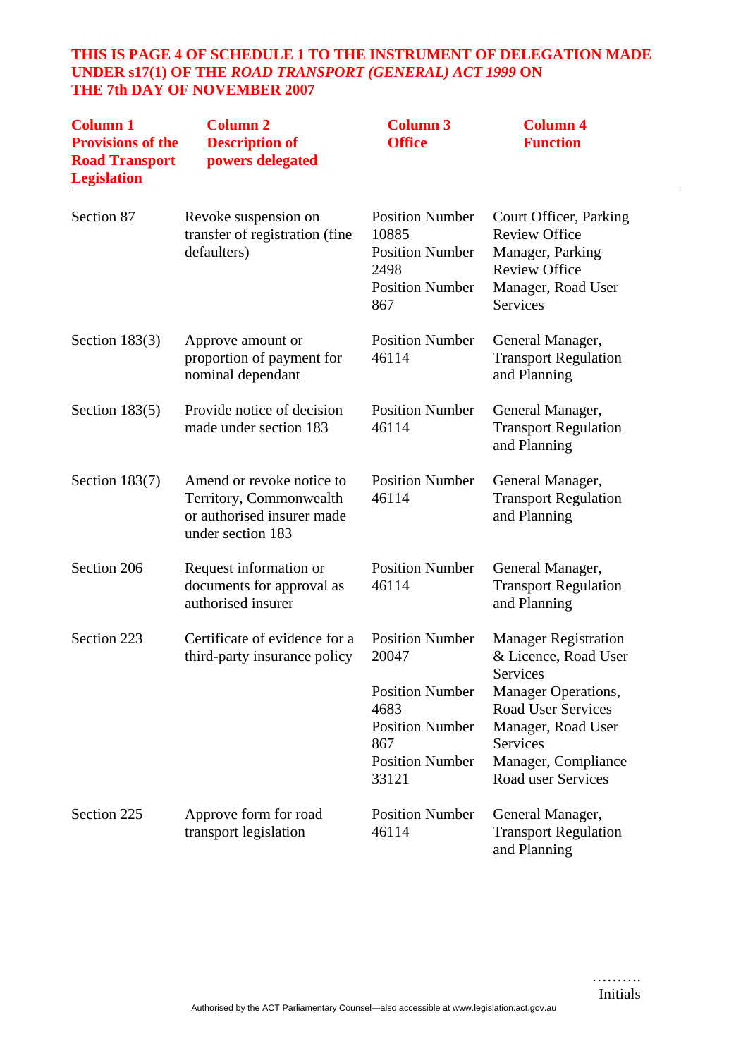**THIS IS PAGE 4 OF SCHEDULE 1 TO THE INSTRUMENT OF DELEGATION MADE UNDER s17(1) OF THE *ROAD TRANSPORT (GENERAL) ACT 1999* ON THE 7th DAY OF NOVEMBER 2007**

| Column 1 Provisions of the Road Transport Legislation | Column 2 Description of powers delegated | Column 3 Office | Column 4 Function |
|---|---|---|---|
| Section 87 | Revoke suspension on transfer of registration (fine defaulters) | Position Number 10885<br>Position Number 2498<br>Position Number 867 | Court Officer, Parking Review Office<br>Manager, Parking Review Office<br>Manager, Road User Services |
| Section 183(3) | Approve amount or proportion of payment for nominal dependant | Position Number 46114 | General Manager, Transport Regulation and Planning |
| Section 183(5) | Provide notice of decision made under section 183 | Position Number 46114 | General Manager, Transport Regulation and Planning |
| Section 183(7) | Amend or revoke notice to Territory, Commonwealth or authorised insurer made under section 183 | Position Number 46114 | General Manager, Transport Regulation and Planning |
| Section 206 | Request information or documents for approval as authorised insurer | Position Number 46114 | General Manager, Transport Regulation and Planning |
| Section 223 | Certificate of evidence for a third-party insurance policy | Position Number 20047<br>Position Number 4683<br>Position Number 867<br>Position Number 33121 | Manager Registration & Licence, Road User Services<br>Manager Operations, Road User Services<br>Manager, Road User Services<br>Manager, Compliance Road user Services |
| Section 225 | Approve form for road transport legislation | Position Number 46114 | General Manager, Transport Regulation and Planning |

……….
Initials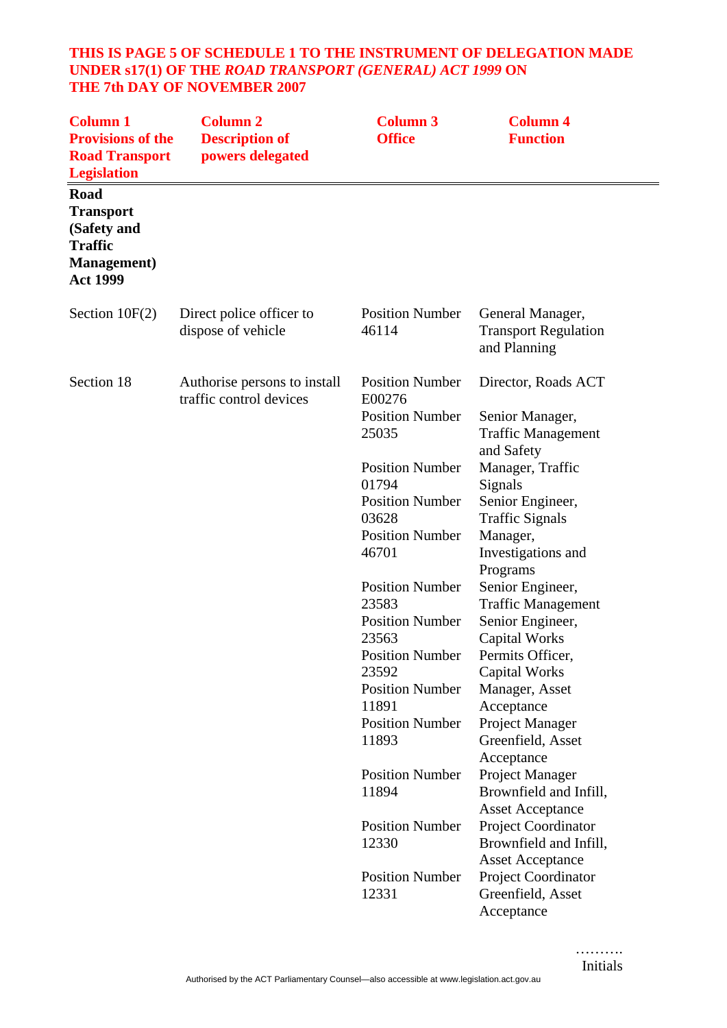**THIS IS PAGE 5 OF SCHEDULE 1 TO THE INSTRUMENT OF DELEGATION MADE UNDER s17(1) OF THE *ROAD TRANSPORT (GENERAL) ACT 1999* ON THE 7th DAY OF NOVEMBER 2007**

| Column 1 Provisions of the Road Transport Legislation | Column 2 Description of powers delegated | Column 3 Office | Column 4 Function |
|---|---|---|---|
| **Road Transport (Safety and Traffic Management) Act 1999** | | | |
| Section 10F(2) | Direct police officer to dispose of vehicle | Position Number 46114 | General Manager, Transport Regulation and Planning |
| Section 18 | Authorise persons to install traffic control devices | Position Number E00276 | Director, Roads ACT |
| | | Position Number 25035 | Senior Manager, Traffic Management and Safety |
| | | Position Number 01794 | Manager, Traffic Signals |
| | | Position Number 03628 | Senior Engineer, Traffic Signals |
| | | Position Number 46701 | Manager, Investigations and Programs |
| | | Position Number 23583 | Senior Engineer, Traffic Management |
| | | Position Number 23563 | Senior Engineer, Capital Works |
| | | Position Number 23592 | Permits Officer, Capital Works |
| | | Position Number 11891 | Manager, Asset Acceptance |
| | | Position Number 11893 | Project Manager Greenfield, Asset Acceptance |
| | | Position Number 11894 | Project Manager Brownfield and Infill, Asset Acceptance |
| | | Position Number 12330 | Project Coordinator Brownfield and Infill, Asset Acceptance |
| | | Position Number 12331 | Project Coordinator Greenfield, Asset Acceptance |

……….
Initials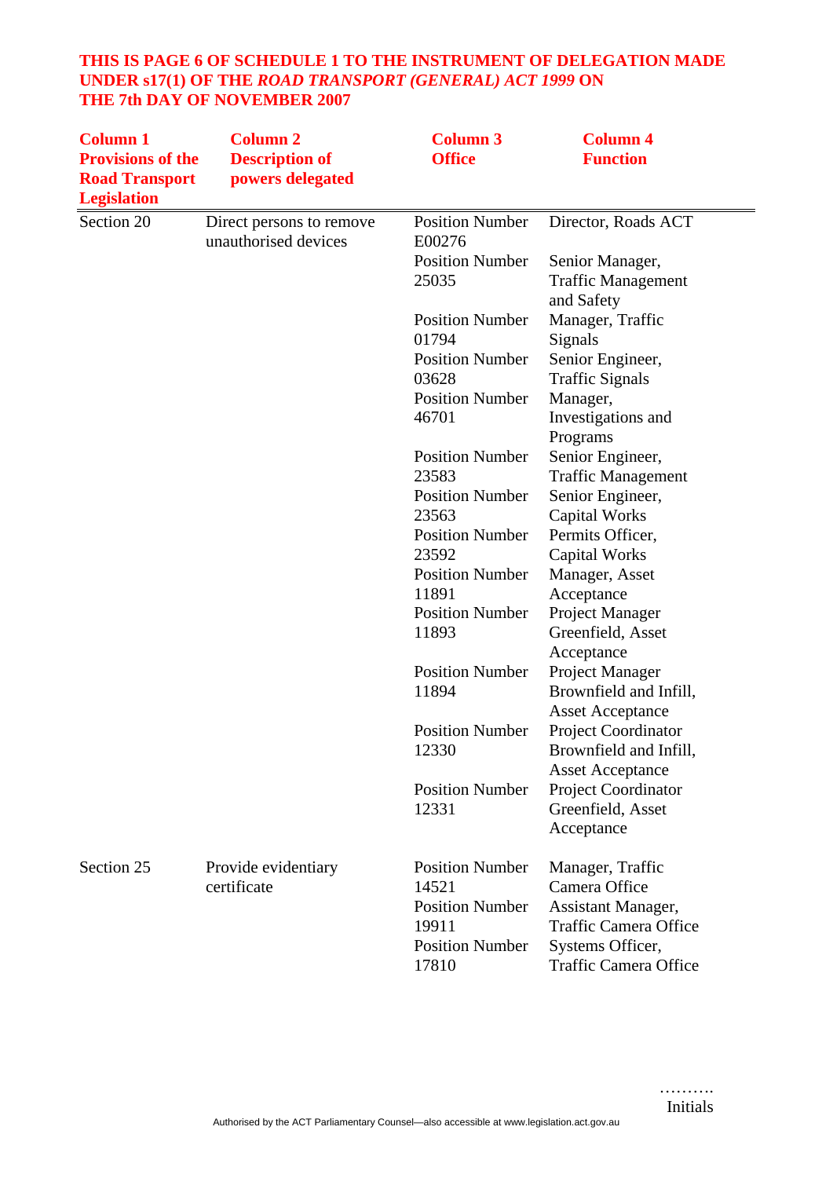**THIS IS PAGE 6 OF SCHEDULE 1 TO THE INSTRUMENT OF DELEGATION MADE UNDER s17(1) OF THE *ROAD TRANSPORT (GENERAL) ACT 1999* ON THE 7th DAY OF NOVEMBER 2007**

| Column 1 Provisions of the Road Transport Legislation | Column 2 Description of powers delegated | Column 3 Office | Column 4 Function |
|---|---|---|---|
| Section 20 | Direct persons to remove unauthorised devices | Position Number E00276 | Director, Roads ACT |
| | | Position Number 25035 | Senior Manager, Traffic Management and Safety |
| | | Position Number 01794 | Manager, Traffic Signals |
| | | Position Number 03628 | Senior Engineer, Traffic Signals |
| | | Position Number 46701 | Manager, Investigations and Programs |
| | | Position Number 23583 | Senior Engineer, Traffic Management |
| | | Position Number 23563 | Senior Engineer, Capital Works |
| | | Position Number 23592 | Permits Officer, Capital Works |
| | | Position Number 11891 | Manager, Asset Acceptance |
| | | Position Number 11893 | Project Manager Greenfield, Asset Acceptance |
| | | Position Number 11894 | Project Manager Brownfield and Infill, Asset Acceptance |
| | | Position Number 12330 | Project Coordinator Brownfield and Infill, Asset Acceptance |
| | | Position Number 12331 | Project Coordinator Greenfield, Asset Acceptance |
| Section 25 | Provide evidentiary certificate | Position Number 14521 | Manager, Traffic Camera Office |
| | | Position Number 19911 | Assistant Manager, Traffic Camera Office |
| | | Position Number 17810 | Systems Officer, Traffic Camera Office |

……….
Initials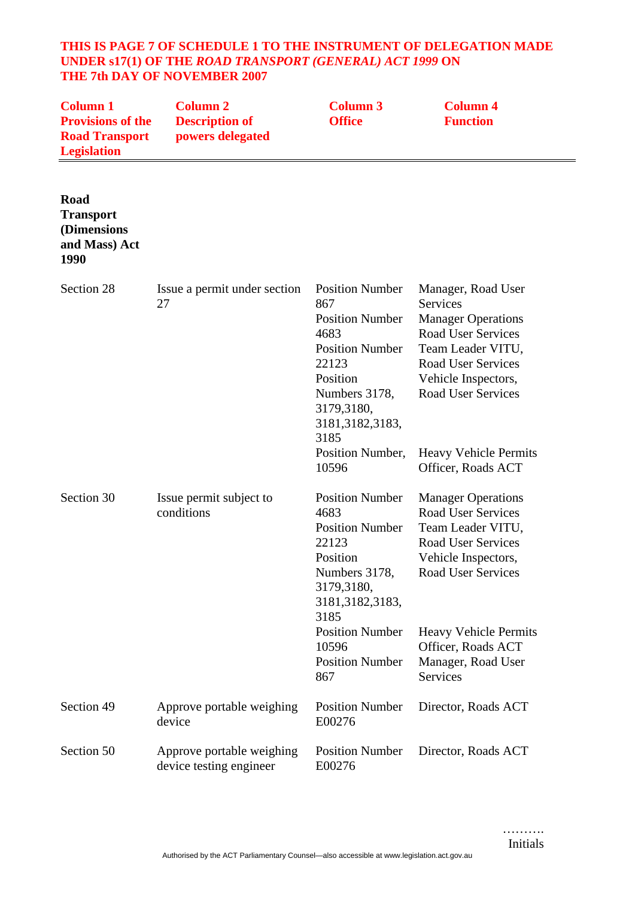**THIS IS PAGE 7 OF SCHEDULE 1 TO THE INSTRUMENT OF DELEGATION MADE UNDER s17(1) OF THE *ROAD TRANSPORT (GENERAL) ACT 1999* ON THE 7th DAY OF NOVEMBER 2007**

| Column 1 Provisions of the Road Transport Legislation | Column 2 Description of powers delegated | Column 3 Office | Column 4 Function |
|---|---|---|---|
| **Road Transport (Dimensions and Mass) Act 1990** | | | |
| Section 28 | Issue a permit under section 27 | Position Number 867<br>Position Number 4683<br>Position Number 22123<br>Position Numbers 3178, 3179,3180, 3181,3182,3183, 3185<br>Position Number, 10596 | Manager, Road User Services<br>Manager Operations Road User Services<br>Team Leader VITU, Road User Services<br>Vehicle Inspectors, Road User Services<br>Heavy Vehicle Permits Officer, Roads ACT |
| Section 30 | Issue permit subject to conditions | Position Number 4683<br>Position Number 22123<br>Position Numbers 3178, 3179,3180, 3181,3182,3183, 3185<br>Position Number 10596<br>Position Number 867 | Manager Operations Road User Services<br>Team Leader VITU, Road User Services<br>Vehicle Inspectors, Road User Services<br>Heavy Vehicle Permits Officer, Roads ACT<br>Manager, Road User Services |
| Section 49 | Approve portable weighing device | Position Number E00276 | Director, Roads ACT |
| Section 50 | Approve portable weighing device testing engineer | Position Number E00276 | Director, Roads ACT |

……….
Initials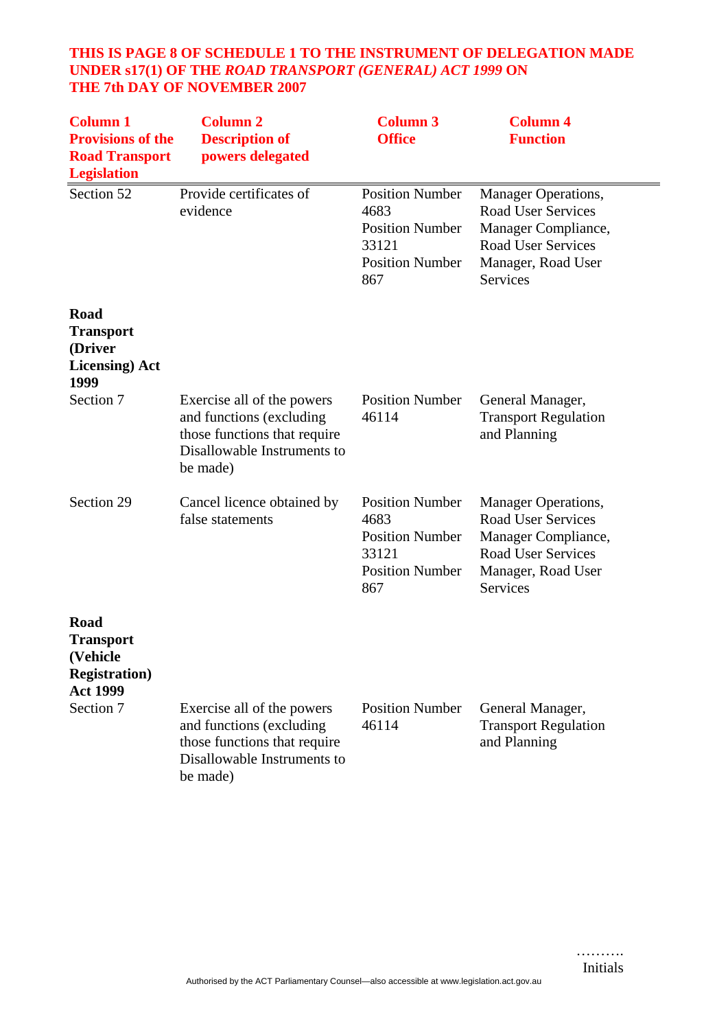**THIS IS PAGE 8 OF SCHEDULE 1 TO THE INSTRUMENT OF DELEGATION MADE UNDER s17(1) OF THE *ROAD TRANSPORT (GENERAL) ACT 1999* ON THE 7th DAY OF NOVEMBER 2007**

| Column 1 Provisions of the Road Transport Legislation | Column 2 Description of powers delegated | Column 3 Office | Column 4 Function |
|---|---|---|---|
| Section 52 | Provide certificates of evidence | Position Number 4683<br>Position Number 33121<br>Position Number 867 | Manager Operations, Road User Services<br>Manager Compliance, Road User Services<br>Manager, Road User Services |
| **Road Transport (Driver Licensing) Act 1999** | | | |
| Section 7 | Exercise all of the powers and functions (excluding those functions that require Disallowable Instruments to be made) | Position Number 46114 | General Manager, Transport Regulation and Planning |
| Section 29 | Cancel licence obtained by false statements | Position Number 4683<br>Position Number 33121<br>Position Number 867 | Manager Operations, Road User Services<br>Manager Compliance, Road User Services<br>Manager, Road User Services |
| **Road Transport (Vehicle Registration) Act 1999** | | | |
| Section 7 | Exercise all of the powers and functions (excluding those functions that require Disallowable Instruments to be made) | Position Number 46114 | General Manager, Transport Regulation and Planning |

……….
Initials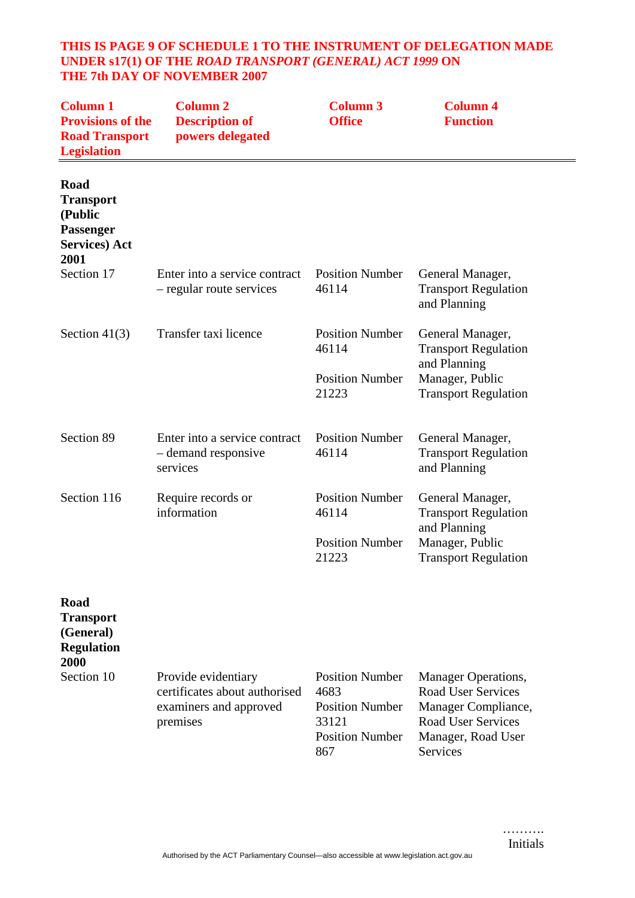**THIS IS PAGE 9 OF SCHEDULE 1 TO THE INSTRUMENT OF DELEGATION MADE UNDER s17(1) OF THE *ROAD TRANSPORT (GENERAL) ACT 1999* ON THE 7th DAY OF NOVEMBER 2007**

| Column 1 Provisions of the Road Transport Legislation | Column 2 Description of powers delegated | Column 3 Office | Column 4 Function |
|---|---|---|---|
| **Road Transport (Public Passenger Services) Act 2001** | | | |
| Section 17 | Enter into a service contract – regular route services | Position Number 46114 | General Manager, Transport Regulation and Planning |
| Section 41(3) | Transfer taxi licence | Position Number 46114 | General Manager, Transport Regulation and Planning |
| | | Position Number 21223 | Manager, Public Transport Regulation |
| Section 89 | Enter into a service contract – demand responsive services | Position Number 46114 | General Manager, Transport Regulation and Planning |
| Section 116 | Require records or information | Position Number 46114 | General Manager, Transport Regulation and Planning |
| | | Position Number 21223 | Manager, Public Transport Regulation |
| **Road Transport (General) Regulation 2000** | | | |
| Section 10 | Provide evidentiary certificates about authorised examiners and approved premises | Position Number 4683 | Manager Operations, Road User Services |
| | | Position Number 33121 | Manager Compliance, Road User Services |
| | | Position Number 867 | Manager, Road User Services |

……….
Initials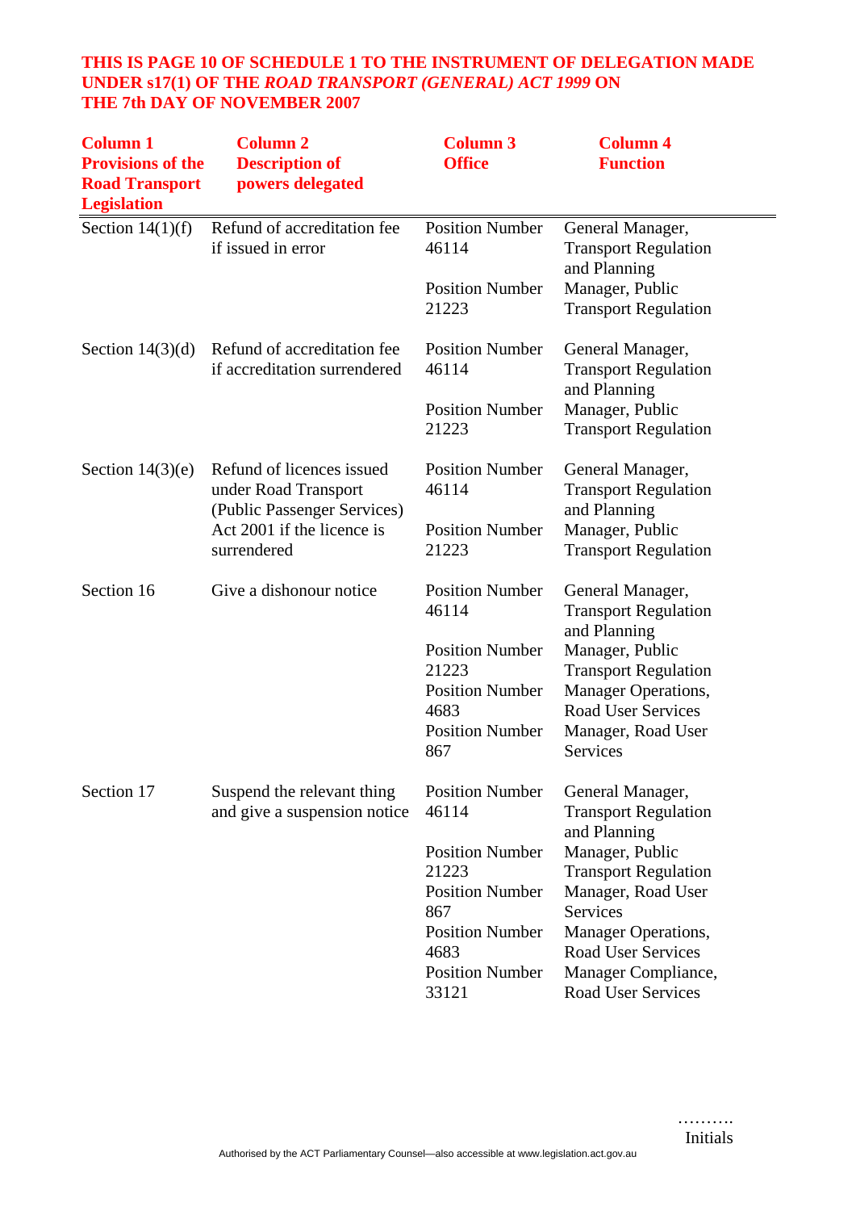**THIS IS PAGE 10 OF SCHEDULE 1 TO THE INSTRUMENT OF DELEGATION MADE UNDER s17(1) OF THE *ROAD TRANSPORT (GENERAL) ACT 1999* ON THE 7th DAY OF NOVEMBER 2007**

| Column 1 Provisions of the Road Transport Legislation | Column 2 Description of powers delegated | Column 3 Office | Column 4 Function |
|---|---|---|---|
| Section 14(1)(f) | Refund of accreditation fee if issued in error | Position Number 46114 | General Manager, Transport Regulation and Planning |
| | | Position Number 21223 | Manager, Public Transport Regulation |
| Section 14(3)(d) | Refund of accreditation fee if accreditation surrendered | Position Number 46114 | General Manager, Transport Regulation and Planning |
| | | Position Number 21223 | Manager, Public Transport Regulation |
| Section 14(3)(e) | Refund of licences issued under Road Transport (Public Passenger Services) Act 2001 if the licence is surrendered | Position Number 46114 | General Manager, Transport Regulation and Planning |
| | | Position Number 21223 | Manager, Public Transport Regulation |
| Section 16 | Give a dishonour notice | Position Number 46114 | General Manager, Transport Regulation and Planning |
| | | Position Number 21223 | Manager, Public Transport Regulation |
| | | Position Number 4683 | Manager Operations, Road User Services |
| | | Position Number 867 | Manager, Road User Services |
| Section 17 | Suspend the relevant thing and give a suspension notice | Position Number 46114 | General Manager, Transport Regulation and Planning |
| | | Position Number 21223 | Manager, Public Transport Regulation |
| | | Position Number 867 | Manager, Road User Services |
| | | Position Number 4683 | Manager Operations, Road User Services |
| | | Position Number 33121 | Manager Compliance, Road User Services |

……….
Initials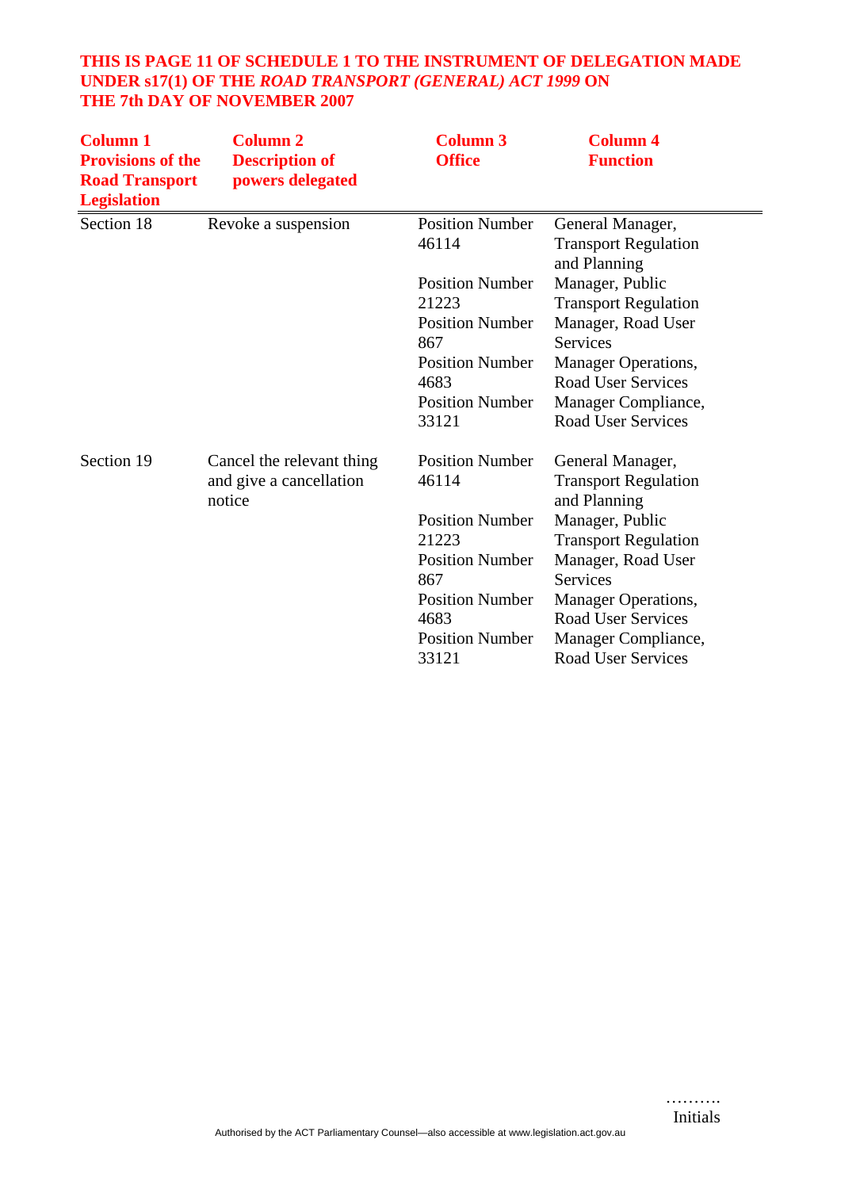**THIS IS PAGE 11 OF SCHEDULE 1 TO THE INSTRUMENT OF DELEGATION MADE UNDER s17(1) OF THE *ROAD TRANSPORT (GENERAL) ACT 1999* ON THE 7th DAY OF NOVEMBER 2007**

| Column 1 Provisions of the Road Transport Legislation | Column 2 Description of powers delegated | Column 3 Office | Column 4 Function |
|---|---|---|---|
| Section 18 | Revoke a suspension | Position Number 46114 | General Manager, Transport Regulation and Planning |
| | | Position Number 21223 | Manager, Public Transport Regulation |
| | | Position Number 867 | Manager, Road User Services |
| | | Position Number 4683 | Manager Operations, Road User Services |
| | | Position Number 33121 | Manager Compliance, Road User Services |
| Section 19 | Cancel the relevant thing and give a cancellation notice | Position Number 46114 | General Manager, Transport Regulation and Planning |
| | | Position Number 21223 | Manager, Public Transport Regulation |
| | | Position Number 867 | Manager, Road User Services |
| | | Position Number 4683 | Manager Operations, Road User Services |
| | | Position Number 33121 | Manager Compliance, Road User Services |

……….
Initials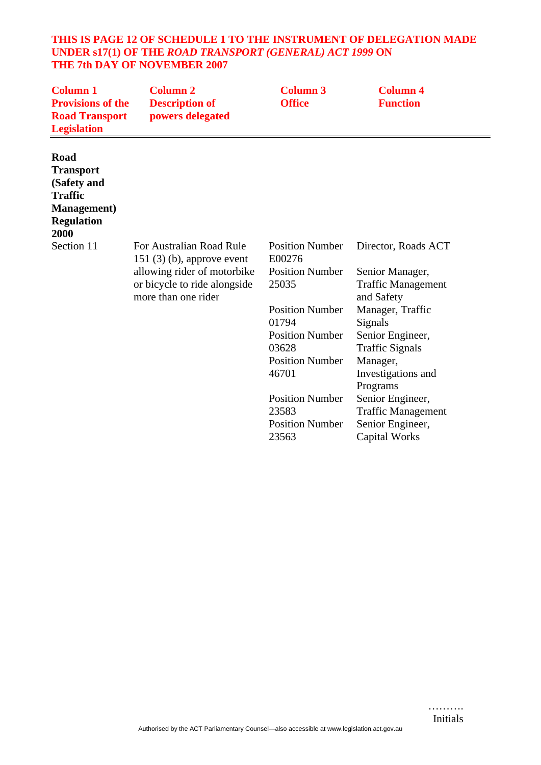**THIS IS PAGE 12 OF SCHEDULE 1 TO THE INSTRUMENT OF DELEGATION MADE UNDER s17(1) OF THE *ROAD TRANSPORT (GENERAL) ACT 1999* ON THE 7th DAY OF NOVEMBER 2007**

| Column 1 Provisions of the Road Transport Legislation | Column 2 Description of powers delegated | Column 3 Office | Column 4 Function |
|---|---|---|---|
| **Road Transport (Safety and Traffic Management) Regulation 2000** | | | |
| Section 11 | For Australian Road Rule 151 (3) (b), approve event allowing rider of motorbike or bicycle to ride alongside more than one rider | Position Number E00276 | Director, Roads ACT |
| | | Position Number 25035 | Senior Manager, Traffic Management and Safety |
| | | Position Number 01794 | Manager, Traffic Signals |
| | | Position Number 03628 | Senior Engineer, Traffic Signals |
| | | Position Number 46701 | Manager, Investigations and Programs |
| | | Position Number 23583 | Senior Engineer, Traffic Management |
| | | Position Number 23563 | Senior Engineer, Capital Works |

……….
Initials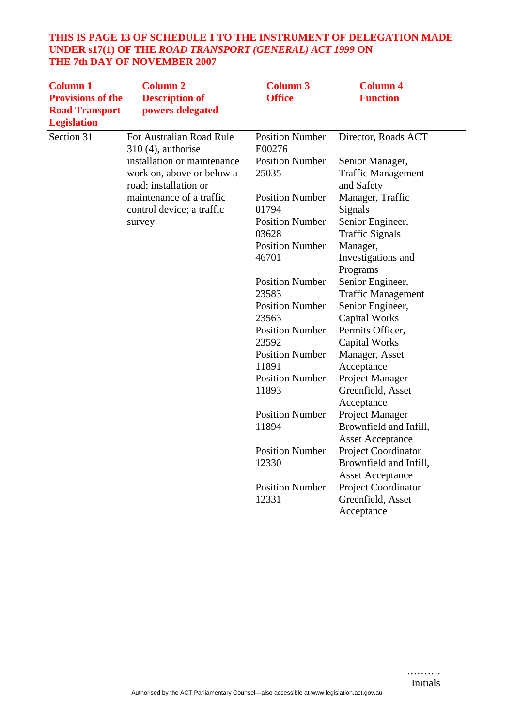**THIS IS PAGE 13 OF SCHEDULE 1 TO THE INSTRUMENT OF DELEGATION MADE UNDER s17(1) OF THE *ROAD TRANSPORT (GENERAL) ACT 1999* ON THE 7th DAY OF NOVEMBER 2007**

| Column 1 Provisions of the Road Transport Legislation | Column 2 Description of powers delegated | Column 3 Office | Column 4 Function |
|---|---|---|---|
| Section 31 | For Australian Road Rule 310 (4), authorise installation or maintenance work on, above or below a road; installation or maintenance of a traffic control device; a traffic survey | Position Number E00276 | Director, Roads ACT |
| | | Position Number 25035 | Senior Manager, Traffic Management and Safety |
| | | Position Number 01794 | Manager, Traffic Signals |
| | | Position Number 03628 | Senior Engineer, Traffic Signals |
| | | Position Number 46701 | Manager, Investigations and Programs |
| | | Position Number 23583 | Senior Engineer, Traffic Management |
| | | Position Number 23563 | Senior Engineer, Capital Works |
| | | Position Number 23592 | Permits Officer, Capital Works |
| | | Position Number 11891 | Manager, Asset Acceptance |
| | | Position Number 11893 | Project Manager Greenfield, Asset Acceptance |
| | | Position Number 11894 | Project Manager Brownfield and Infill, Asset Acceptance |
| | | Position Number 12330 | Project Coordinator Brownfield and Infill, Asset Acceptance |
| | | Position Number 12331 | Project Coordinator Greenfield, Asset Acceptance |

……….
Initials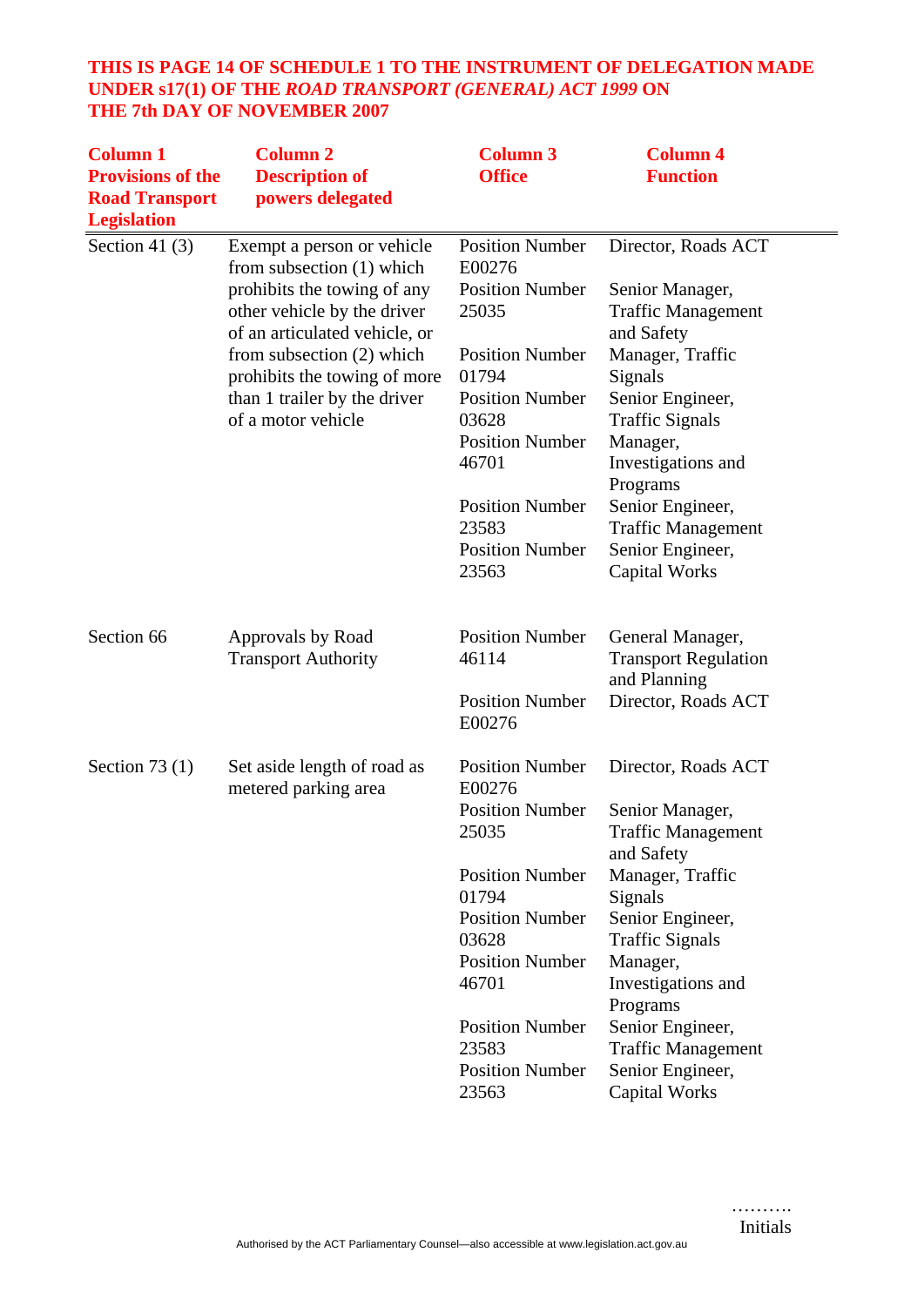**THIS IS PAGE 14 OF SCHEDULE 1 TO THE INSTRUMENT OF DELEGATION MADE UNDER s17(1) OF THE *ROAD TRANSPORT (GENERAL) ACT 1999* ON THE 7th DAY OF NOVEMBER 2007**

| Column 1 Provisions of the Road Transport Legislation | Column 2 Description of powers delegated | Column 3 Office | Column 4 Function |
|---|---|---|---|
| Section 41 (3) | Exempt a person or vehicle from subsection (1) which prohibits the towing of any other vehicle by the driver of an articulated vehicle, or from subsection (2) which prohibits the towing of more than 1 trailer by the driver of a motor vehicle | Position Number E00276 | Director, Roads ACT |
| | | Position Number 25035 | Senior Manager, Traffic Management and Safety |
| | | Position Number 01794 | Manager, Traffic Signals |
| | | Position Number 03628 | Senior Engineer, Traffic Signals |
| | | Position Number 46701 | Manager, Investigations and Programs |
| | | Position Number 23583 | Senior Engineer, Traffic Management |
| | | Position Number 23563 | Senior Engineer, Capital Works |
| Section 66 | Approvals by Road Transport Authority | Position Number 46114 | General Manager, Transport Regulation and Planning |
| | | Position Number E00276 | Director, Roads ACT |
| Section 73 (1) | Set aside length of road as metered parking area | Position Number E00276 | Director, Roads ACT |
| | | Position Number 25035 | Senior Manager, Traffic Management and Safety |
| | | Position Number 01794 | Manager, Traffic Signals |
| | | Position Number 03628 | Senior Engineer, Traffic Signals |
| | | Position Number 46701 | Manager, Investigations and Programs |
| | | Position Number 23583 | Senior Engineer, Traffic Management |
| | | Position Number 23563 | Senior Engineer, Capital Works |

……….
Initials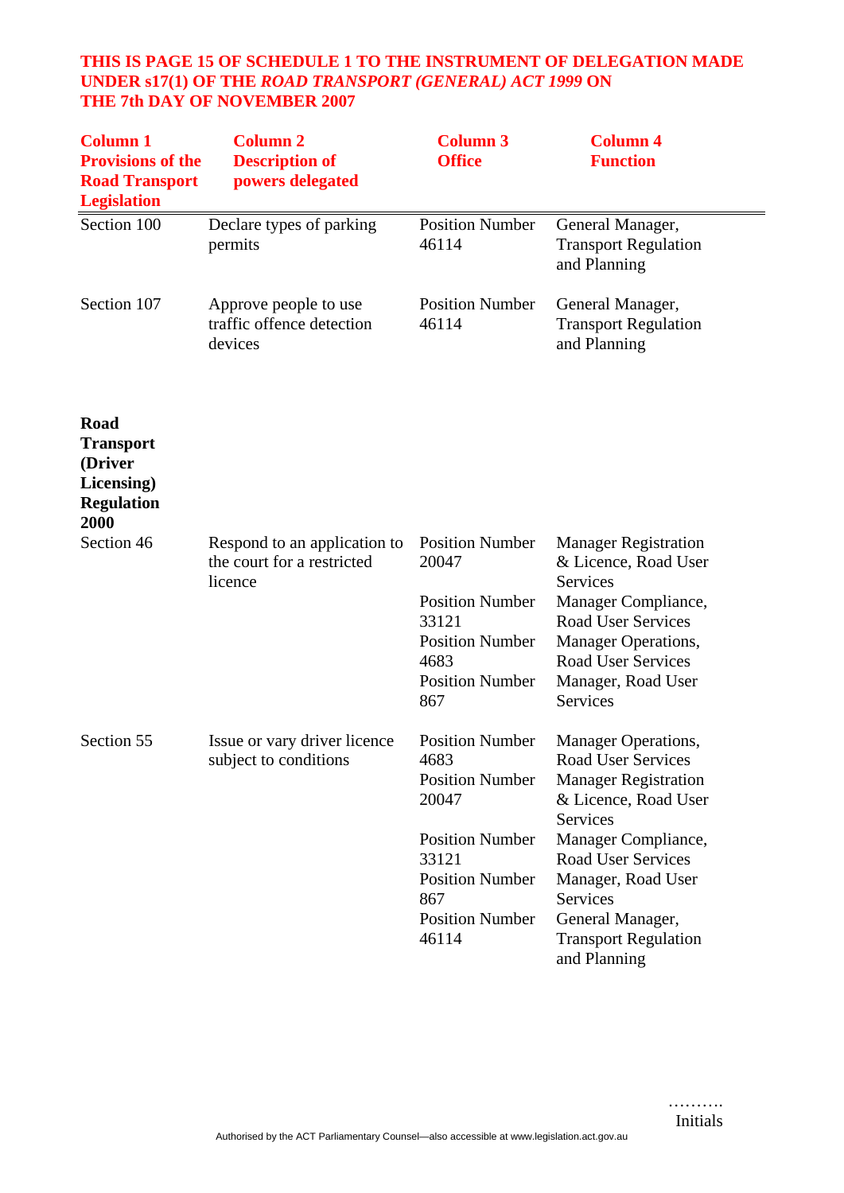**THIS IS PAGE 15 OF SCHEDULE 1 TO THE INSTRUMENT OF DELEGATION MADE UNDER s17(1) OF THE *ROAD TRANSPORT (GENERAL) ACT 1999* ON THE 7th DAY OF NOVEMBER 2007**

| Column 1 Provisions of the Road Transport Legislation | Column 2 Description of powers delegated | Column 3 Office | Column 4 Function |
|---|---|---|---|
| Section 100 | Declare types of parking permits | Position Number 46114 | General Manager, Transport Regulation and Planning |
| Section 107 | Approve people to use traffic offence detection devices | Position Number 46114 | General Manager, Transport Regulation and Planning |
| **Road Transport (Driver Licensing) Regulation 2000** | | | |
| Section 46 | Respond to an application to the court for a restricted licence | Position Number 20047 | Manager Registration & Licence, Road User Services |
| | | Position Number 33121 | Manager Compliance, Road User Services |
| | | Position Number 4683 | Manager Operations, Road User Services |
| | | Position Number 867 | Manager, Road User Services |
| Section 55 | Issue or vary driver licence subject to conditions | Position Number 4683 | Manager Operations, Road User Services |
| | | Position Number 20047 | Manager Registration & Licence, Road User Services |
| | | Position Number 33121 | Manager Compliance, Road User Services |
| | | Position Number 867 | Manager, Road User Services |
| | | Position Number 46114 | General Manager, Transport Regulation and Planning |

……….
Initials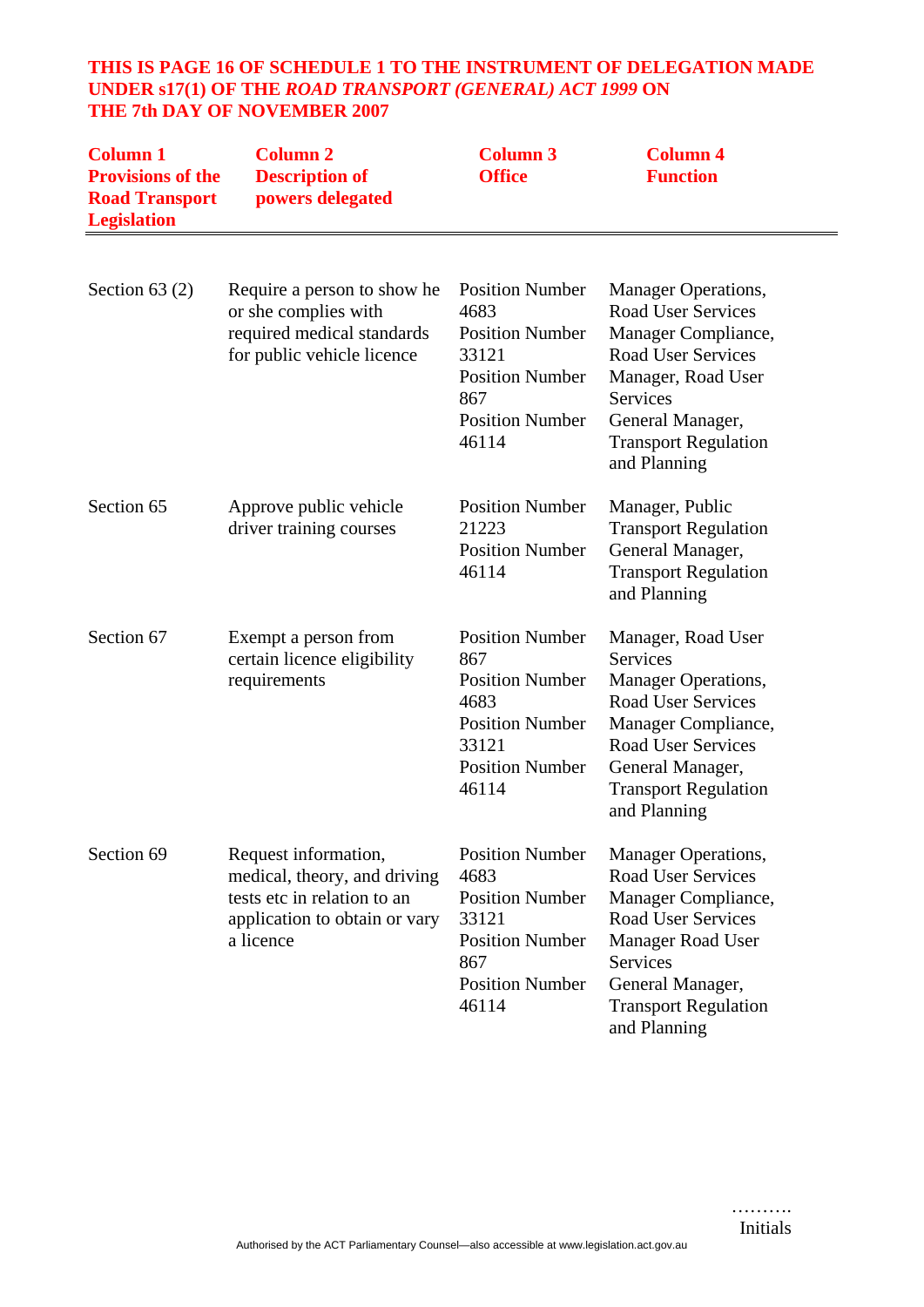**THIS IS PAGE 16 OF SCHEDULE 1 TO THE INSTRUMENT OF DELEGATION MADE UNDER s17(1) OF THE *ROAD TRANSPORT (GENERAL) ACT 1999* ON THE 7th DAY OF NOVEMBER 2007**

| Column 1 Provisions of the Road Transport Legislation | Column 2 Description of powers delegated | Column 3 Office | Column 4 Function |
|---|---|---|---|
| Section 63 (2) | Require a person to show he or she complies with required medical standards for public vehicle licence | Position Number 4683<br>Position Number 33121<br>Position Number 867<br>Position Number 46114 | Manager Operations, Road User Services<br>Manager Compliance, Road User Services<br>Manager, Road User Services<br>General Manager, Transport Regulation and Planning |
| Section 65 | Approve public vehicle driver training courses | Position Number 21223<br>Position Number 46114 | Manager, Public Transport Regulation<br>General Manager, Transport Regulation and Planning |
| Section 67 | Exempt a person from certain licence eligibility requirements | Position Number 867<br>Position Number 4683<br>Position Number 33121<br>Position Number 46114 | Manager, Road User Services<br>Manager Operations, Road User Services<br>Manager Compliance, Road User Services<br>General Manager, Transport Regulation and Planning |
| Section 69 | Request information, medical, theory, and driving tests etc in relation to an application to obtain or vary a licence | Position Number 4683<br>Position Number 33121<br>Position Number 867<br>Position Number 46114 | Manager Operations, Road User Services<br>Manager Compliance, Road User Services<br>Manager Road User Services<br>General Manager, Transport Regulation and Planning |

……….
Initials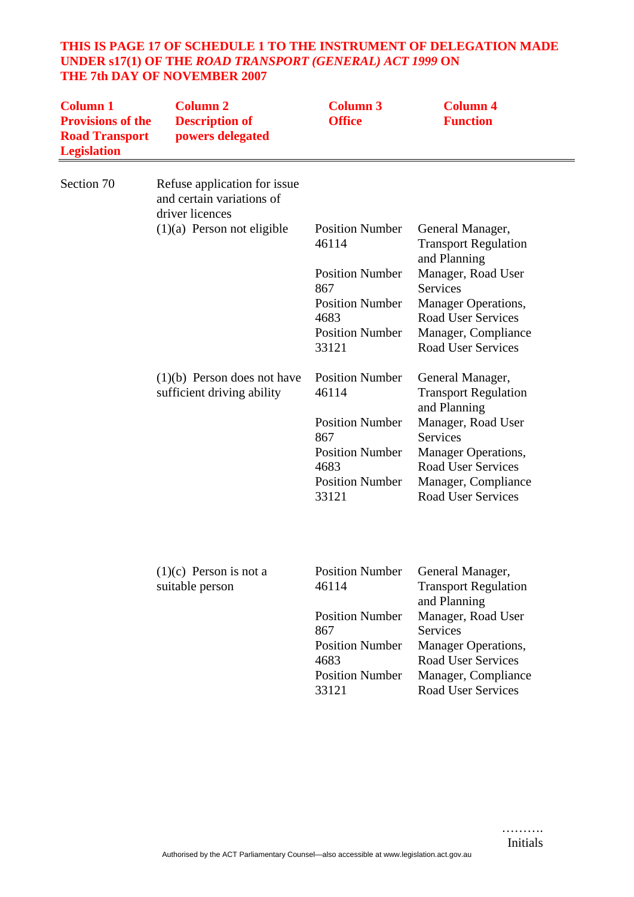**THIS IS PAGE 17 OF SCHEDULE 1 TO THE INSTRUMENT OF DELEGATION MADE UNDER s17(1) OF THE *ROAD TRANSPORT (GENERAL) ACT 1999* ON THE 7th DAY OF NOVEMBER 2007**

| Column 1 Provisions of the Road Transport Legislation | Column 2 Description of powers delegated | Column 3 Office | Column 4 Function |
|---|---|---|---|
| Section 70 | Refuse application for issue and certain variations of driver licences | | |
| | (1)(a) Person not eligible | Position Number 46114 | General Manager, Transport Regulation and Planning |
| | | Position Number 867 | Manager, Road User Services |
| | | Position Number 4683 | Manager Operations, Road User Services |
| | | Position Number 33121 | Manager, Compliance Road User Services |
| | (1)(b) Person does not have sufficient driving ability | Position Number 46114 | General Manager, Transport Regulation and Planning |
| | | Position Number 867 | Manager, Road User Services |
| | | Position Number 4683 | Manager Operations, Road User Services |
| | | Position Number 33121 | Manager, Compliance Road User Services |
| | (1)(c) Person is not a suitable person | Position Number 46114 | General Manager, Transport Regulation and Planning |
| | | Position Number 867 | Manager, Road User Services |
| | | Position Number 4683 | Manager Operations, Road User Services |
| | | Position Number 33121 | Manager, Compliance Road User Services |

……….
Initials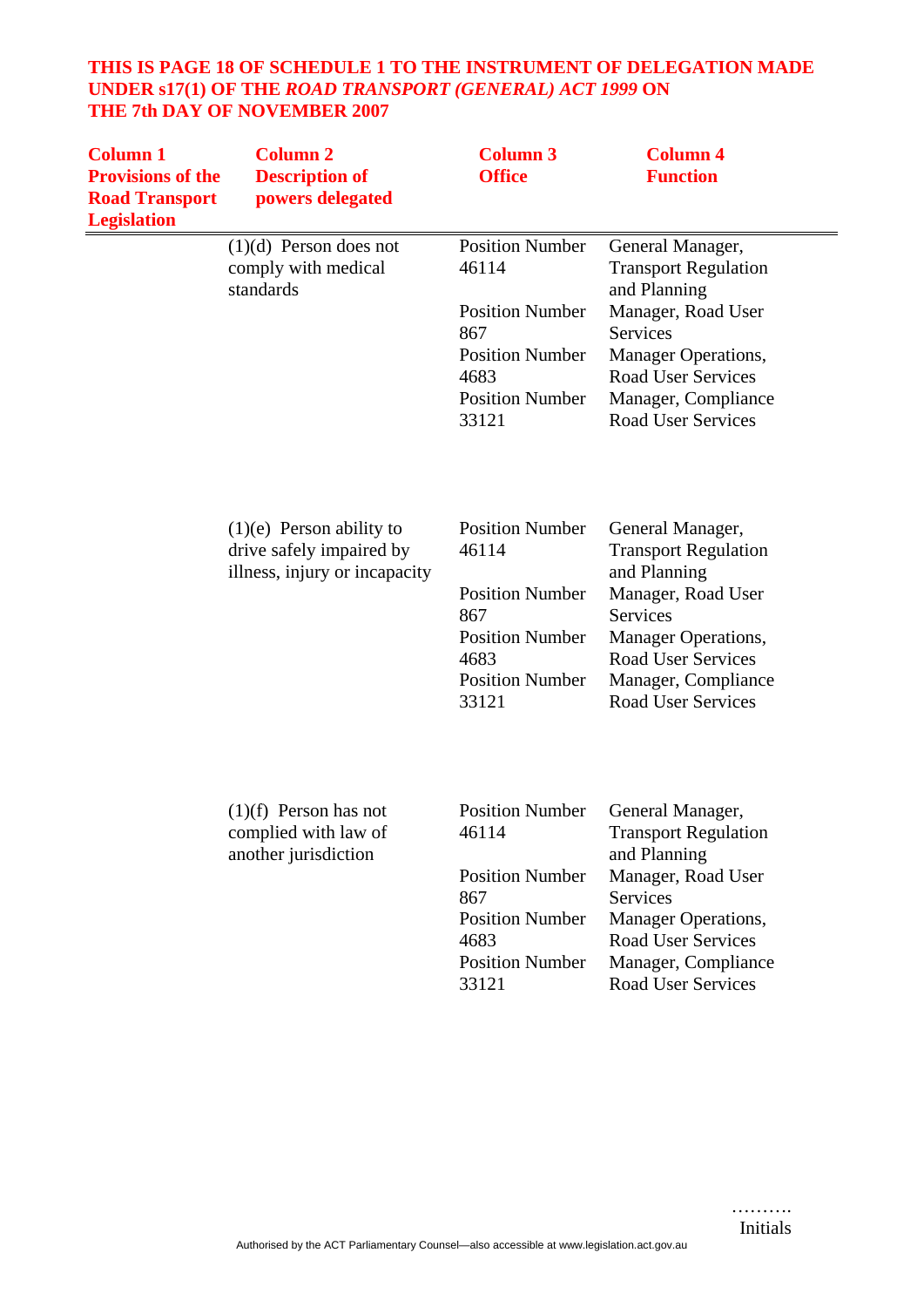**THIS IS PAGE 18 OF SCHEDULE 1 TO THE INSTRUMENT OF DELEGATION MADE UNDER s17(1) OF THE *ROAD TRANSPORT (GENERAL) ACT 1999* ON THE 7th DAY OF NOVEMBER 2007**

| Column 1 Provisions of the Road Transport Legislation | Column 2 Description of powers delegated | Column 3 Office | Column 4 Function |
|---|---|---|---|
| | (1)(d) Person does not comply with medical standards | Position Number 46114 | General Manager, Transport Regulation and Planning |
| | | Position Number 867 | Manager, Road User Services |
| | | Position Number 4683 | Manager Operations, Road User Services |
| | | Position Number 33121 | Manager, Compliance Road User Services |
| | (1)(e) Person ability to drive safely impaired by illness, injury or incapacity | Position Number 46114 | General Manager, Transport Regulation and Planning |
| | | Position Number 867 | Manager, Road User Services |
| | | Position Number 4683 | Manager Operations, Road User Services |
| | | Position Number 33121 | Manager, Compliance Road User Services |
| | (1)(f) Person has not complied with law of another jurisdiction | Position Number 46114 | General Manager, Transport Regulation and Planning |
| | | Position Number 867 | Manager, Road User Services |
| | | Position Number 4683 | Manager Operations, Road User Services |
| | | Position Number 33121 | Manager, Compliance Road User Services |

……….
Initials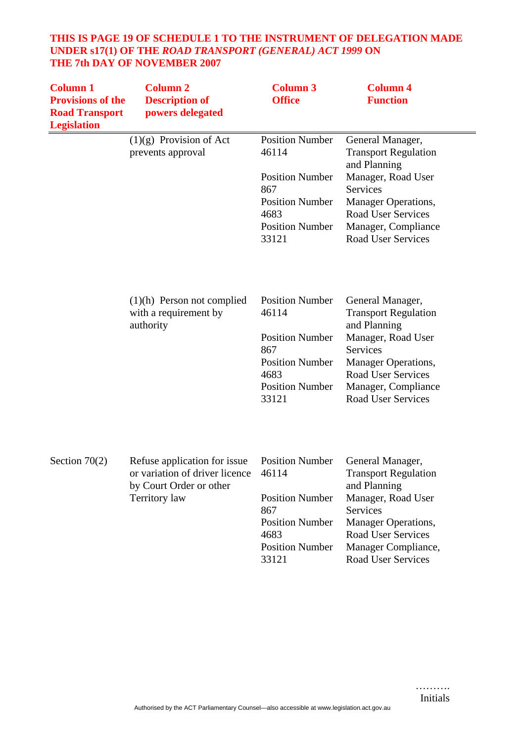**THIS IS PAGE 19 OF SCHEDULE 1 TO THE INSTRUMENT OF DELEGATION MADE UNDER s17(1) OF THE *ROAD TRANSPORT (GENERAL) ACT 1999* ON THE 7th DAY OF NOVEMBER 2007**

| Column 1 Provisions of the Road Transport Legislation | Column 2 Description of powers delegated | Column 3 Office | Column 4 Function |
|---|---|---|---|
| | (1)(g) Provision of Act prevents approval | Position Number 46114 | General Manager, Transport Regulation and Planning |
| | | Position Number 867 | Manager, Road User Services |
| | | Position Number 4683 | Manager Operations, Road User Services |
| | | Position Number 33121 | Manager, Compliance Road User Services |
| | (1)(h) Person not complied with a requirement by authority | Position Number 46114 | General Manager, Transport Regulation and Planning |
| | | Position Number 867 | Manager, Road User Services |
| | | Position Number 4683 | Manager Operations, Road User Services |
| | | Position Number 33121 | Manager, Compliance Road User Services |
| Section 70(2) | Refuse application for issue or variation of driver licence by Court Order or other Territory law | Position Number 46114 | General Manager, Transport Regulation and Planning |
| | | Position Number 867 | Manager, Road User Services |
| | | Position Number 4683 | Manager Operations, Road User Services |
| | | Position Number 33121 | Manager Compliance, Road User Services |

……….
Initials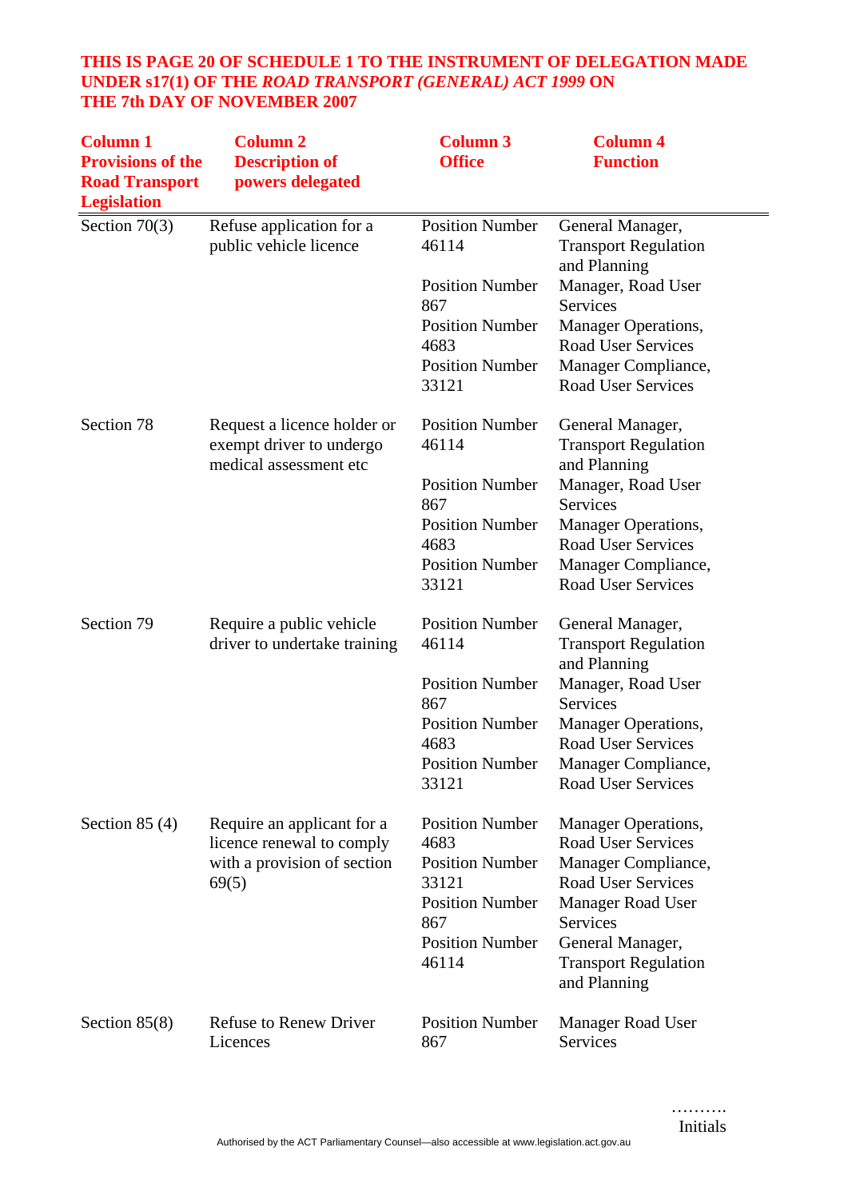**THIS IS PAGE 20 OF SCHEDULE 1 TO THE INSTRUMENT OF DELEGATION MADE UNDER s17(1) OF THE *ROAD TRANSPORT (GENERAL) ACT 1999* ON THE 7th DAY OF NOVEMBER 2007**

| Column 1 Provisions of the Road Transport Legislation | Column 2 Description of powers delegated | Column 3 Office | Column 4 Function |
|---|---|---|---|
| Section 70(3) | Refuse application for a public vehicle licence | Position Number 46114 | General Manager, Transport Regulation and Planning |
| | | Position Number 867 | Manager, Road User Services |
| | | Position Number 4683 | Manager Operations, Road User Services |
| | | Position Number 33121 | Manager Compliance, Road User Services |
| Section 78 | Request a licence holder or exempt driver to undergo medical assessment etc | Position Number 46114 | General Manager, Transport Regulation and Planning |
| | | Position Number 867 | Manager, Road User Services |
| | | Position Number 4683 | Manager Operations, Road User Services |
| | | Position Number 33121 | Manager Compliance, Road User Services |
| Section 79 | Require a public vehicle driver to undertake training | Position Number 46114 | General Manager, Transport Regulation and Planning |
| | | Position Number 867 | Manager, Road User Services |
| | | Position Number 4683 | Manager Operations, Road User Services |
| | | Position Number 33121 | Manager Compliance, Road User Services |
| Section 85 (4) | Require an applicant for a licence renewal to comply with a provision of section 69(5) | Position Number 4683 | Manager Operations, Road User Services |
| | | Position Number 33121 | Manager Compliance, Road User Services |
| | | Position Number 867 | Manager Road User Services |
| | | Position Number 46114 | General Manager, Transport Regulation and Planning |
| Section 85(8) | Refuse to Renew Driver Licences | Position Number 867 | Manager Road User Services |

……….
Initials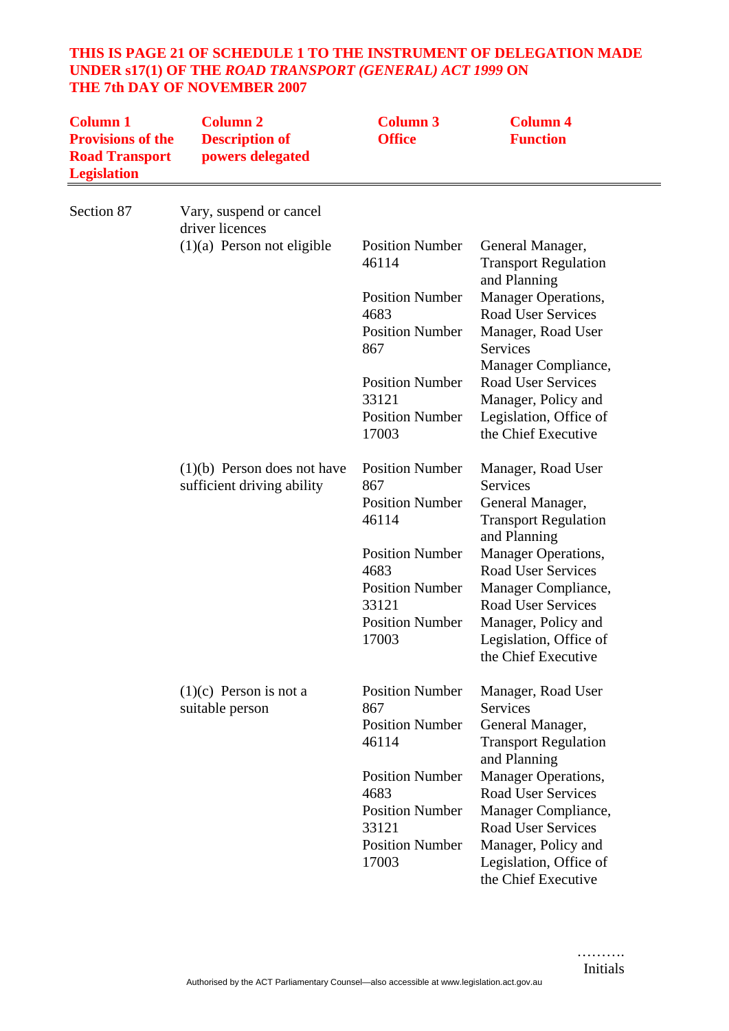| Column 1 Provisions of the Road Transport Legislation | Column 2 Description of powers delegated | Column 3 Office | Column 4 Function |
|---|---|---|---|
| Section 87 | Vary, suspend or cancel driver licences | | |
| | (1)(a) Person not eligible | Position Number 46114 | General Manager, Transport Regulation and Planning |
| | | Position Number 4683 | Manager Operations, Road User Services |
| | | Position Number 867 | Manager, Road User Services |
| | | Position Number 33121 | Manager Compliance, Road User Services |
| | | Position Number 17003 | Manager, Policy and Legislation, Office of the Chief Executive |
| | (1)(b) Person does not have sufficient driving ability | Position Number 867 | Manager, Road User Services |
| | | Position Number 46114 | General Manager, Transport Regulation and Planning |
| | | Position Number 4683 | Manager Operations, Road User Services |
| | | Position Number 33121 | Manager Compliance, Road User Services |
| | | Position Number 17003 | Manager, Policy and Legislation, Office of the Chief Executive |
| | (1)(c) Person is not a suitable person | Position Number 867 | Manager, Road User Services |
| | | Position Number 46114 | General Manager, Transport Regulation and Planning |
| | | Position Number 4683 | Manager Operations, Road User Services |
| | | Position Number 33121 | Manager Compliance, Road User Services |
| | | Position Number 17003 | Manager, Policy and Legislation, Office of the Chief Executive |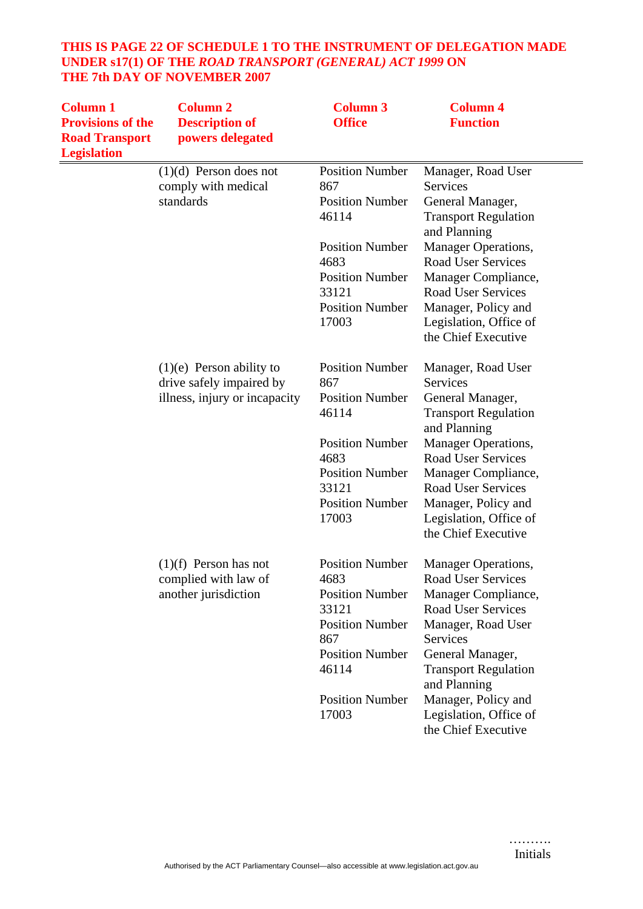**THIS IS PAGE 22 OF SCHEDULE 1 TO THE INSTRUMENT OF DELEGATION MADE UNDER s17(1) OF THE *ROAD TRANSPORT (GENERAL) ACT 1999* ON THE 7th DAY OF NOVEMBER 2007**

| Column 1 Provisions of the Road Transport Legislation | Column 2 Description of powers delegated | Column 3 Office | Column 4 Function |
|---|---|---|---|
| | (1)(d) Person does not comply with medical standards | Position Number 867 | Manager, Road User Services |
| | | Position Number 46114 | General Manager, Transport Regulation and Planning |
| | | Position Number 4683 | Manager Operations, Road User Services |
| | | Position Number 33121 | Manager Compliance, Road User Services |
| | | Position Number 17003 | Manager, Policy and Legislation, Office of the Chief Executive |
| | (1)(e) Person ability to drive safely impaired by illness, injury or incapacity | Position Number 867 | Manager, Road User Services |
| | | Position Number 46114 | General Manager, Transport Regulation and Planning |
| | | Position Number 4683 | Manager Operations, Road User Services |
| | | Position Number 33121 | Manager Compliance, Road User Services |
| | | Position Number 17003 | Manager, Policy and Legislation, Office of the Chief Executive |
| | (1)(f) Person has not complied with law of another jurisdiction | Position Number 4683 | Manager Operations, Road User Services |
| | | Position Number 33121 | Manager Compliance, Road User Services |
| | | Position Number 867 | Manager, Road User Services |
| | | Position Number 46114 | General Manager, Transport Regulation and Planning |
| | | Position Number 17003 | Manager, Policy and Legislation, Office of the Chief Executive |

……….
Initials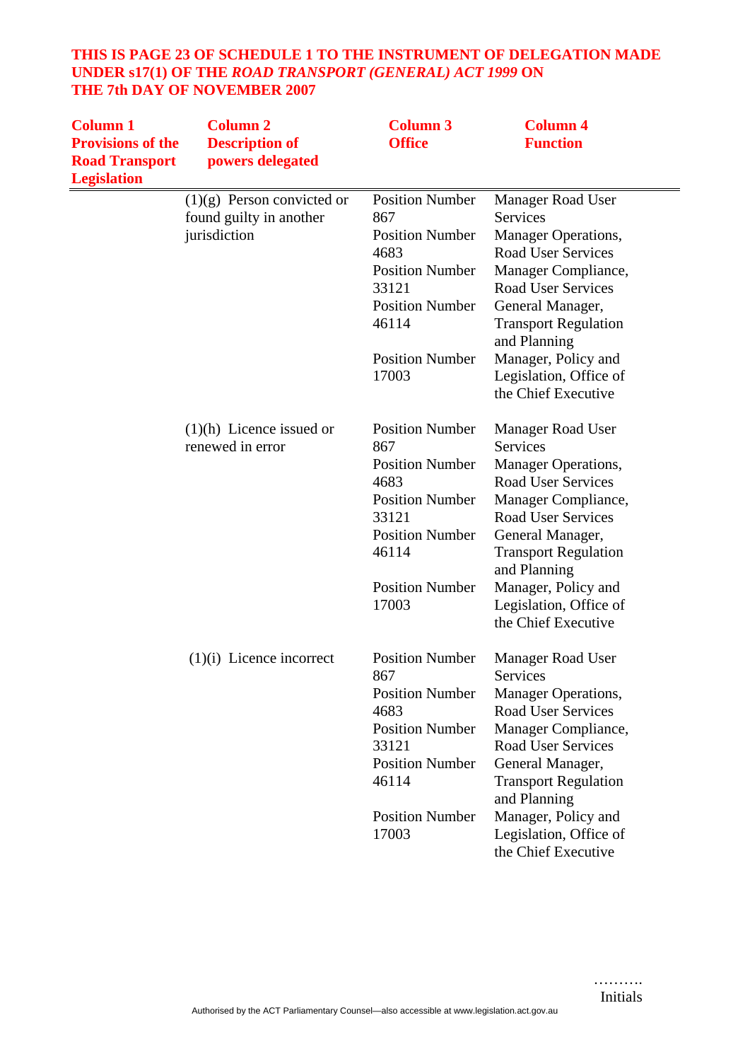**THIS IS PAGE 23 OF SCHEDULE 1 TO THE INSTRUMENT OF DELEGATION MADE UNDER s17(1) OF THE *ROAD TRANSPORT (GENERAL) ACT 1999* ON THE 7th DAY OF NOVEMBER 2007**

| Column 1 Provisions of the Road Transport Legislation | Column 2 Description of powers delegated | Column 3 Office | Column 4 Function |
|---|---|---|---|
| | (1)(g) Person convicted or found guilty in another jurisdiction | Position Number 867 | Manager Road User Services |
| | | Position Number 4683 | Manager Operations, Road User Services |
| | | Position Number 33121 | Manager Compliance, Road User Services |
| | | Position Number 46114 | General Manager, Transport Regulation and Planning |
| | | Position Number 17003 | Manager, Policy and Legislation, Office of the Chief Executive |
| | (1)(h) Licence issued or renewed in error | Position Number 867 | Manager Road User Services |
| | | Position Number 4683 | Manager Operations, Road User Services |
| | | Position Number 33121 | Manager Compliance, Road User Services |
| | | Position Number 46114 | General Manager, Transport Regulation and Planning |
| | | Position Number 17003 | Manager, Policy and Legislation, Office of the Chief Executive |
| | (1)(i) Licence incorrect | Position Number 867 | Manager Road User Services |
| | | Position Number 4683 | Manager Operations, Road User Services |
| | | Position Number 33121 | Manager Compliance, Road User Services |
| | | Position Number 46114 | General Manager, Transport Regulation and Planning |
| | | Position Number 17003 | Manager, Policy and Legislation, Office of the Chief Executive |

……….
Initials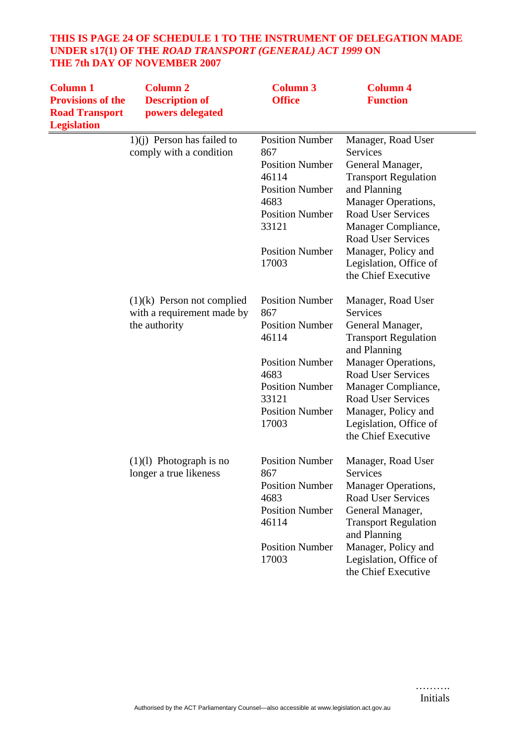**THIS IS PAGE 24 OF SCHEDULE 1 TO THE INSTRUMENT OF DELEGATION MADE UNDER s17(1) OF THE *ROAD TRANSPORT (GENERAL) ACT 1999* ON THE 7th DAY OF NOVEMBER 2007**

| Column 1 Provisions of the Road Transport Legislation | Column 2 Description of powers delegated | Column 3 Office | Column 4 Function |
|---|---|---|---|
| | 1)(j) Person has failed to comply with a condition | Position Number 867 | Manager, Road User Services |
| | | Position Number 46114 | General Manager, Transport Regulation and Planning |
| | | Position Number 4683 | Manager Operations, Road User Services |
| | | Position Number 33121 | Manager Compliance, Road User Services |
| | | Position Number 17003 | Manager, Policy and Legislation, Office of the Chief Executive |
| | (1)(k) Person not complied with a requirement made by the authority | Position Number 867 | Manager, Road User Services |
| | | Position Number 46114 | General Manager, Transport Regulation and Planning |
| | | Position Number 4683 | Manager Operations, Road User Services |
| | | Position Number 33121 | Manager Compliance, Road User Services |
| | | Position Number 17003 | Manager, Policy and Legislation, Office of the Chief Executive |
| | (1)(l) Photograph is no longer a true likeness | Position Number 867 | Manager, Road User Services |
| | | Position Number 4683 | Manager Operations, Road User Services |
| | | Position Number 46114 | General Manager, Transport Regulation and Planning |
| | | Position Number 17003 | Manager, Policy and Legislation, Office of the Chief Executive |

……….
Initials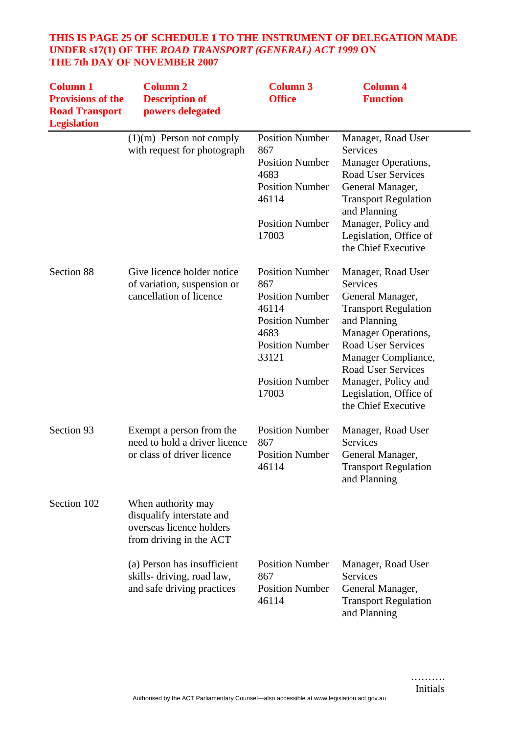**THIS IS PAGE 25 OF SCHEDULE 1 TO THE INSTRUMENT OF DELEGATION MADE UNDER s17(1) OF THE *ROAD TRANSPORT (GENERAL) ACT 1999* ON THE 7th DAY OF NOVEMBER 2007**

| Column 1 Provisions of the Road Transport Legislation | Column 2 Description of powers delegated | Column 3 Office | Column 4 Function |
|---|---|---|---|
| | (1)(m) Person not comply with request for photograph | Position Number 867<br>Position Number 4683<br>Position Number 46114<br>Position Number 17003 | Manager, Road User Services<br>Manager Operations, Road User Services<br>General Manager, Transport Regulation and Planning<br>Manager, Policy and Legislation, Office of the Chief Executive |
| Section 88 | Give licence holder notice of variation, suspension or cancellation of licence | Position Number 867<br>Position Number 46114<br>Position Number 4683<br>Position Number 33121<br>Position Number 17003 | Manager, Road User Services<br>General Manager, Transport Regulation and Planning<br>Manager Operations, Road User Services<br>Manager Compliance, Road User Services<br>Manager, Policy and Legislation, Office of the Chief Executive |
| Section 93 | Exempt a person from the need to hold a driver licence or class of driver licence | Position Number 867<br>Position Number 46114 | Manager, Road User Services<br>General Manager, Transport Regulation and Planning |
| Section 102 | When authority may disqualify interstate and overseas licence holders from driving in the ACT | | |
| | (a) Person has insufficient skills- driving, road law, and safe driving practices | Position Number 867<br>Position Number 46114 | Manager, Road User Services<br>General Manager, Transport Regulation and Planning |

……….
Initials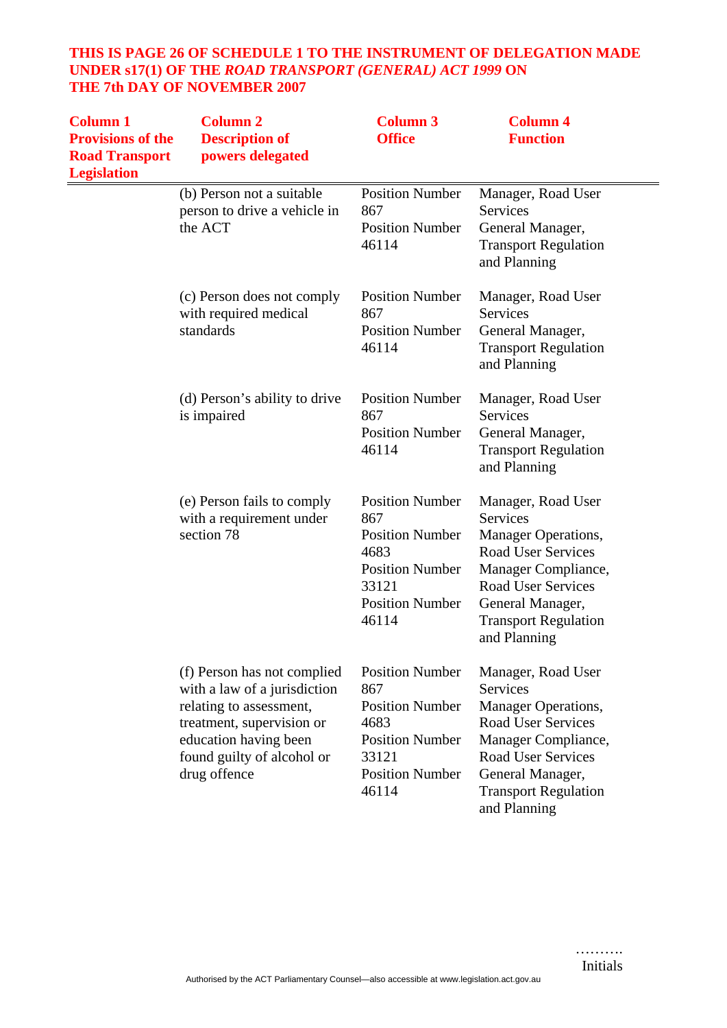**THIS IS PAGE 26 OF SCHEDULE 1 TO THE INSTRUMENT OF DELEGATION MADE UNDER s17(1) OF THE *ROAD TRANSPORT (GENERAL) ACT 1999* ON THE 7th DAY OF NOVEMBER 2007**

| Column 1 Provisions of the Road Transport Legislation | Column 2 Description of powers delegated | Column 3 Office | Column 4 Function |
|---|---|---|---|
| | (b) Person not a suitable person to drive a vehicle in the ACT | Position Number 867<br>Position Number 46114 | Manager, Road User Services<br>General Manager, Transport Regulation and Planning |
| | (c) Person does not comply with required medical standards | Position Number 867<br>Position Number 46114 | Manager, Road User Services<br>General Manager, Transport Regulation and Planning |
| | (d) Person's ability to drive is impaired | Position Number 867<br>Position Number 46114 | Manager, Road User Services<br>General Manager, Transport Regulation and Planning |
| | (e) Person fails to comply with a requirement under section 78 | Position Number 867<br>Position Number 4683<br>Position Number 33121<br>Position Number 46114 | Manager, Road User Services<br>Manager Operations, Road User Services<br>Manager Compliance, Road User Services<br>General Manager, Transport Regulation and Planning |
| | (f) Person has not complied with a law of a jurisdiction relating to assessment, treatment, supervision or education having been found guilty of alcohol or drug offence | Position Number 867<br>Position Number 4683<br>Position Number 33121<br>Position Number 46114 | Manager, Road User Services<br>Manager Operations, Road User Services<br>Manager Compliance, Road User Services<br>General Manager, Transport Regulation and Planning |

……….
Initials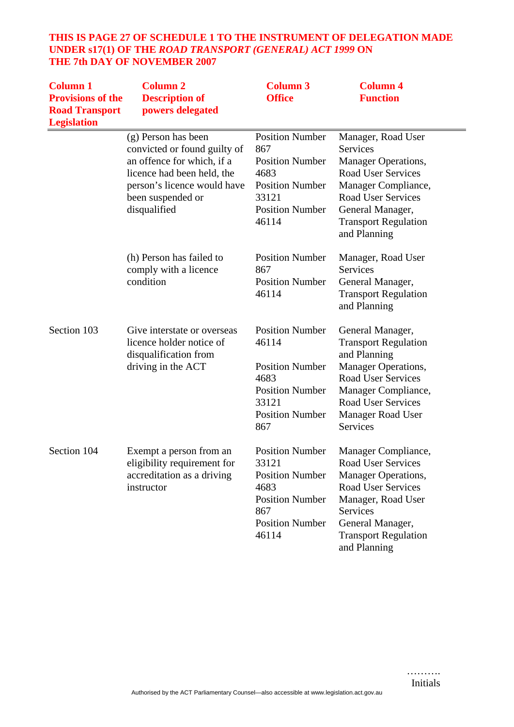**THIS IS PAGE 27 OF SCHEDULE 1 TO THE INSTRUMENT OF DELEGATION MADE UNDER s17(1) OF THE *ROAD TRANSPORT (GENERAL) ACT 1999* ON THE 7th DAY OF NOVEMBER 2007**

| Column 1 Provisions of the Road Transport Legislation | Column 2 Description of powers delegated | Column 3 Office | Column 4 Function |
|---|---|---|---|
| | (g) Person has been convicted or found guilty of an offence for which, if a licence had been held, the person's licence would have been suspended or disqualified | Position Number 867<br>Position Number 4683<br>Position Number 33121<br>Position Number 46114 | Manager, Road User Services<br>Manager Operations, Road User Services<br>Manager Compliance, Road User Services<br>General Manager, Transport Regulation and Planning |
| | (h) Person has failed to comply with a licence condition | Position Number 867<br>Position Number 46114 | Manager, Road User Services<br>General Manager, Transport Regulation and Planning |
| Section 103 | Give interstate or overseas licence holder notice of disqualification from driving in the ACT | Position Number 46114<br>Position Number 4683<br>Position Number 33121<br>Position Number 867 | General Manager, Transport Regulation and Planning<br>Manager Operations, Road User Services<br>Manager Compliance, Road User Services<br>Manager Road User Services |
| Section 104 | Exempt a person from an eligibility requirement for accreditation as a driving instructor | Position Number 33121<br>Position Number 4683<br>Position Number 867<br>Position Number 46114 | Manager Compliance, Road User Services<br>Manager Operations, Road User Services<br>Manager, Road User Services<br>General Manager, Transport Regulation and Planning |

……….
Initials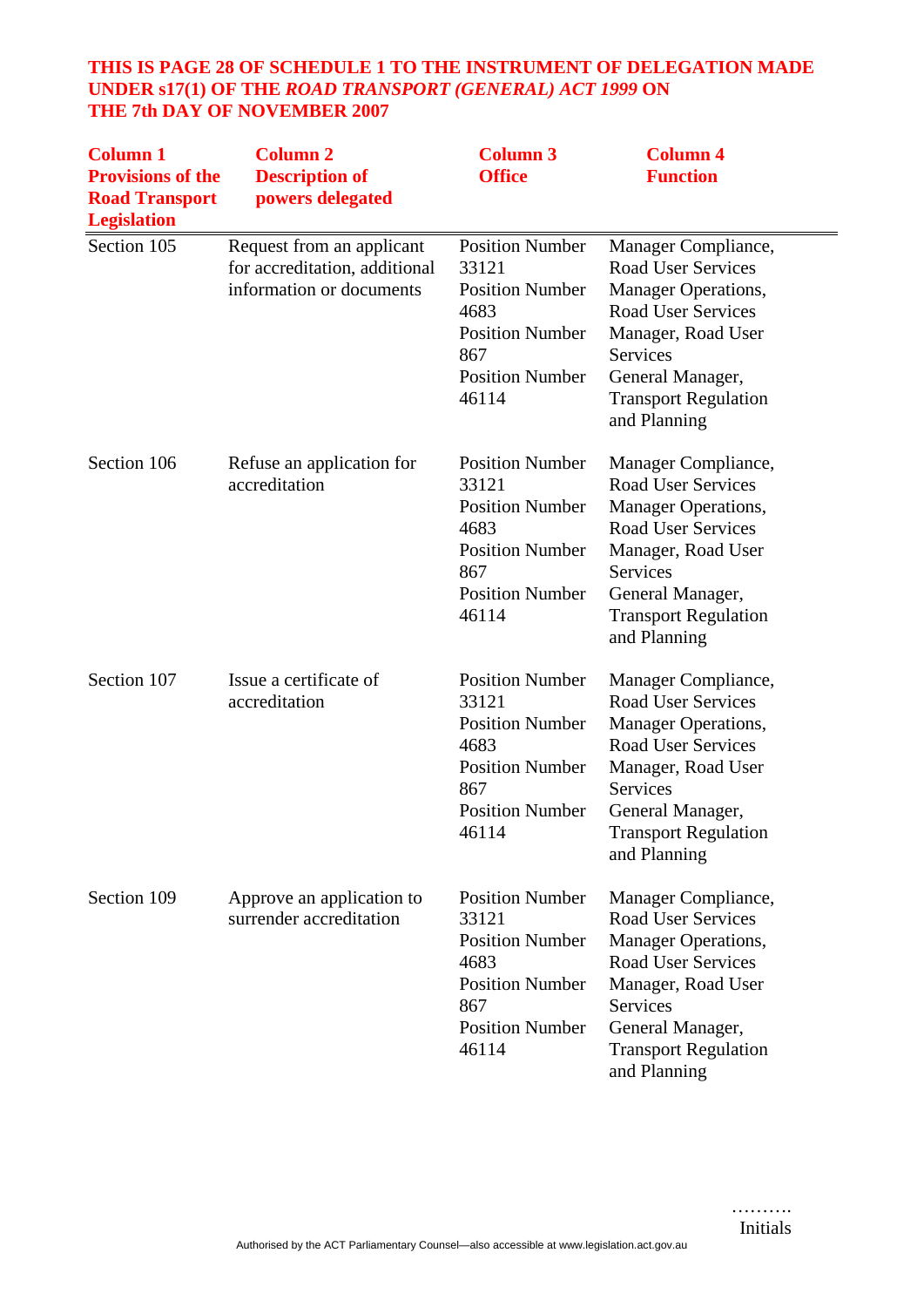**THIS IS PAGE 28 OF SCHEDULE 1 TO THE INSTRUMENT OF DELEGATION MADE UNDER s17(1) OF THE *ROAD TRANSPORT (GENERAL) ACT 1999* ON THE 7th DAY OF NOVEMBER 2007**

| Column 1 Provisions of the Road Transport Legislation | Column 2 Description of powers delegated | Column 3 Office | Column 4 Function |
|---|---|---|---|
| Section 105 | Request from an applicant for accreditation, additional information or documents | Position Number 33121<br>Position Number 4683<br>Position Number 867<br>Position Number 46114 | Manager Compliance, Road User Services<br>Manager Operations, Road User Services<br>Manager, Road User Services<br>General Manager, Transport Regulation and Planning |
| Section 106 | Refuse an application for accreditation | Position Number 33121<br>Position Number 4683<br>Position Number 867<br>Position Number 46114 | Manager Compliance, Road User Services<br>Manager Operations, Road User Services<br>Manager, Road User Services<br>General Manager, Transport Regulation and Planning |
| Section 107 | Issue a certificate of accreditation | Position Number 33121<br>Position Number 4683<br>Position Number 867<br>Position Number 46114 | Manager Compliance, Road User Services<br>Manager Operations, Road User Services<br>Manager, Road User Services<br>General Manager, Transport Regulation and Planning |
| Section 109 | Approve an application to surrender accreditation | Position Number 33121<br>Position Number 4683<br>Position Number 867<br>Position Number 46114 | Manager Compliance, Road User Services<br>Manager Operations, Road User Services<br>Manager, Road User Services<br>General Manager, Transport Regulation and Planning |

……….
Initials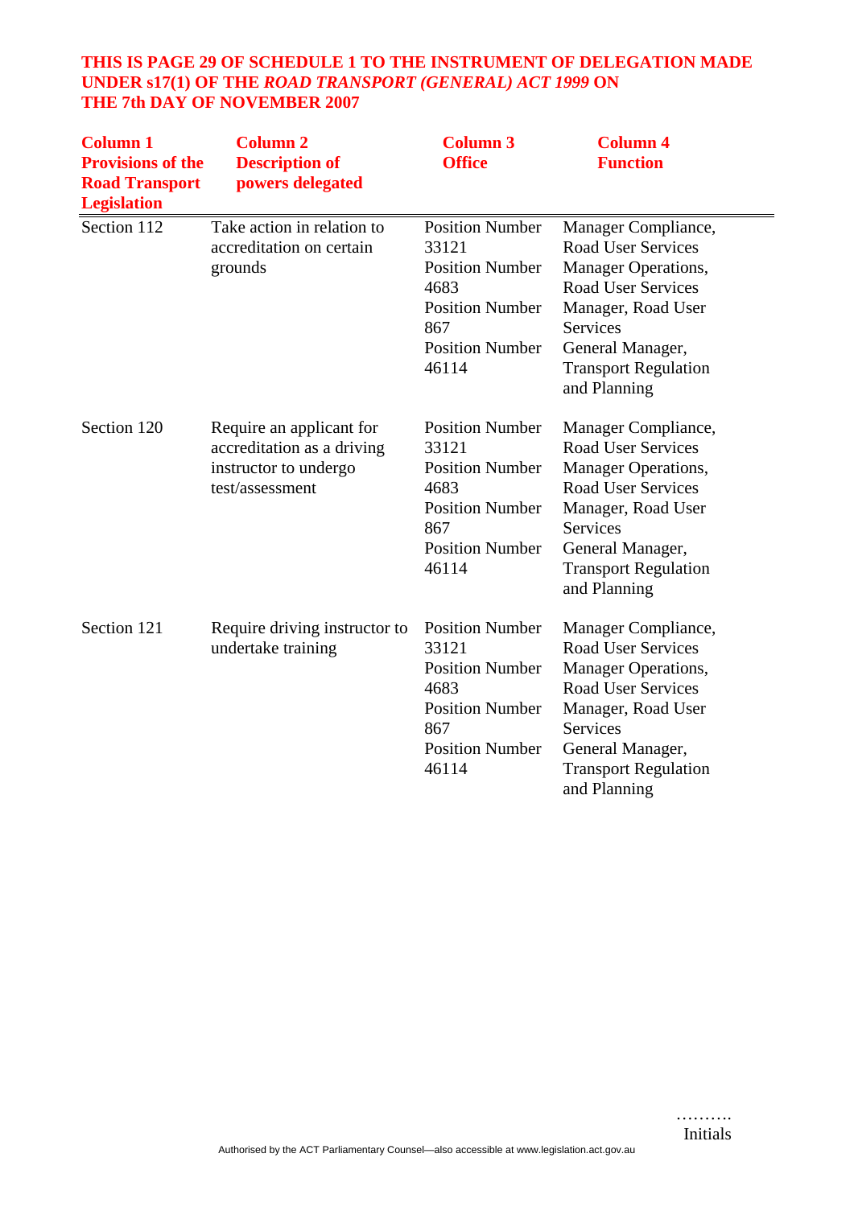**THIS IS PAGE 29 OF SCHEDULE 1 TO THE INSTRUMENT OF DELEGATION MADE UNDER s17(1) OF THE *ROAD TRANSPORT (GENERAL) ACT 1999* ON THE 7th DAY OF NOVEMBER 2007**

| Column 1 Provisions of the Road Transport Legislation | Column 2 Description of powers delegated | Column 3 Office | Column 4 Function |
|---|---|---|---|
| Section 112 | Take action in relation to accreditation on certain grounds | Position Number 33121<br>Position Number 4683<br>Position Number 867<br>Position Number 46114 | Manager Compliance, Road User Services<br>Manager Operations, Road User Services<br>Manager, Road User Services<br>General Manager, Transport Regulation and Planning |
| Section 120 | Require an applicant for accreditation as a driving instructor to undergo test/assessment | Position Number 33121<br>Position Number 4683<br>Position Number 867<br>Position Number 46114 | Manager Compliance, Road User Services<br>Manager Operations, Road User Services<br>Manager, Road User Services<br>General Manager, Transport Regulation and Planning |
| Section 121 | Require driving instructor to undertake training | Position Number 33121<br>Position Number 4683<br>Position Number 867<br>Position Number 46114 | Manager Compliance, Road User Services<br>Manager Operations, Road User Services<br>Manager, Road User Services<br>General Manager, Transport Regulation and Planning |

……….
Initials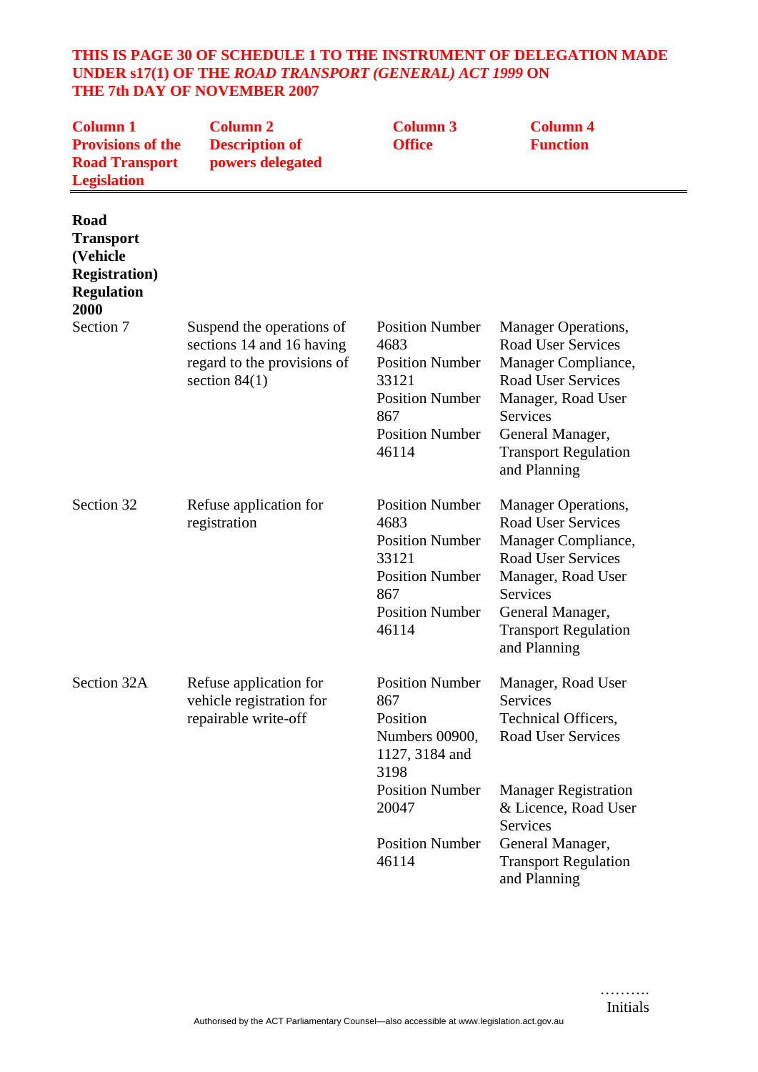**THIS IS PAGE 30 OF SCHEDULE 1 TO THE INSTRUMENT OF DELEGATION MADE UNDER s17(1) OF THE *ROAD TRANSPORT (GENERAL) ACT 1999* ON THE 7th DAY OF NOVEMBER 2007**

| Column 1 Provisions of the Road Transport Legislation | Column 2 Description of powers delegated | Column 3 Office | Column 4 Function |
|---|---|---|---|
| **Road Transport (Vehicle Registration) Regulation 2000** | | | |
| Section 7 | Suspend the operations of sections 14 and 16 having regard to the provisions of section 84(1) | Position Number 4683<br>Position Number 33121<br>Position Number 867<br>Position Number 46114 | Manager Operations, Road User Services<br>Manager Compliance, Road User Services<br>Manager, Road User Services<br>General Manager, Transport Regulation and Planning |
| Section 32 | Refuse application for registration | Position Number 4683<br>Position Number 33121<br>Position Number 867<br>Position Number 46114 | Manager Operations, Road User Services<br>Manager Compliance, Road User Services<br>Manager, Road User Services<br>General Manager, Transport Regulation and Planning |
| Section 32A | Refuse application for vehicle registration for repairable write-off | Position Number 867<br>Position Numbers 00900, 1127, 3184 and 3198<br>Position Number 20047<br>Position Number 46114 | Manager, Road User Services<br>Technical Officers, Road User Services<br>Manager Registration & Licence, Road User Services<br>General Manager, Transport Regulation and Planning |

……….
Initials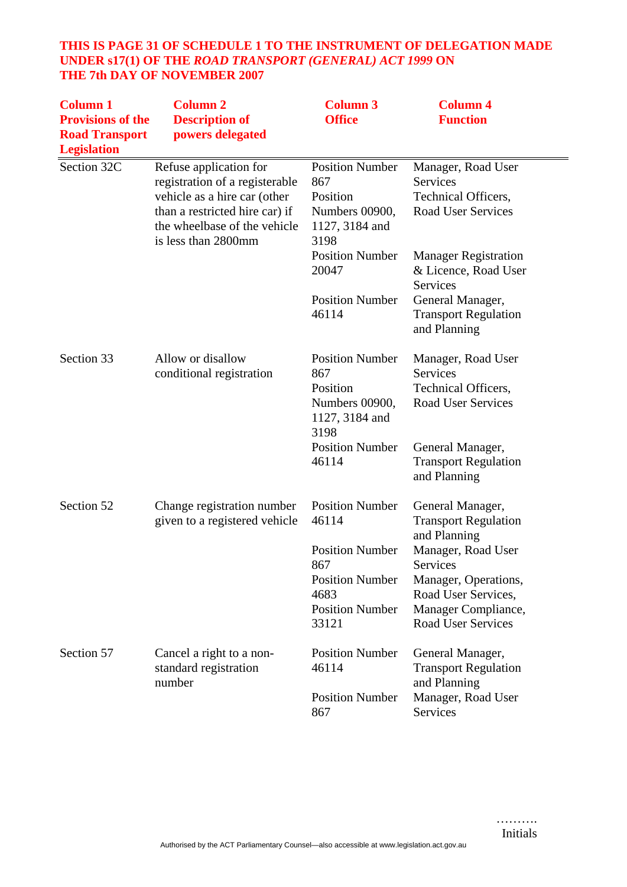**THIS IS PAGE 31 OF SCHEDULE 1 TO THE INSTRUMENT OF DELEGATION MADE UNDER s17(1) OF THE *ROAD TRANSPORT (GENERAL) ACT 1999* ON THE 7th DAY OF NOVEMBER 2007**

| Column 1 Provisions of the Road Transport Legislation | Column 2 Description of powers delegated | Column 3 Office | Column 4 Function |
|---|---|---|---|
| Section 32C | Refuse application for registration of a registerable vehicle as a hire car (other than a restricted hire car) if the wheelbase of the vehicle is less than 2800mm | Position Number 867 | Manager, Road User Services |
| | | Position Numbers 00900, 1127, 3184 and 3198 | Technical Officers, Road User Services |
| | | Position Number 20047 | Manager Registration & Licence, Road User Services |
| | | Position Number 46114 | General Manager, Transport Regulation and Planning |
| Section 33 | Allow or disallow conditional registration | Position Number 867 | Manager, Road User Services |
| | | Position Numbers 00900, 1127, 3184 and 3198 | Technical Officers, Road User Services |
| | | Position Number 46114 | General Manager, Transport Regulation and Planning |
| Section 52 | Change registration number given to a registered vehicle | Position Number 46114 | General Manager, Transport Regulation and Planning |
| | | Position Number 867 | Manager, Road User Services |
| | | Position Number 4683 | Manager, Operations, Road User Services, |
| | | Position Number 33121 | Manager Compliance, Road User Services |
| Section 57 | Cancel a right to a non-standard registration number | Position Number 46114 | General Manager, Transport Regulation and Planning |
| | | Position Number 867 | Manager, Road User Services |

……….
Initials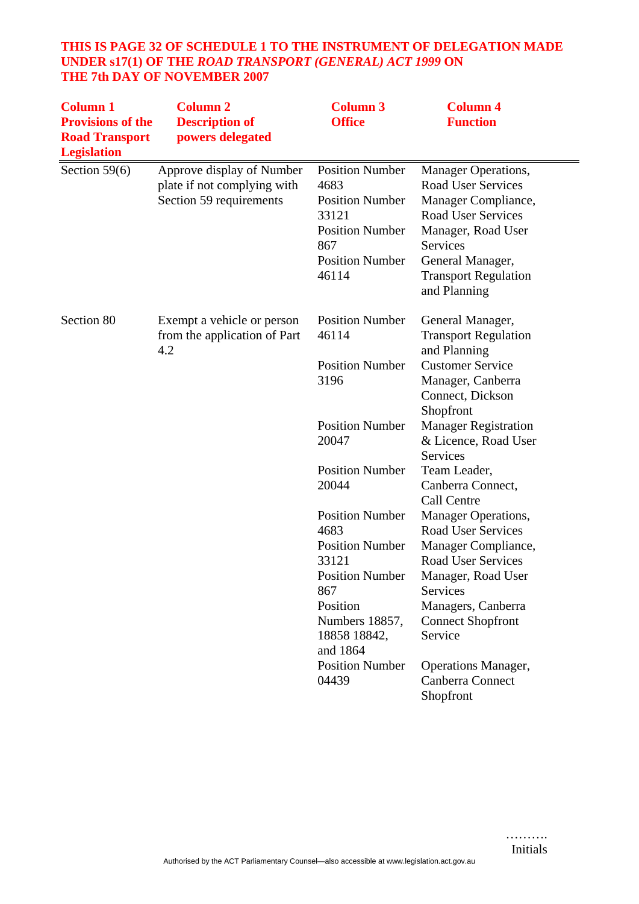**THIS IS PAGE 32 OF SCHEDULE 1 TO THE INSTRUMENT OF DELEGATION MADE UNDER s17(1) OF THE *ROAD TRANSPORT (GENERAL) ACT 1999* ON THE 7th DAY OF NOVEMBER 2007**

| Column 1 Provisions of the Road Transport Legislation | Column 2 Description of powers delegated | Column 3 Office | Column 4 Function |
|---|---|---|---|
| Section 59(6) | Approve display of Number plate if not complying with Section 59 requirements | Position Number 4683 | Manager Operations, Road User Services |
| | | Position Number 33121 | Manager Compliance, Road User Services |
| | | Position Number 867 | Manager, Road User Services |
| | | Position Number 46114 | General Manager, Transport Regulation and Planning |
| Section 80 | Exempt a vehicle or person from the application of Part 4.2 | Position Number 46114 | General Manager, Transport Regulation and Planning |
| | | Position Number 3196 | Customer Service Manager, Canberra Connect, Dickson Shopfront |
| | | Position Number 20047 | Manager Registration & Licence, Road User Services |
| | | Position Number 20044 | Team Leader, Canberra Connect, Call Centre |
| | | Position Number 4683 | Manager Operations, Road User Services |
| | | Position Number 33121 | Manager Compliance, Road User Services |
| | | Position Number 867 | Manager, Road User Services |
| | | Position Numbers 18857, 18858 18842, and 1864 | Managers, Canberra Connect Shopfront Service |
| | | Position Number 04439 | Operations Manager, Canberra Connect Shopfront |

……….
Initials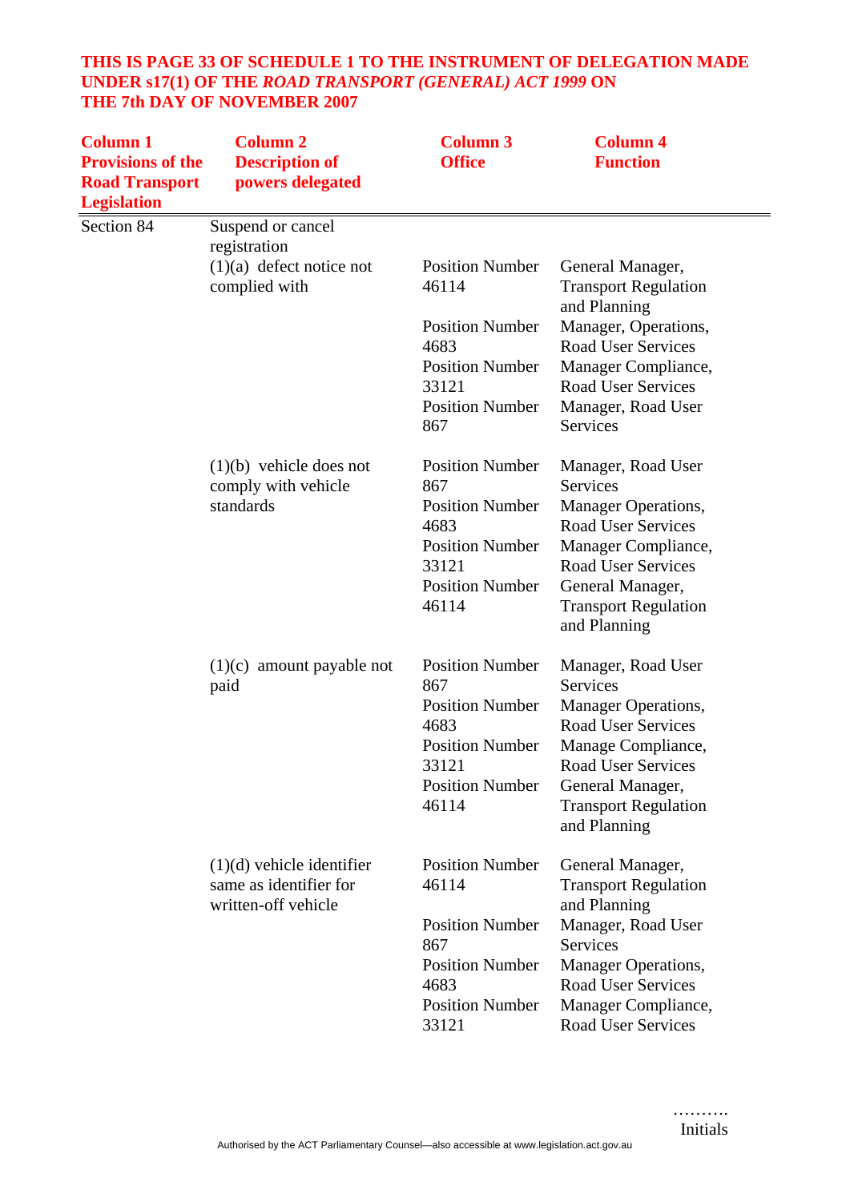**THIS IS PAGE 33 OF SCHEDULE 1 TO THE INSTRUMENT OF DELEGATION MADE UNDER s17(1) OF THE *ROAD TRANSPORT (GENERAL) ACT 1999* ON THE 7th DAY OF NOVEMBER 2007**

| Column 1 Provisions of the Road Transport Legislation | Column 2 Description of powers delegated | Column 3 Office | Column 4 Function |
|---|---|---|---|
| Section 84 | Suspend or cancel registration | | |
| | (1)(a) defect notice not complied with | Position Number 46114 | General Manager, Transport Regulation and Planning |
| | | Position Number 4683 | Manager, Operations, Road User Services |
| | | Position Number 33121 | Manager Compliance, Road User Services |
| | | Position Number 867 | Manager, Road User Services |
| | (1)(b) vehicle does not comply with vehicle standards | Position Number 867 | Manager, Road User Services |
| | | Position Number 4683 | Manager Operations, Road User Services |
| | | Position Number 33121 | Manager Compliance, Road User Services |
| | | Position Number 46114 | General Manager, Transport Regulation and Planning |
| | (1)(c) amount payable not paid | Position Number 867 | Manager, Road User Services |
| | | Position Number 4683 | Manager Operations, Road User Services |
| | | Position Number 33121 | Manage Compliance, Road User Services |
| | | Position Number 46114 | General Manager, Transport Regulation and Planning |
| | (1)(d) vehicle identifier same as identifier for written-off vehicle | Position Number 46114 | General Manager, Transport Regulation and Planning |
| | | Position Number 867 | Manager, Road User Services |
| | | Position Number 4683 | Manager Operations, Road User Services |
| | | Position Number 33121 | Manager Compliance, Road User Services |

……….
Initials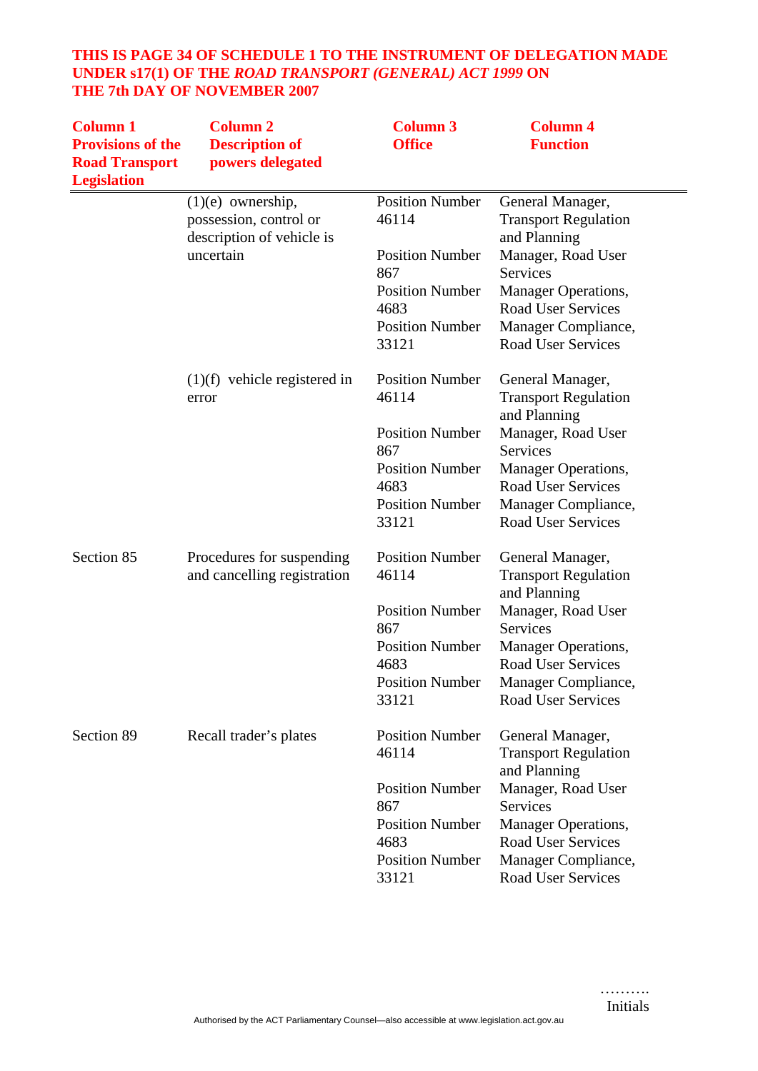**THIS IS PAGE 34 OF SCHEDULE 1 TO THE INSTRUMENT OF DELEGATION MADE UNDER s17(1) OF THE *ROAD TRANSPORT (GENERAL) ACT 1999* ON THE 7th DAY OF NOVEMBER 2007**

| Column 1 Provisions of the Road Transport Legislation | Column 2 Description of powers delegated | Column 3 Office | Column 4 Function |
|---|---|---|---|
| | (1)(e) ownership, possession, control or description of vehicle is uncertain | Position Number 46114 | General Manager, Transport Regulation and Planning |
| | | Position Number 867 | Manager, Road User Services |
| | | Position Number 4683 | Manager Operations, Road User Services |
| | | Position Number 33121 | Manager Compliance, Road User Services |
| | (1)(f) vehicle registered in error | Position Number 46114 | General Manager, Transport Regulation and Planning |
| | | Position Number 867 | Manager, Road User Services |
| | | Position Number 4683 | Manager Operations, Road User Services |
| | | Position Number 33121 | Manager Compliance, Road User Services |
| Section 85 | Procedures for suspending and cancelling registration | Position Number 46114 | General Manager, Transport Regulation and Planning |
| | | Position Number 867 | Manager, Road User Services |
| | | Position Number 4683 | Manager Operations, Road User Services |
| | | Position Number 33121 | Manager Compliance, Road User Services |
| Section 89 | Recall trader's plates | Position Number 46114 | General Manager, Transport Regulation and Planning |
| | | Position Number 867 | Manager, Road User Services |
| | | Position Number 4683 | Manager Operations, Road User Services |
| | | Position Number 33121 | Manager Compliance, Road User Services |

……….
Initials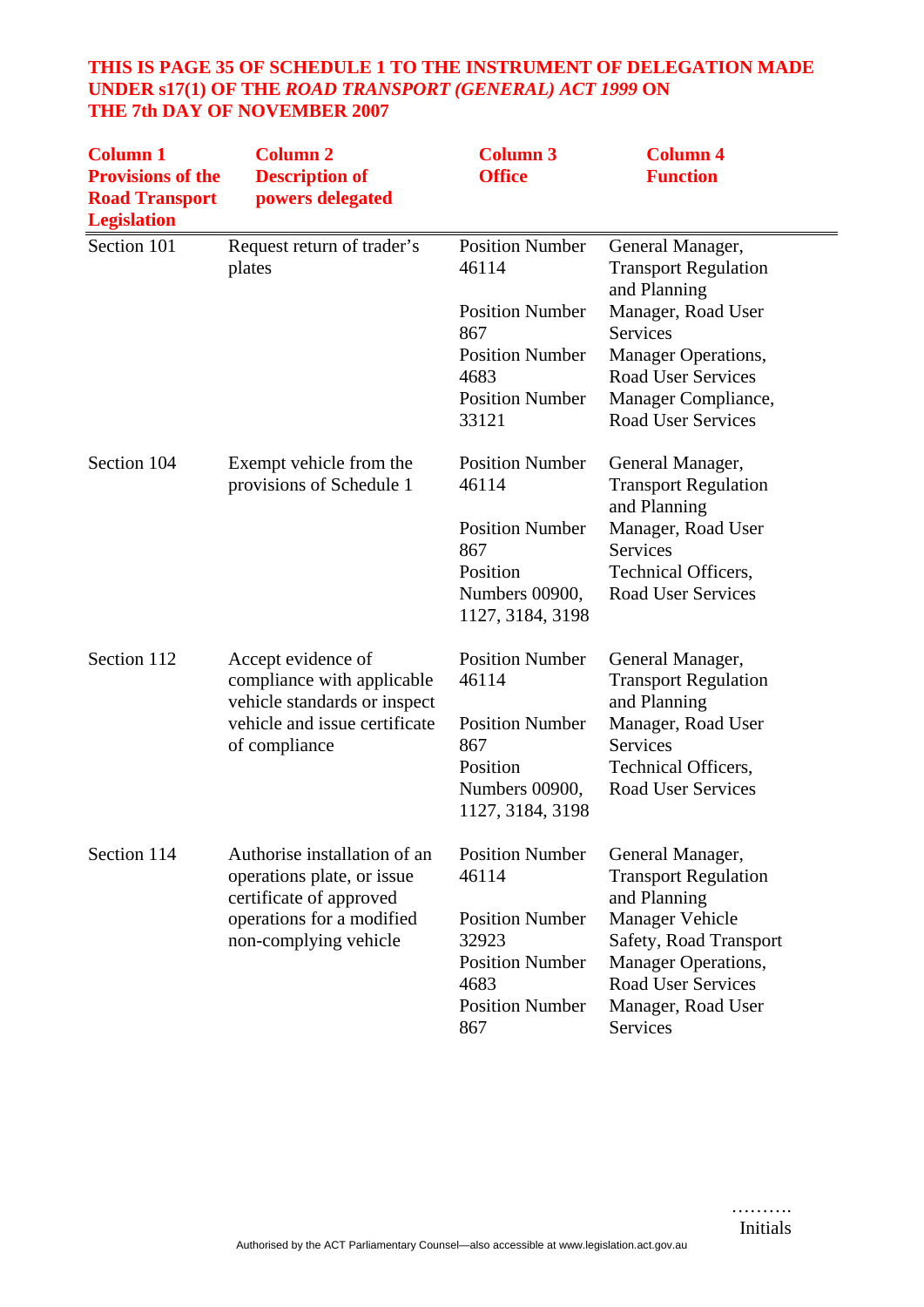**THIS IS PAGE 35 OF SCHEDULE 1 TO THE INSTRUMENT OF DELEGATION MADE UNDER s17(1) OF THE *ROAD TRANSPORT (GENERAL) ACT 1999* ON THE 7th DAY OF NOVEMBER 2007**

| Column 1 Provisions of the Road Transport Legislation | Column 2 Description of powers delegated | Column 3 Office | Column 4 Function |
|---|---|---|---|
| Section 101 | Request return of trader's plates | Position Number 46114 | General Manager, Transport Regulation and Planning |
| | | Position Number 867 | Manager, Road User Services |
| | | Position Number 4683 | Manager Operations, Road User Services |
| | | Position Number 33121 | Manager Compliance, Road User Services |
| Section 104 | Exempt vehicle from the provisions of Schedule 1 | Position Number 46114 | General Manager, Transport Regulation and Planning |
| | | Position Number 867 | Manager, Road User Services |
| | | Position Numbers 00900, 1127, 3184, 3198 | Technical Officers, Road User Services |
| Section 112 | Accept evidence of compliance with applicable vehicle standards or inspect vehicle and issue certificate of compliance | Position Number 46114 | General Manager, Transport Regulation and Planning |
| | | Position Number 867 | Manager, Road User Services |
| | | Position Numbers 00900, 1127, 3184, 3198 | Technical Officers, Road User Services |
| Section 114 | Authorise installation of an operations plate, or issue certificate of approved operations for a modified non-complying vehicle | Position Number 46114 | General Manager, Transport Regulation and Planning |
| | | Position Number 32923 | Manager Vehicle Safety, Road Transport |
| | | Position Number 4683 | Manager Operations, Road User Services |
| | | Position Number 867 | Manager, Road User Services |

……….
Initials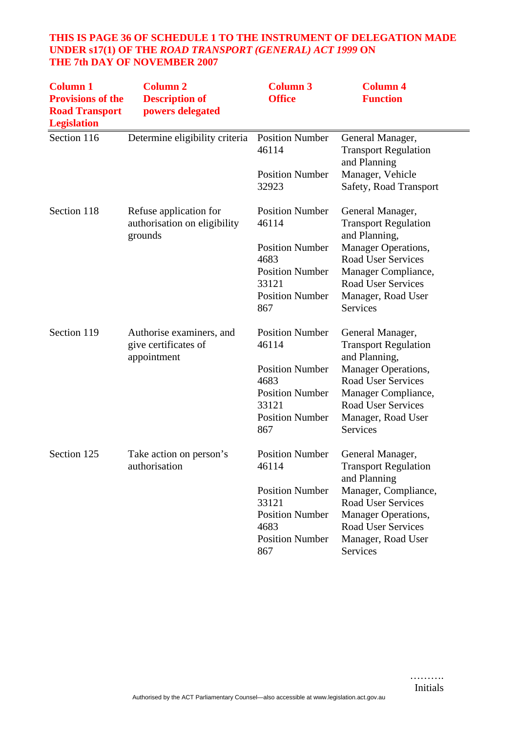**THIS IS PAGE 36 OF SCHEDULE 1 TO THE INSTRUMENT OF DELEGATION MADE UNDER s17(1) OF THE *ROAD TRANSPORT (GENERAL) ACT 1999* ON THE 7th DAY OF NOVEMBER 2007**

| Column 1 Provisions of the Road Transport Legislation | Column 2 Description of powers delegated | Column 3 Office | Column 4 Function |
|---|---|---|---|
| Section 116 | Determine eligibility criteria | Position Number 46114 | General Manager, Transport Regulation and Planning |
| | | Position Number 32923 | Manager, Vehicle Safety, Road Transport |
| Section 118 | Refuse application for authorisation on eligibility grounds | Position Number 46114 | General Manager, Transport Regulation and Planning, |
| | | Position Number 4683 | Manager Operations, Road User Services |
| | | Position Number 33121 | Manager Compliance, Road User Services |
| | | Position Number 867 | Manager, Road User Services |
| Section 119 | Authorise examiners, and give certificates of appointment | Position Number 46114 | General Manager, Transport Regulation and Planning, |
| | | Position Number 4683 | Manager Operations, Road User Services |
| | | Position Number 33121 | Manager Compliance, Road User Services |
| | | Position Number 867 | Manager, Road User Services |
| Section 125 | Take action on person's authorisation | Position Number 46114 | General Manager, Transport Regulation and Planning |
| | | Position Number 33121 | Manager, Compliance, Road User Services |
| | | Position Number 4683 | Manager Operations, Road User Services |
| | | Position Number 867 | Manager, Road User Services |

……….
Initials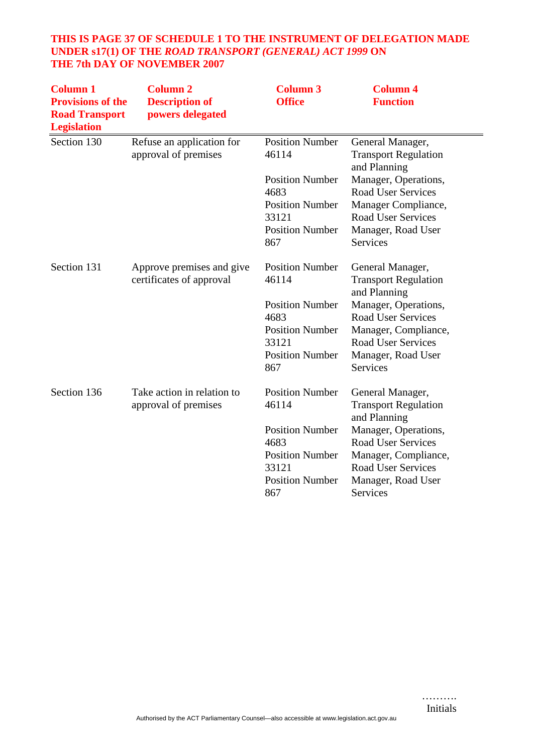**THIS IS PAGE 37 OF SCHEDULE 1 TO THE INSTRUMENT OF DELEGATION MADE UNDER s17(1) OF THE *ROAD TRANSPORT (GENERAL) ACT 1999* ON THE 7th DAY OF NOVEMBER 2007**

| Column 1 Provisions of the Road Transport Legislation | Column 2 Description of powers delegated | Column 3 Office | Column 4 Function |
|---|---|---|---|
| Section 130 | Refuse an application for approval of premises | Position Number 46114 | General Manager, Transport Regulation and Planning |
| | | Position Number 4683 | Manager, Operations, Road User Services |
| | | Position Number 33121 | Manager Compliance, Road User Services |
| | | Position Number 867 | Manager, Road User Services |
| Section 131 | Approve premises and give certificates of approval | Position Number 46114 | General Manager, Transport Regulation and Planning |
| | | Position Number 4683 | Manager, Operations, Road User Services |
| | | Position Number 33121 | Manager, Compliance, Road User Services |
| | | Position Number 867 | Manager, Road User Services |
| Section 136 | Take action in relation to approval of premises | Position Number 46114 | General Manager, Transport Regulation and Planning |
| | | Position Number 4683 | Manager, Operations, Road User Services |
| | | Position Number 33121 | Manager, Compliance, Road User Services |
| | | Position Number 867 | Manager, Road User Services |

……….
Initials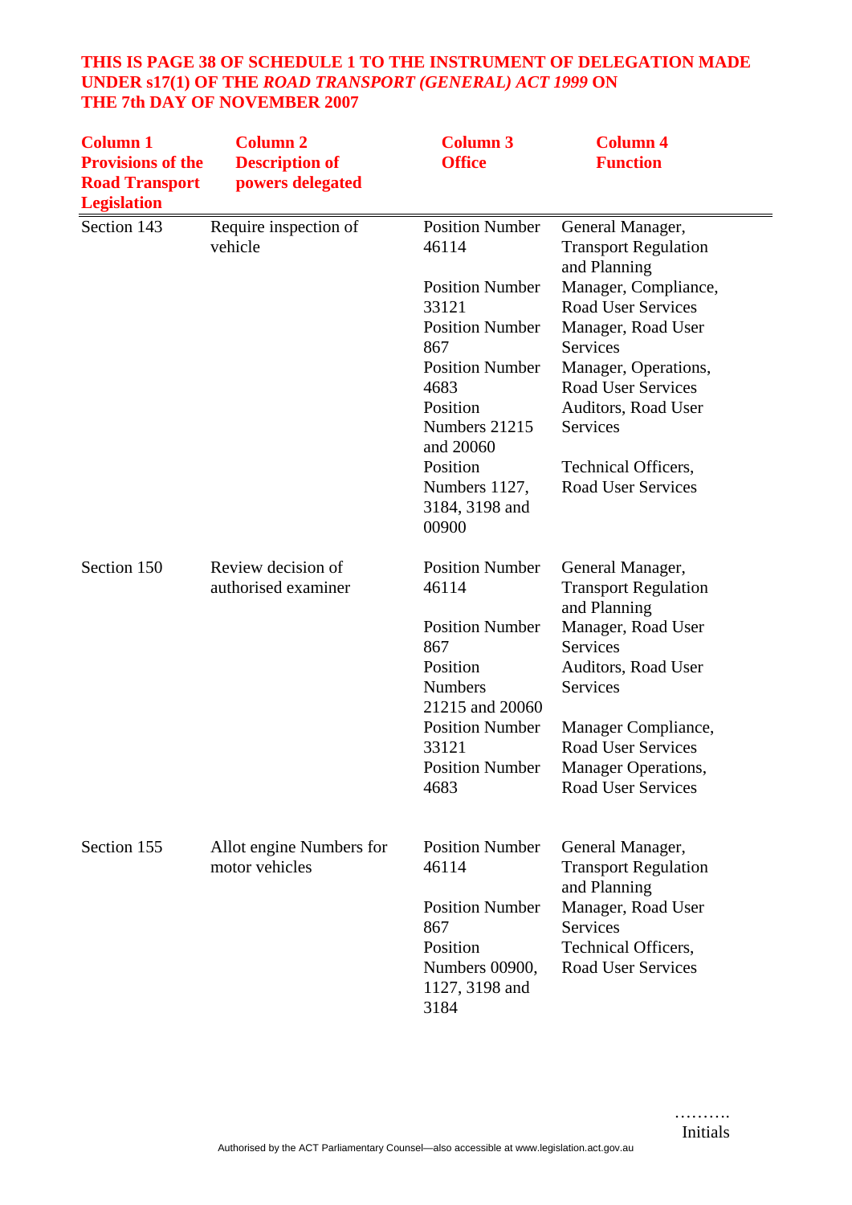**THIS IS PAGE 38 OF SCHEDULE 1 TO THE INSTRUMENT OF DELEGATION MADE UNDER s17(1) OF THE *ROAD TRANSPORT (GENERAL) ACT 1999* ON THE 7th DAY OF NOVEMBER 2007**

| Column 1 Provisions of the Road Transport Legislation | Column 2 Description of powers delegated | Column 3 Office | Column 4 Function |
|---|---|---|---|
| Section 143 | Require inspection of vehicle | Position Number 46114 | General Manager, Transport Regulation and Planning |
| | | Position Number 33121 | Manager, Compliance, Road User Services |
| | | Position Number 867 | Manager, Road User Services |
| | | Position Number 4683 | Manager, Operations, Road User Services |
| | | Position Numbers 21215 and 20060 | Auditors, Road User Services |
| | | Position Numbers 1127, 3184, 3198 and 00900 | Technical Officers, Road User Services |
| Section 150 | Review decision of authorised examiner | Position Number 46114 | General Manager, Transport Regulation and Planning |
| | | Position Number 867 | Manager, Road User Services |
| | | Position Numbers 21215 and 20060 | Auditors, Road User Services |
| | | Position Number 33121 | Manager Compliance, Road User Services |
| | | Position Number 4683 | Manager Operations, Road User Services |
| Section 155 | Allot engine Numbers for motor vehicles | Position Number 46114 | General Manager, Transport Regulation and Planning |
| | | Position Number 867 | Manager, Road User Services |
| | | Position Numbers 00900, 1127, 3198 and 3184 | Technical Officers, Road User Services |

……….
Initials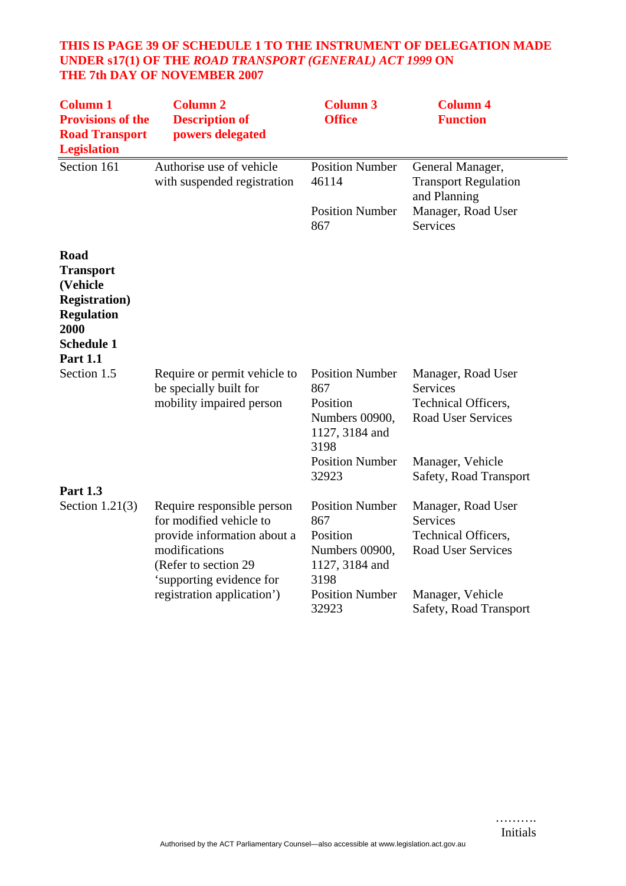**THIS IS PAGE 39 OF SCHEDULE 1 TO THE INSTRUMENT OF DELEGATION MADE UNDER s17(1) OF THE *ROAD TRANSPORT (GENERAL) ACT 1999* ON THE 7th DAY OF NOVEMBER 2007**

| Column 1 Provisions of the Road Transport Legislation | Column 2 Description of powers delegated | Column 3 Office | Column 4 Function |
|---|---|---|---|
| Section 161 | Authorise use of vehicle with suspended registration | Position Number 46114 | General Manager, Transport Regulation and Planning |
| | | Position Number 867 | Manager, Road User Services |
| **Road Transport (Vehicle Registration) Regulation 2000** | | | |
| **Schedule 1** | | | |
| **Part 1.1** | | | |
| Section 1.5 | Require or permit vehicle to be specially built for mobility impaired person | Position Number 867 | Manager, Road User Services |
| | | Position Numbers 00900, 1127, 3184 and 3198 | Technical Officers, Road User Services |
| | | Position Number 32923 | Manager, Vehicle Safety, Road Transport |
| **Part 1.3** | | | |
| Section 1.21(3) | Require responsible person for modified vehicle to provide information about a modifications (Refer to section 29 'supporting evidence for registration application') | Position Number 867 | Manager, Road User Services |
| | | Position Numbers 00900, 1127, 3184 and 3198 | Technical Officers, Road User Services |
| | | Position Number 32923 | Manager, Vehicle Safety, Road Transport |

……….
Initials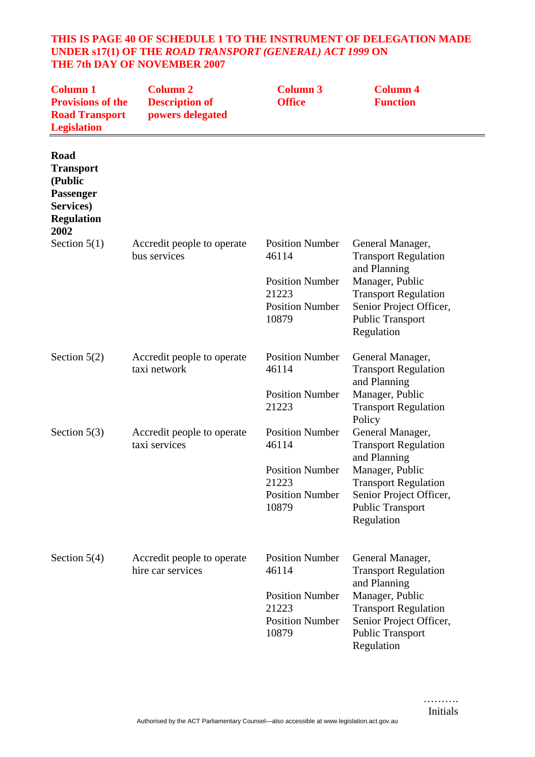**THIS IS PAGE 40 OF SCHEDULE 1 TO THE INSTRUMENT OF DELEGATION MADE UNDER s17(1) OF THE *ROAD TRANSPORT (GENERAL) ACT 1999* ON THE 7th DAY OF NOVEMBER 2007**

| Column 1 Provisions of the Road Transport Legislation | Column 2 Description of powers delegated | Column 3 Office | Column 4 Function |
|---|---|---|---|
| **Road Transport (Public Passenger Services) Regulation 2002** | | | |
| Section 5(1) | Accredit people to operate bus services | Position Number 46114 | General Manager, Transport Regulation and Planning |
| | | Position Number 21223 | Manager, Public Transport Regulation |
| | | Position Number 10879 | Senior Project Officer, Public Transport Regulation |
| Section 5(2) | Accredit people to operate taxi network | Position Number 46114 | General Manager, Transport Regulation and Planning |
| | | Position Number 21223 | Manager, Public Transport Regulation Policy |
| Section 5(3) | Accredit people to operate taxi services | Position Number 46114 | General Manager, Transport Regulation and Planning |
| | | Position Number 21223 | Manager, Public Transport Regulation |
| | | Position Number 10879 | Senior Project Officer, Public Transport Regulation |
| Section 5(4) | Accredit people to operate hire car services | Position Number 46114 | General Manager, Transport Regulation and Planning |
| | | Position Number 21223 | Manager, Public Transport Regulation |
| | | Position Number 10879 | Senior Project Officer, Public Transport Regulation |

……….
Initials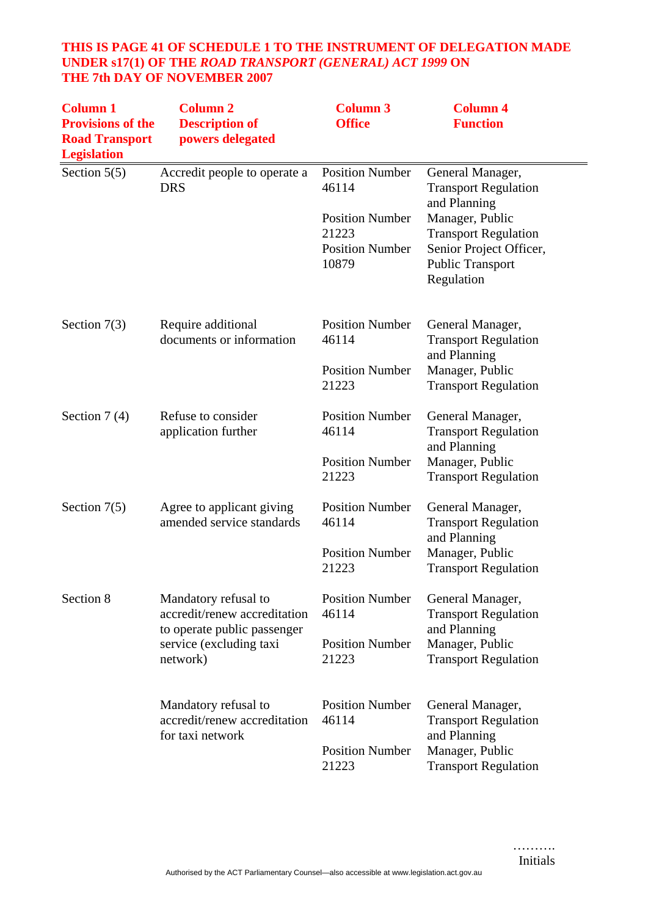**THIS IS PAGE 41 OF SCHEDULE 1 TO THE INSTRUMENT OF DELEGATION MADE UNDER s17(1) OF THE *ROAD TRANSPORT (GENERAL) ACT 1999* ON THE 7th DAY OF NOVEMBER 2007**

| Column 1 Provisions of the Road Transport Legislation | Column 2 Description of powers delegated | Column 3 Office | Column 4 Function |
|---|---|---|---|
| Section 5(5) | Accredit people to operate a DRS | Position Number 46114 | General Manager, Transport Regulation and Planning |
| | | Position Number 21223 | Manager, Public Transport Regulation |
| | | Position Number 10879 | Senior Project Officer, Public Transport Regulation |
| Section 7(3) | Require additional documents or information | Position Number 46114 | General Manager, Transport Regulation and Planning |
| | | Position Number 21223 | Manager, Public Transport Regulation |
| Section 7 (4) | Refuse to consider application further | Position Number 46114 | General Manager, Transport Regulation and Planning |
| | | Position Number 21223 | Manager, Public Transport Regulation |
| Section 7(5) | Agree to applicant giving amended service standards | Position Number 46114 | General Manager, Transport Regulation and Planning |
| | | Position Number 21223 | Manager, Public Transport Regulation |
| Section 8 | Mandatory refusal to accredit/renew accreditation to operate public passenger service (excluding taxi network) | Position Number 46114 | General Manager, Transport Regulation and Planning |
| | | Position Number 21223 | Manager, Public Transport Regulation |
| | Mandatory refusal to accredit/renew accreditation for taxi network | Position Number 46114 | General Manager, Transport Regulation and Planning |
| | | Position Number 21223 | Manager, Public Transport Regulation |

……….
Initials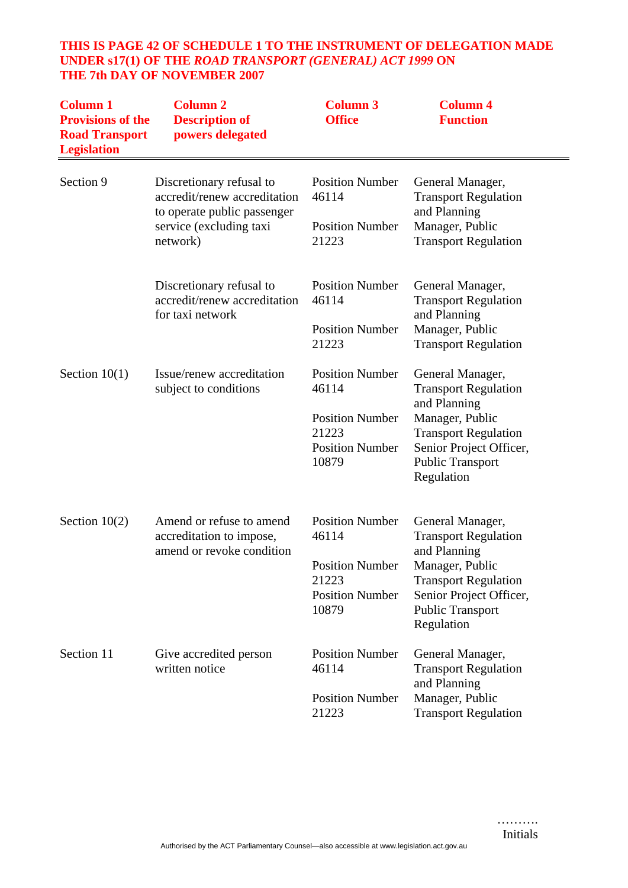**THIS IS PAGE 42 OF SCHEDULE 1 TO THE INSTRUMENT OF DELEGATION MADE UNDER s17(1) OF THE *ROAD TRANSPORT (GENERAL) ACT 1999* ON THE 7th DAY OF NOVEMBER 2007**

| Column 1 Provisions of the Road Transport Legislation | Column 2 Description of powers delegated | Column 3 Office | Column 4 Function |
|---|---|---|---|
| Section 9 | Discretionary refusal to accredit/renew accreditation to operate public passenger service (excluding taxi network) | Position Number 46114<br><br>Position Number 21223 | General Manager, Transport Regulation and Planning<br>Manager, Public Transport Regulation |
| | Discretionary refusal to accredit/renew accreditation for taxi network | Position Number 46114<br><br>Position Number 21223 | General Manager, Transport Regulation and Planning<br>Manager, Public Transport Regulation |
| Section 10(1) | Issue/renew accreditation subject to conditions | Position Number 46114<br><br>Position Number 21223<br>Position Number 10879 | General Manager, Transport Regulation and Planning<br>Manager, Public Transport Regulation<br>Senior Project Officer, Public Transport Regulation |
| Section 10(2) | Amend or refuse to amend accreditation to impose, amend or revoke condition | Position Number 46114<br><br>Position Number 21223<br>Position Number 10879 | General Manager, Transport Regulation and Planning<br>Manager, Public Transport Regulation<br>Senior Project Officer, Public Transport Regulation |
| Section 11 | Give accredited person written notice | Position Number 46114<br><br>Position Number 21223 | General Manager, Transport Regulation and Planning<br>Manager, Public Transport Regulation |

……….
Initials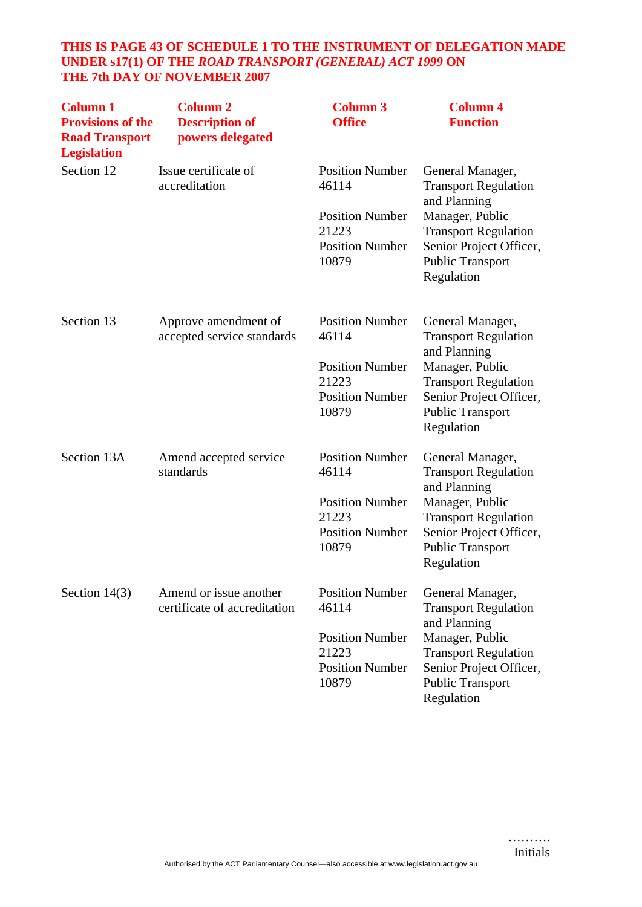**THIS IS PAGE 43 OF SCHEDULE 1 TO THE INSTRUMENT OF DELEGATION MADE UNDER s17(1) OF THE *ROAD TRANSPORT (GENERAL) ACT 1999* ON THE 7th DAY OF NOVEMBER 2007**

| Column 1 Provisions of the Road Transport Legislation | Column 2 Description of powers delegated | Column 3 Office | Column 4 Function |
|---|---|---|---|
| Section 12 | Issue certificate of accreditation | Position Number 46114 | General Manager, Transport Regulation and Planning |
| | | Position Number 21223 | Manager, Public Transport Regulation |
| | | Position Number 10879 | Senior Project Officer, Public Transport Regulation |
| Section 13 | Approve amendment of accepted service standards | Position Number 46114 | General Manager, Transport Regulation and Planning |
| | | Position Number 21223 | Manager, Public Transport Regulation |
| | | Position Number 10879 | Senior Project Officer, Public Transport Regulation |
| Section 13A | Amend accepted service standards | Position Number 46114 | General Manager, Transport Regulation and Planning |
| | | Position Number 21223 | Manager, Public Transport Regulation |
| | | Position Number 10879 | Senior Project Officer, Public Transport Regulation |
| Section 14(3) | Amend or issue another certificate of accreditation | Position Number 46114 | General Manager, Transport Regulation and Planning |
| | | Position Number 21223 | Manager, Public Transport Regulation |
| | | Position Number 10879 | Senior Project Officer, Public Transport Regulation |

……….
Initials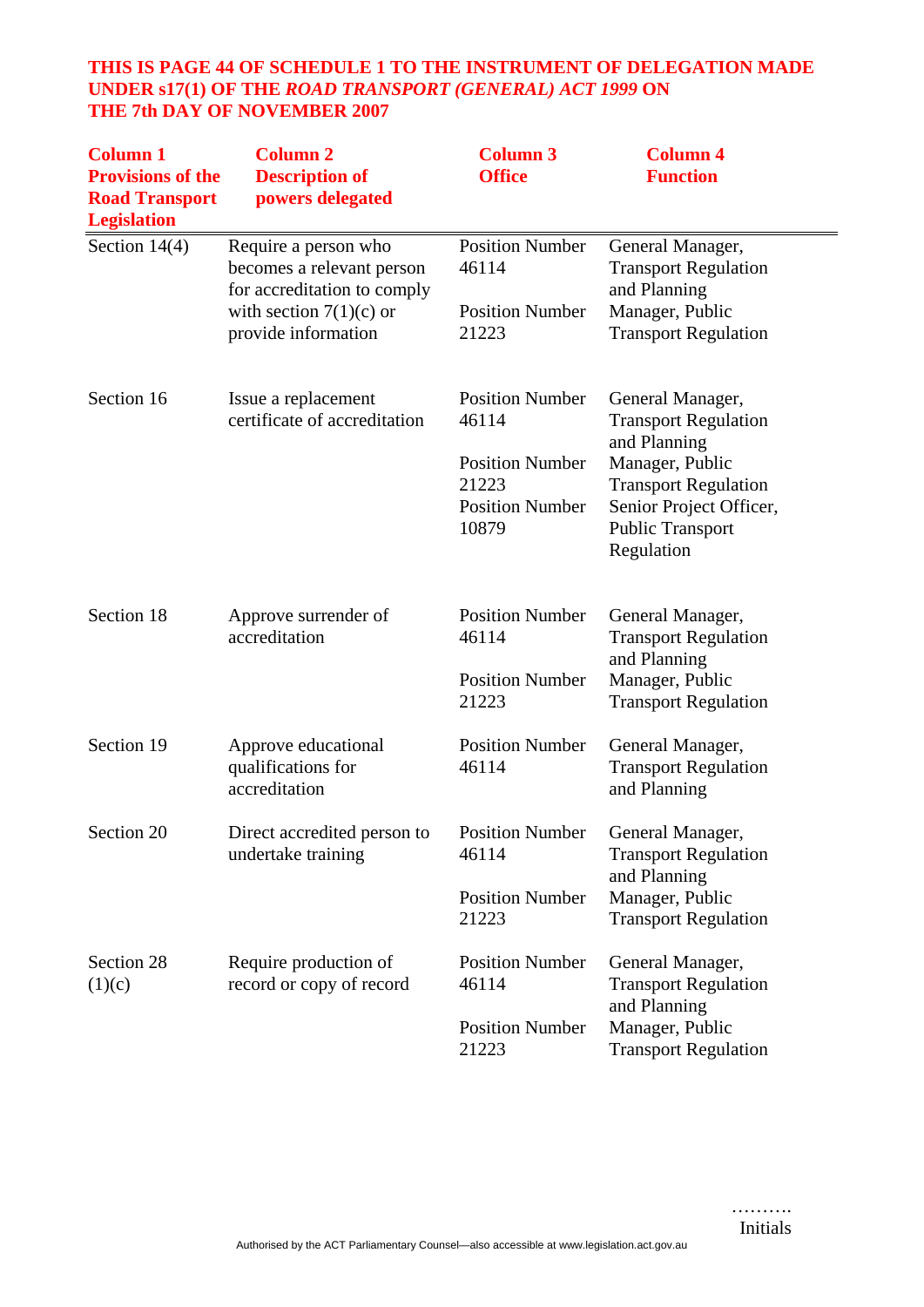**THIS IS PAGE 44 OF SCHEDULE 1 TO THE INSTRUMENT OF DELEGATION MADE UNDER s17(1) OF THE *ROAD TRANSPORT (GENERAL) ACT 1999* ON THE 7th DAY OF NOVEMBER 2007**

| Column 1 Provisions of the Road Transport Legislation | Column 2 Description of powers delegated | Column 3 Office | Column 4 Function |
|---|---|---|---|
| Section 14(4) | Require a person who becomes a relevant person for accreditation to comply with section 7(1)(c) or provide information | Position Number 46114 | General Manager, Transport Regulation and Planning |
| | | Position Number 21223 | Manager, Public Transport Regulation |
| Section 16 | Issue a replacement certificate of accreditation | Position Number 46114 | General Manager, Transport Regulation and Planning |
| | | Position Number 21223 | Manager, Public Transport Regulation |
| | | Position Number 10879 | Senior Project Officer, Public Transport Regulation |
| Section 18 | Approve surrender of accreditation | Position Number 46114 | General Manager, Transport Regulation and Planning |
| | | Position Number 21223 | Manager, Public Transport Regulation |
| Section 19 | Approve educational qualifications for accreditation | Position Number 46114 | General Manager, Transport Regulation and Planning |
| Section 20 | Direct accredited person to undertake training | Position Number 46114 | General Manager, Transport Regulation and Planning |
| | | Position Number 21223 | Manager, Public Transport Regulation |
| Section 28 (1)(c) | Require production of record or copy of record | Position Number 46114 | General Manager, Transport Regulation and Planning |
| | | Position Number 21223 | Manager, Public Transport Regulation |

……….
Initials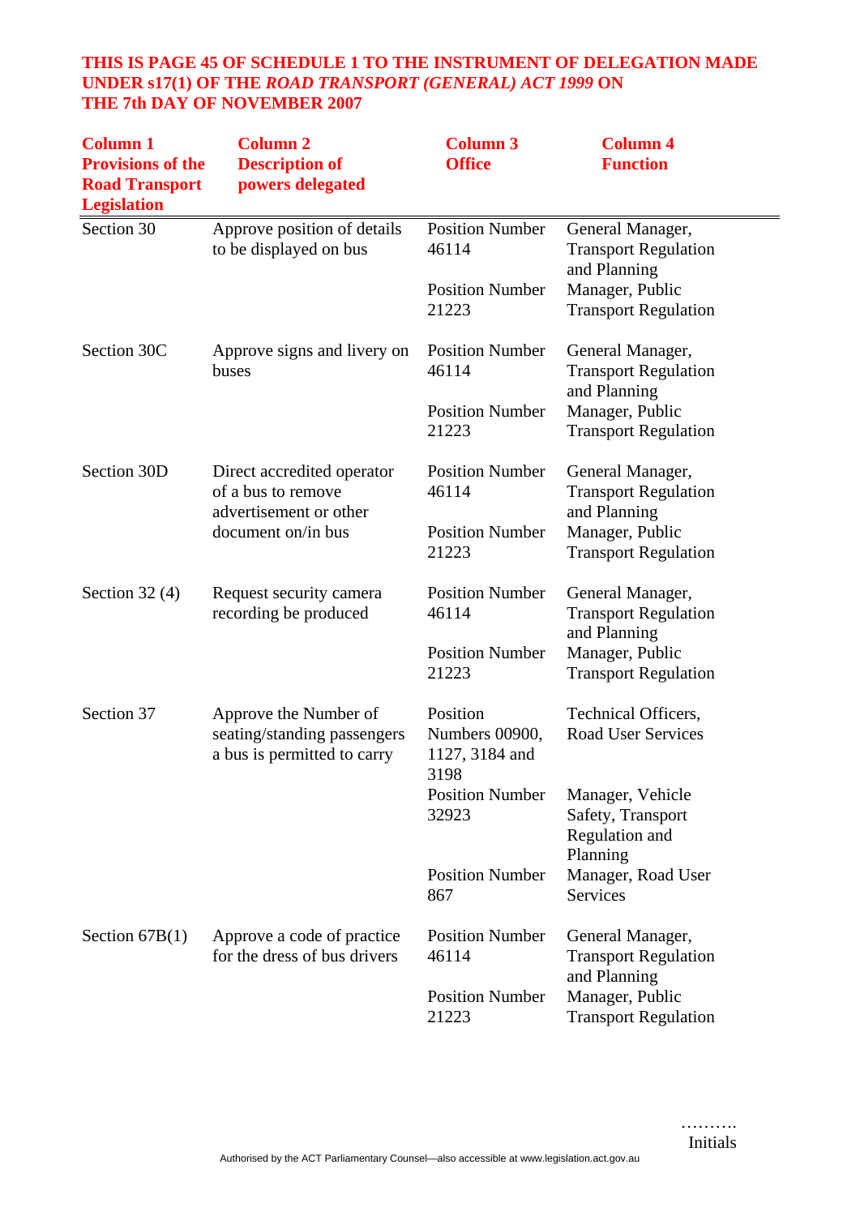**THIS IS PAGE 45 OF SCHEDULE 1 TO THE INSTRUMENT OF DELEGATION MADE UNDER s17(1) OF THE *ROAD TRANSPORT (GENERAL) ACT 1999* ON THE 7th DAY OF NOVEMBER 2007**

| Column 1 Provisions of the Road Transport Legislation | Column 2 Description of powers delegated | Column 3 Office | Column 4 Function |
|---|---|---|---|
| Section 30 | Approve position of details to be displayed on bus | Position Number 46114 | General Manager, Transport Regulation and Planning |
| | | Position Number 21223 | Manager, Public Transport Regulation |
| Section 30C | Approve signs and livery on buses | Position Number 46114 | General Manager, Transport Regulation and Planning |
| | | Position Number 21223 | Manager, Public Transport Regulation |
| Section 30D | Direct accredited operator of a bus to remove advertisement or other document on/in bus | Position Number 46114 | General Manager, Transport Regulation and Planning |
| | | Position Number 21223 | Manager, Public Transport Regulation |
| Section 32 (4) | Request security camera recording be produced | Position Number 46114 | General Manager, Transport Regulation and Planning |
| | | Position Number 21223 | Manager, Public Transport Regulation |
| Section 37 | Approve the Number of seating/standing passengers a bus is permitted to carry | Position Numbers 00900, 1127, 3184 and 3198 | Technical Officers, Road User Services |
| | | Position Number 32923 | Manager, Vehicle Safety, Transport Regulation and Planning |
| | | Position Number 867 | Manager, Road User Services |
| Section 67B(1) | Approve a code of practice for the dress of bus drivers | Position Number 46114 | General Manager, Transport Regulation and Planning |
| | | Position Number 21223 | Manager, Public Transport Regulation |

……….
Initials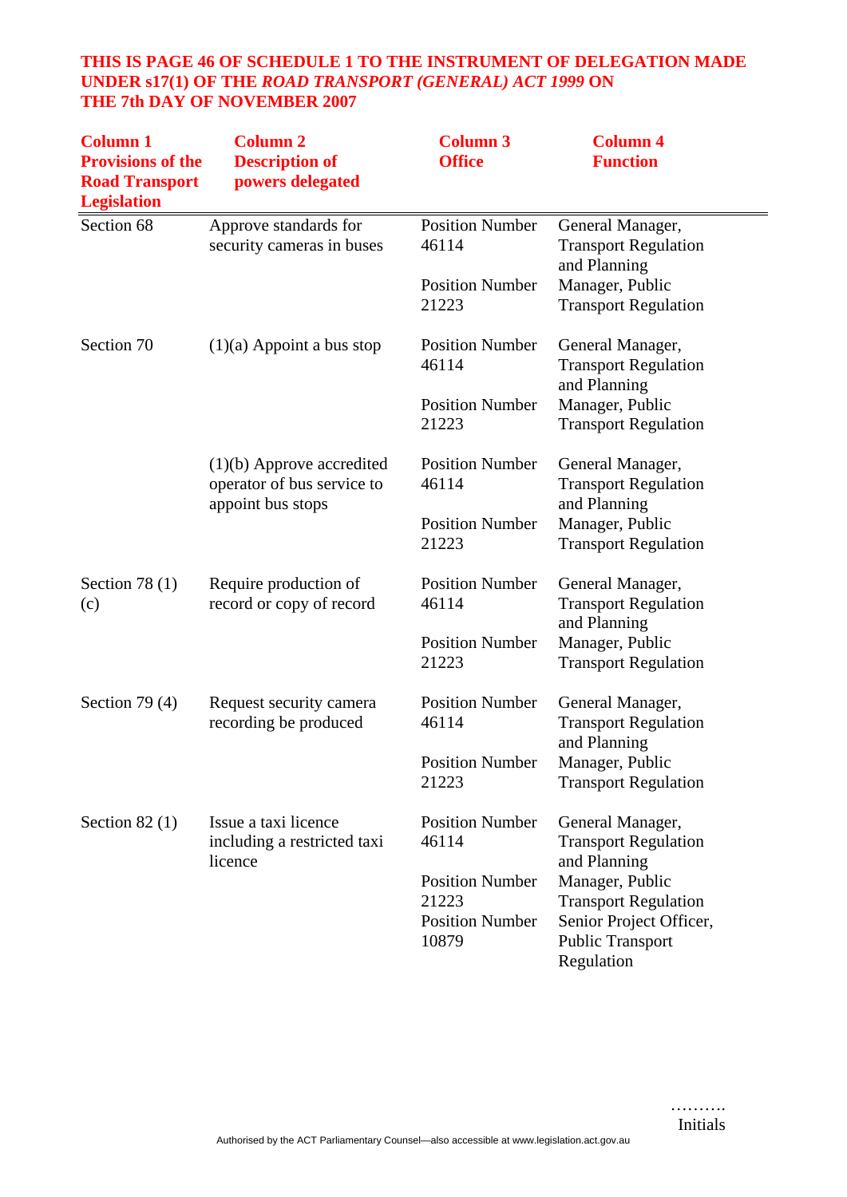**THIS IS PAGE 46 OF SCHEDULE 1 TO THE INSTRUMENT OF DELEGATION MADE UNDER s17(1) OF THE *ROAD TRANSPORT (GENERAL) ACT 1999* ON THE 7th DAY OF NOVEMBER 2007**

| Column 1 Provisions of the Road Transport Legislation | Column 2 Description of powers delegated | Column 3 Office | Column 4 Function |
|---|---|---|---|
| Section 68 | Approve standards for security cameras in buses | Position Number 46114 | General Manager, Transport Regulation and Planning |
| | | Position Number 21223 | Manager, Public Transport Regulation |
| Section 70 | (1)(a) Appoint a bus stop | Position Number 46114 | General Manager, Transport Regulation and Planning |
| | | Position Number 21223 | Manager, Public Transport Regulation |
| | (1)(b) Approve accredited operator of bus service to appoint bus stops | Position Number 46114 | General Manager, Transport Regulation and Planning |
| | | Position Number 21223 | Manager, Public Transport Regulation |
| Section 78 (1) (c) | Require production of record or copy of record | Position Number 46114 | General Manager, Transport Regulation and Planning |
| | | Position Number 21223 | Manager, Public Transport Regulation |
| Section 79 (4) | Request security camera recording be produced | Position Number 46114 | General Manager, Transport Regulation and Planning |
| | | Position Number 21223 | Manager, Public Transport Regulation |
| Section 82 (1) | Issue a taxi licence including a restricted taxi licence | Position Number 46114 | General Manager, Transport Regulation and Planning |
| | | Position Number 21223 | Manager, Public Transport Regulation |
| | | Position Number 10879 | Senior Project Officer, Public Transport Regulation |

……….
Initials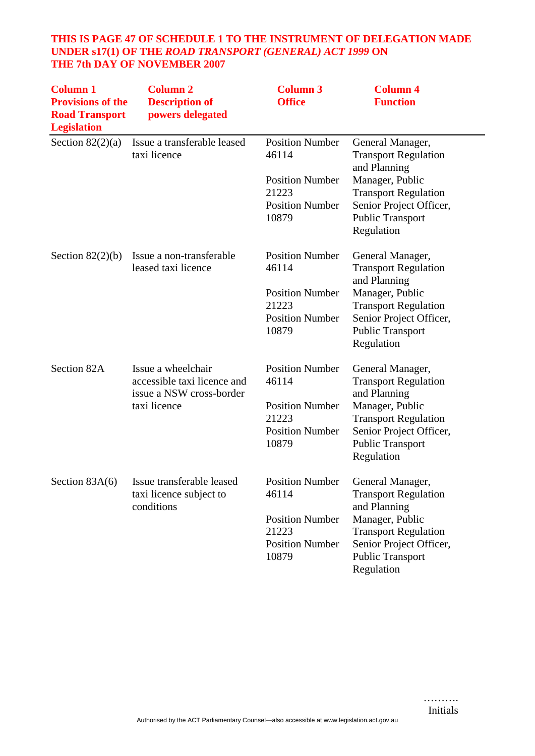**THIS IS PAGE 47 OF SCHEDULE 1 TO THE INSTRUMENT OF DELEGATION MADE UNDER s17(1) OF THE *ROAD TRANSPORT (GENERAL) ACT 1999* ON THE 7th DAY OF NOVEMBER 2007**

| Column 1 Provisions of the Road Transport Legislation | Column 2 Description of powers delegated | Column 3 Office | Column 4 Function |
|---|---|---|---|
| Section 82(2)(a) | Issue a transferable leased taxi licence | Position Number 46114 | General Manager, Transport Regulation and Planning |
| | | Position Number 21223 | Manager, Public Transport Regulation |
| | | Position Number 10879 | Senior Project Officer, Public Transport Regulation |
| Section 82(2)(b) | Issue a non-transferable leased taxi licence | Position Number 46114 | General Manager, Transport Regulation and Planning |
| | | Position Number 21223 | Manager, Public Transport Regulation |
| | | Position Number 10879 | Senior Project Officer, Public Transport Regulation |
| Section 82A | Issue a wheelchair accessible taxi licence and issue a NSW cross-border taxi licence | Position Number 46114 | General Manager, Transport Regulation and Planning |
| | | Position Number 21223 | Manager, Public Transport Regulation |
| | | Position Number 10879 | Senior Project Officer, Public Transport Regulation |
| Section 83A(6) | Issue transferable leased taxi licence subject to conditions | Position Number 46114 | General Manager, Transport Regulation and Planning |
| | | Position Number 21223 | Manager, Public Transport Regulation |
| | | Position Number 10879 | Senior Project Officer, Public Transport Regulation |

……….
Initials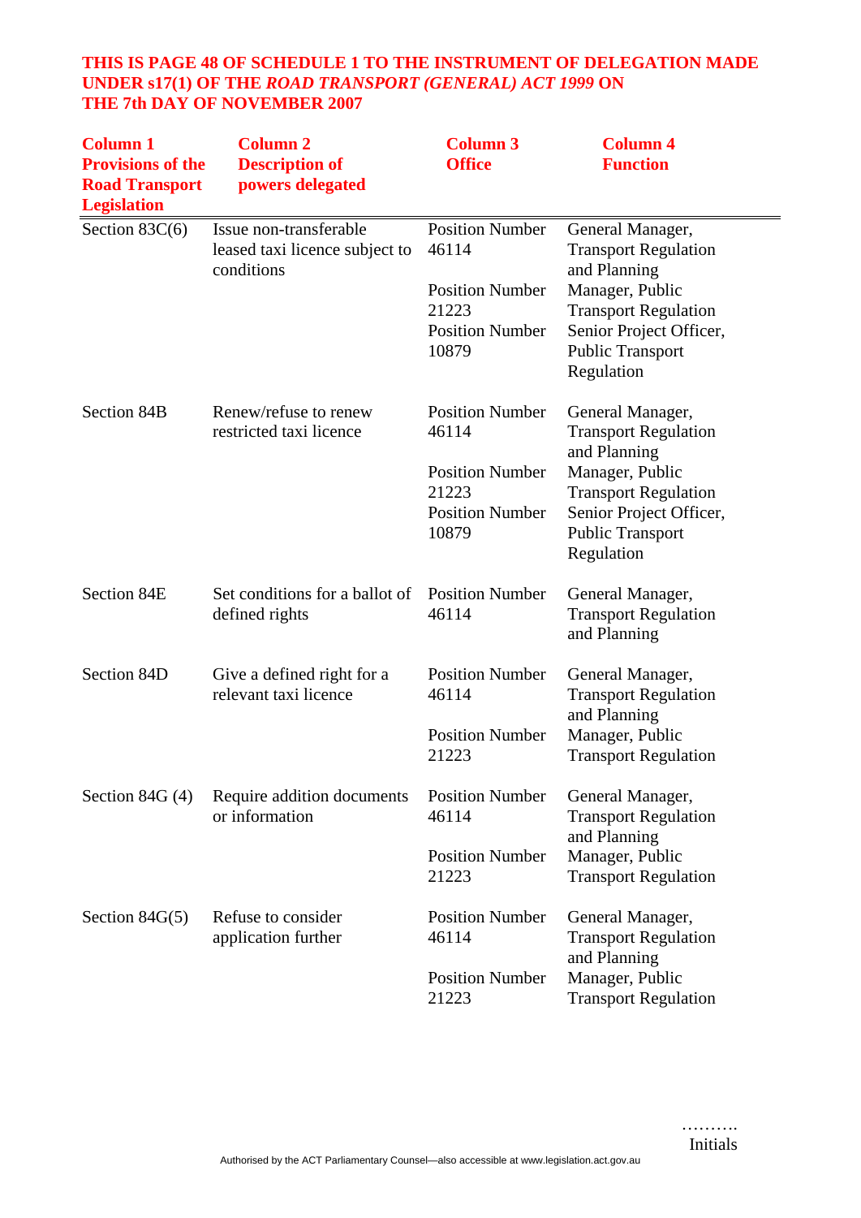**THIS IS PAGE 48 OF SCHEDULE 1 TO THE INSTRUMENT OF DELEGATION MADE UNDER s17(1) OF THE *ROAD TRANSPORT (GENERAL) ACT 1999* ON THE 7th DAY OF NOVEMBER 2007**

| Column 1 Provisions of the Road Transport Legislation | Column 2 Description of powers delegated | Column 3 Office | Column 4 Function |
|---|---|---|---|
| Section 83C(6) | Issue non-transferable leased taxi licence subject to conditions | Position Number 46114 | General Manager, Transport Regulation and Planning |
| | | Position Number 21223 | Manager, Public Transport Regulation |
| | | Position Number 10879 | Senior Project Officer, Public Transport Regulation |
| Section 84B | Renew/refuse to renew restricted taxi licence | Position Number 46114 | General Manager, Transport Regulation and Planning |
| | | Position Number 21223 | Manager, Public Transport Regulation |
| | | Position Number 10879 | Senior Project Officer, Public Transport Regulation |
| Section 84E | Set conditions for a ballot of defined rights | Position Number 46114 | General Manager, Transport Regulation and Planning |
| Section 84D | Give a defined right for a relevant taxi licence | Position Number 46114 | General Manager, Transport Regulation and Planning |
| | | Position Number 21223 | Manager, Public Transport Regulation |
| Section 84G (4) | Require addition documents or information | Position Number 46114 | General Manager, Transport Regulation and Planning |
| | | Position Number 21223 | Manager, Public Transport Regulation |
| Section 84G(5) | Refuse to consider application further | Position Number 46114 | General Manager, Transport Regulation and Planning |
| | | Position Number 21223 | Manager, Public Transport Regulation |

……….
Initials

Authorised by the ACT Parliamentary Counsel—also accessible at www.legislation.act.gov.au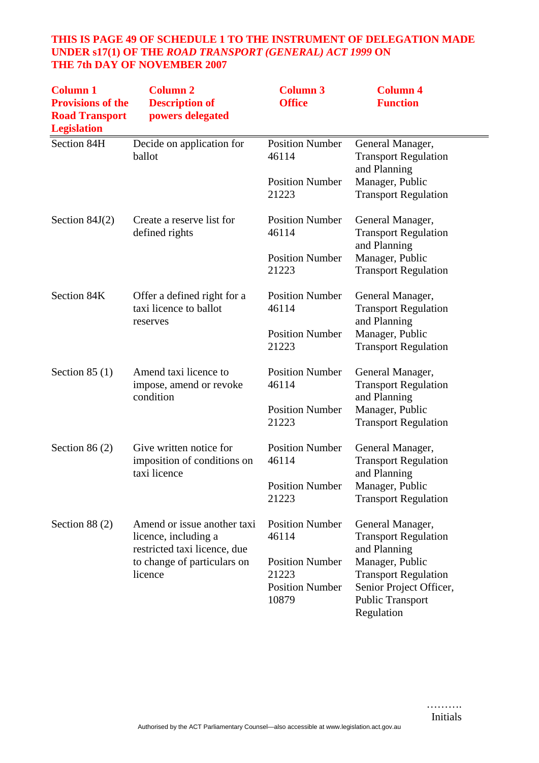**THIS IS PAGE 49 OF SCHEDULE 1 TO THE INSTRUMENT OF DELEGATION MADE UNDER s17(1) OF THE *ROAD TRANSPORT (GENERAL) ACT 1999* ON THE 7th DAY OF NOVEMBER 2007**

| Column 1 Provisions of the Road Transport Legislation | Column 2 Description of powers delegated | Column 3 Office | Column 4 Function |
|---|---|---|---|
| Section 84H | Decide on application for ballot | Position Number 46114 | General Manager, Transport Regulation and Planning |
| | | Position Number 21223 | Manager, Public Transport Regulation |
| Section 84J(2) | Create a reserve list for defined rights | Position Number 46114 | General Manager, Transport Regulation and Planning |
| | | Position Number 21223 | Manager, Public Transport Regulation |
| Section 84K | Offer a defined right for a taxi licence to ballot reserves | Position Number 46114 | General Manager, Transport Regulation and Planning |
| | | Position Number 21223 | Manager, Public Transport Regulation |
| Section 85 (1) | Amend taxi licence to impose, amend or revoke condition | Position Number 46114 | General Manager, Transport Regulation and Planning |
| | | Position Number 21223 | Manager, Public Transport Regulation |
| Section 86 (2) | Give written notice for imposition of conditions on taxi licence | Position Number 46114 | General Manager, Transport Regulation and Planning |
| | | Position Number 21223 | Manager, Public Transport Regulation |
| Section 88 (2) | Amend or issue another taxi licence, including a restricted taxi licence, due to change of particulars on licence | Position Number 46114 | General Manager, Transport Regulation and Planning |
| | | Position Number 21223 | Manager, Public Transport Regulation |
| | | Position Number 10879 | Senior Project Officer, Public Transport Regulation |

……….
Initials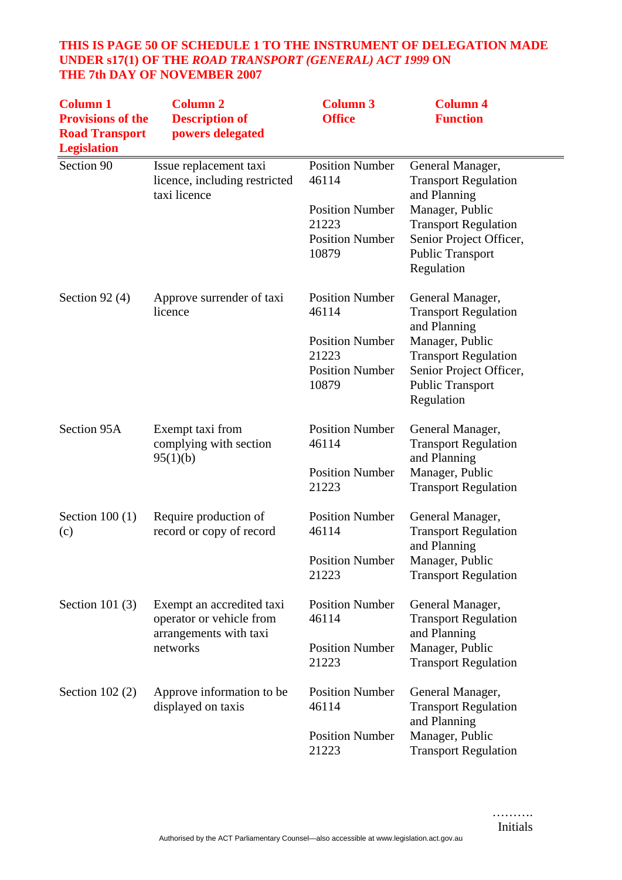**THIS IS PAGE 50 OF SCHEDULE 1 TO THE INSTRUMENT OF DELEGATION MADE UNDER s17(1) OF THE *ROAD TRANSPORT (GENERAL) ACT 1999* ON THE 7th DAY OF NOVEMBER 2007**

| Column 1 Provisions of the Road Transport Legislation | Column 2 Description of powers delegated | Column 3 Office | Column 4 Function |
|---|---|---|---|
| Section 90 | Issue replacement taxi licence, including restricted taxi licence | Position Number 46114 | General Manager, Transport Regulation and Planning |
| | | Position Number 21223 | Manager, Public Transport Regulation |
| | | Position Number 10879 | Senior Project Officer, Public Transport Regulation |
| Section 92 (4) | Approve surrender of taxi licence | Position Number 46114 | General Manager, Transport Regulation and Planning |
| | | Position Number 21223 | Manager, Public Transport Regulation |
| | | Position Number 10879 | Senior Project Officer, Public Transport Regulation |
| Section 95A | Exempt taxi from complying with section 95(1)(b) | Position Number 46114 | General Manager, Transport Regulation and Planning |
| | | Position Number 21223 | Manager, Public Transport Regulation |
| Section 100 (1) (c) | Require production of record or copy of record | Position Number 46114 | General Manager, Transport Regulation and Planning |
| | | Position Number 21223 | Manager, Public Transport Regulation |
| Section 101 (3) | Exempt an accredited taxi operator or vehicle from arrangements with taxi networks | Position Number 46114 | General Manager, Transport Regulation and Planning |
| | | Position Number 21223 | Manager, Public Transport Regulation |
| Section 102 (2) | Approve information to be displayed on taxis | Position Number 46114 | General Manager, Transport Regulation and Planning |
| | | Position Number 21223 | Manager, Public Transport Regulation |

……….
Initials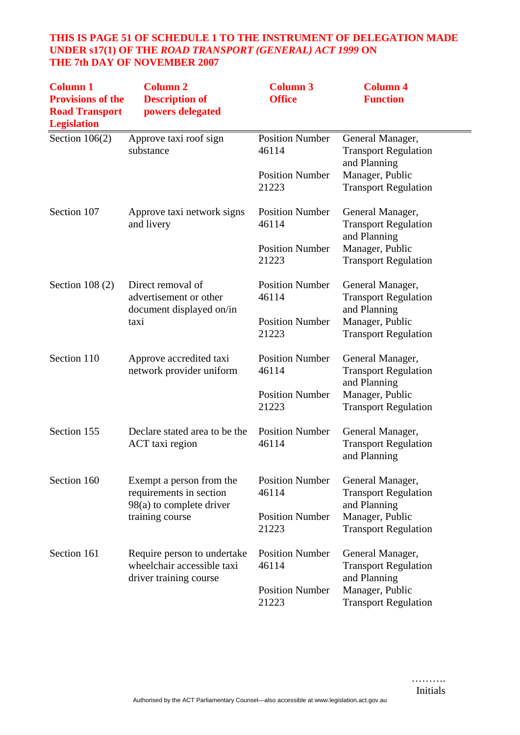**THIS IS PAGE 51 OF SCHEDULE 1 TO THE INSTRUMENT OF DELEGATION MADE UNDER s17(1) OF THE *ROAD TRANSPORT (GENERAL) ACT 1999* ON THE 7th DAY OF NOVEMBER 2007**

| Column 1 Provisions of the Road Transport Legislation | Column 2 Description of powers delegated | Column 3 Office | Column 4 Function |
|---|---|---|---|
| Section 106(2) | Approve taxi roof sign substance | Position Number 46114 | General Manager, Transport Regulation and Planning |
| | | Position Number 21223 | Manager, Public Transport Regulation |
| Section 107 | Approve taxi network signs and livery | Position Number 46114 | General Manager, Transport Regulation and Planning |
| | | Position Number 21223 | Manager, Public Transport Regulation |
| Section 108 (2) | Direct removal of advertisement or other document displayed on/in taxi | Position Number 46114 | General Manager, Transport Regulation and Planning |
| | | Position Number 21223 | Manager, Public Transport Regulation |
| Section 110 | Approve accredited taxi network provider uniform | Position Number 46114 | General Manager, Transport Regulation and Planning |
| | | Position Number 21223 | Manager, Public Transport Regulation |
| Section 155 | Declare stated area to be the ACT taxi region | Position Number 46114 | General Manager, Transport Regulation and Planning |
| Section 160 | Exempt a person from the requirements in section 98(a) to complete driver training course | Position Number 46114 | General Manager, Transport Regulation and Planning |
| | | Position Number 21223 | Manager, Public Transport Regulation |
| Section 161 | Require person to undertake wheelchair accessible taxi driver training course | Position Number 46114 | General Manager, Transport Regulation and Planning |
| | | Position Number 21223 | Manager, Public Transport Regulation |

……….
Initials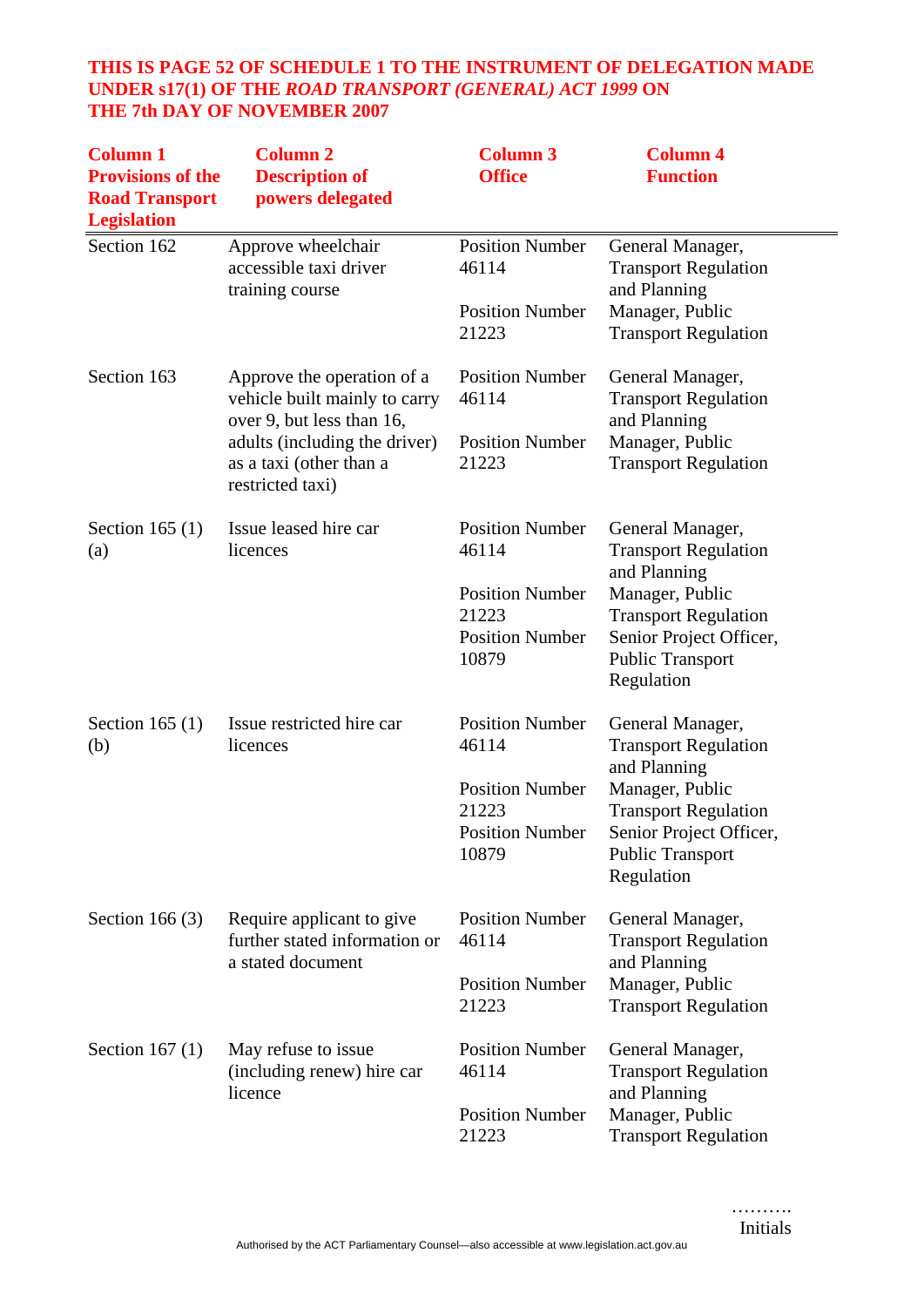**THIS IS PAGE 52 OF SCHEDULE 1 TO THE INSTRUMENT OF DELEGATION MADE UNDER s17(1) OF THE *ROAD TRANSPORT (GENERAL) ACT 1999* ON THE 7th DAY OF NOVEMBER 2007**

| Column 1 Provisions of the Road Transport Legislation | Column 2 Description of powers delegated | Column 3 Office | Column 4 Function |
|---|---|---|---|
| Section 162 | Approve wheelchair accessible taxi driver training course | Position Number 46114 | General Manager, Transport Regulation and Planning |
| | | Position Number 21223 | Manager, Public Transport Regulation |
| Section 163 | Approve the operation of a vehicle built mainly to carry over 9, but less than 16, adults (including the driver) as a taxi (other than a restricted taxi) | Position Number 46114 | General Manager, Transport Regulation and Planning |
| | | Position Number 21223 | Manager, Public Transport Regulation |
| Section 165 (1) (a) | Issue leased hire car licences | Position Number 46114 | General Manager, Transport Regulation and Planning |
| | | Position Number 21223 | Manager, Public Transport Regulation |
| | | Position Number 10879 | Senior Project Officer, Public Transport Regulation |
| Section 165 (1) (b) | Issue restricted hire car licences | Position Number 46114 | General Manager, Transport Regulation and Planning |
| | | Position Number 21223 | Manager, Public Transport Regulation |
| | | Position Number 10879 | Senior Project Officer, Public Transport Regulation |
| Section 166 (3) | Require applicant to give further stated information or a stated document | Position Number 46114 | General Manager, Transport Regulation and Planning |
| | | Position Number 21223 | Manager, Public Transport Regulation |
| Section 167 (1) | May refuse to issue (including renew) hire car licence | Position Number 46114 | General Manager, Transport Regulation and Planning |
| | | Position Number 21223 | Manager, Public Transport Regulation |

……….
Initials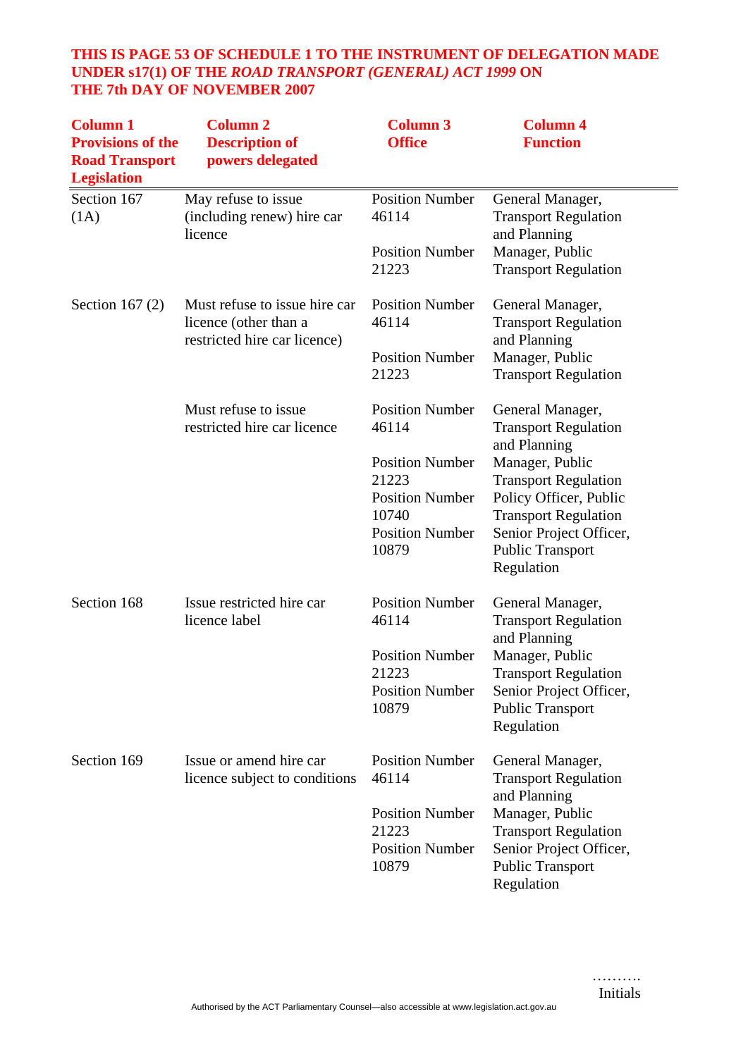**THIS IS PAGE 53 OF SCHEDULE 1 TO THE INSTRUMENT OF DELEGATION MADE UNDER s17(1) OF THE *ROAD TRANSPORT (GENERAL) ACT 1999* ON THE 7th DAY OF NOVEMBER 2007**

| Column 1 Provisions of the Road Transport Legislation | Column 2 Description of powers delegated | Column 3 Office | Column 4 Function |
|---|---|---|---|
| Section 167 (1A) | May refuse to issue (including renew) hire car licence | Position Number 46114 | General Manager, Transport Regulation and Planning |
| | | Position Number 21223 | Manager, Public Transport Regulation |
| Section 167 (2) | Must refuse to issue hire car licence (other than a restricted hire car licence) | Position Number 46114 | General Manager, Transport Regulation and Planning |
| | | Position Number 21223 | Manager, Public Transport Regulation |
| | Must refuse to issue restricted hire car licence | Position Number 46114 | General Manager, Transport Regulation and Planning |
| | | Position Number 21223 | Manager, Public Transport Regulation |
| | | Position Number 10740 | Policy Officer, Public Transport Regulation |
| | | Position Number 10879 | Senior Project Officer, Public Transport Regulation |
| Section 168 | Issue restricted hire car licence label | Position Number 46114 | General Manager, Transport Regulation and Planning |
| | | Position Number 21223 | Manager, Public Transport Regulation |
| | | Position Number 10879 | Senior Project Officer, Public Transport Regulation |
| Section 169 | Issue or amend hire car licence subject to conditions | Position Number 46114 | General Manager, Transport Regulation and Planning |
| | | Position Number 21223 | Manager, Public Transport Regulation |
| | | Position Number 10879 | Senior Project Officer, Public Transport Regulation |

……….
Initials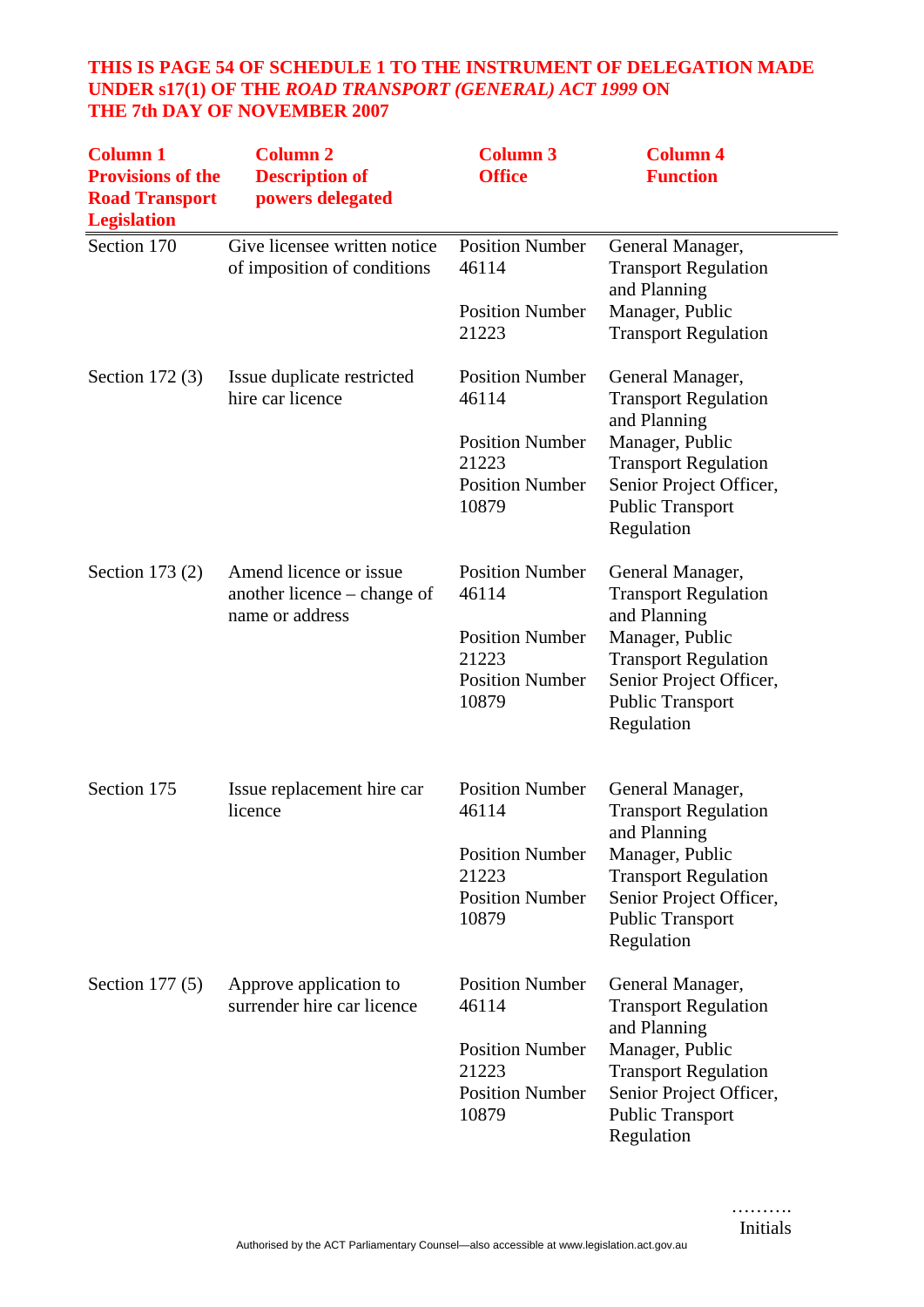**THIS IS PAGE 54 OF SCHEDULE 1 TO THE INSTRUMENT OF DELEGATION MADE UNDER s17(1) OF THE *ROAD TRANSPORT (GENERAL) ACT 1999* ON THE 7th DAY OF NOVEMBER 2007**

| Column 1 Provisions of the Road Transport Legislation | Column 2 Description of powers delegated | Column 3 Office | Column 4 Function |
|---|---|---|---|
| Section 170 | Give licensee written notice of imposition of conditions | Position Number 46114 | General Manager, Transport Regulation and Planning |
| | | Position Number 21223 | Manager, Public Transport Regulation |
| Section 172 (3) | Issue duplicate restricted hire car licence | Position Number 46114 | General Manager, Transport Regulation and Planning |
| | | Position Number 21223 | Manager, Public Transport Regulation |
| | | Position Number 10879 | Senior Project Officer, Public Transport Regulation |
| Section 173 (2) | Amend licence or issue another licence – change of name or address | Position Number 46114 | General Manager, Transport Regulation and Planning |
| | | Position Number 21223 | Manager, Public Transport Regulation |
| | | Position Number 10879 | Senior Project Officer, Public Transport Regulation |
| Section 175 | Issue replacement hire car licence | Position Number 46114 | General Manager, Transport Regulation and Planning |
| | | Position Number 21223 | Manager, Public Transport Regulation |
| | | Position Number 10879 | Senior Project Officer, Public Transport Regulation |
| Section 177 (5) | Approve application to surrender hire car licence | Position Number 46114 | General Manager, Transport Regulation and Planning |
| | | Position Number 21223 | Manager, Public Transport Regulation |
| | | Position Number 10879 | Senior Project Officer, Public Transport Regulation |

……….
Initials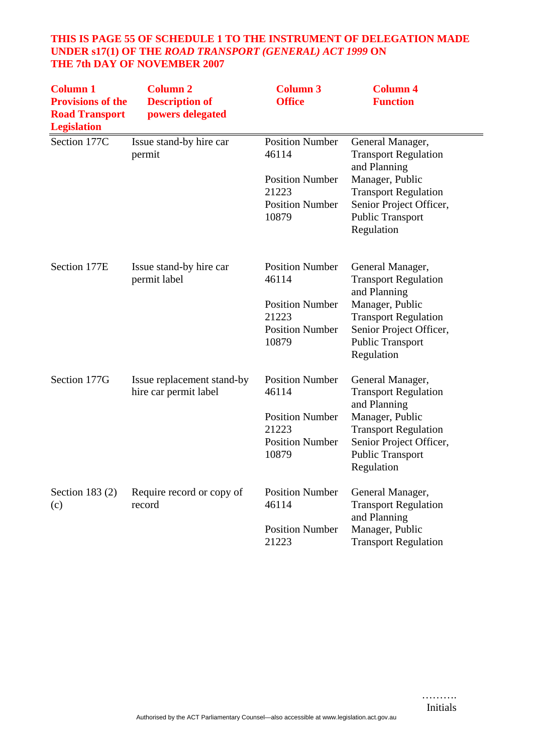**THIS IS PAGE 55 OF SCHEDULE 1 TO THE INSTRUMENT OF DELEGATION MADE UNDER s17(1) OF THE *ROAD TRANSPORT (GENERAL) ACT 1999* ON THE 7th DAY OF NOVEMBER 2007**

| Column 1 Provisions of the Road Transport Legislation | Column 2 Description of powers delegated | Column 3 Office | Column 4 Function |
|---|---|---|---|
| Section 177C | Issue stand-by hire car permit | Position Number 46114 | General Manager, Transport Regulation and Planning |
| | | Position Number 21223 | Manager, Public Transport Regulation |
| | | Position Number 10879 | Senior Project Officer, Public Transport Regulation |
| Section 177E | Issue stand-by hire car permit label | Position Number 46114 | General Manager, Transport Regulation and Planning |
| | | Position Number 21223 | Manager, Public Transport Regulation |
| | | Position Number 10879 | Senior Project Officer, Public Transport Regulation |
| Section 177G | Issue replacement stand-by hire car permit label | Position Number 46114 | General Manager, Transport Regulation and Planning |
| | | Position Number 21223 | Manager, Public Transport Regulation |
| | | Position Number 10879 | Senior Project Officer, Public Transport Regulation |
| Section 183 (2) (c) | Require record or copy of record | Position Number 46114 | General Manager, Transport Regulation and Planning |
| | | Position Number 21223 | Manager, Public Transport Regulation |

……….
Initials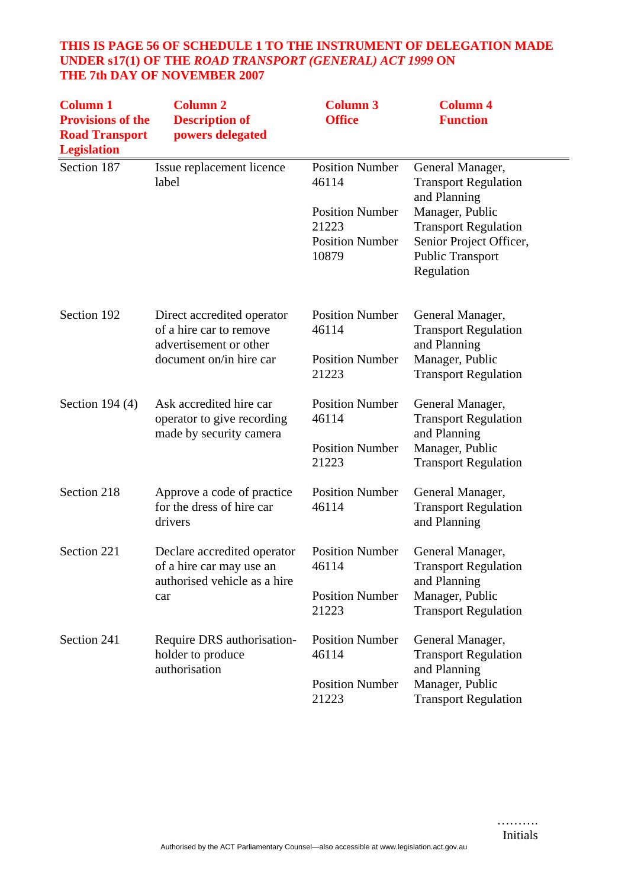**THIS IS PAGE 56 OF SCHEDULE 1 TO THE INSTRUMENT OF DELEGATION MADE UNDER s17(1) OF THE *ROAD TRANSPORT (GENERAL) ACT 1999* ON THE 7th DAY OF NOVEMBER 2007**

| Column 1 Provisions of the Road Transport Legislation | Column 2 Description of powers delegated | Column 3 Office | Column 4 Function |
|---|---|---|---|
| Section 187 | Issue replacement licence label | Position Number 46114 | General Manager, Transport Regulation and Planning |
| | | Position Number 21223 | Manager, Public Transport Regulation |
| | | Position Number 10879 | Senior Project Officer, Public Transport Regulation |
| Section 192 | Direct accredited operator of a hire car to remove advertisement or other document on/in hire car | Position Number 46114 | General Manager, Transport Regulation and Planning |
| | | Position Number 21223 | Manager, Public Transport Regulation |
| Section 194 (4) | Ask accredited hire car operator to give recording made by security camera | Position Number 46114 | General Manager, Transport Regulation and Planning |
| | | Position Number 21223 | Manager, Public Transport Regulation |
| Section 218 | Approve a code of practice for the dress of hire car drivers | Position Number 46114 | General Manager, Transport Regulation and Planning |
| Section 221 | Declare accredited operator of a hire car may use an authorised vehicle as a hire car | Position Number 46114 | General Manager, Transport Regulation and Planning |
| | | Position Number 21223 | Manager, Public Transport Regulation |
| Section 241 | Require DRS authorisation-holder to produce authorisation | Position Number 46114 | General Manager, Transport Regulation and Planning |
| | | Position Number 21223 | Manager, Public Transport Regulation |

……….
Initials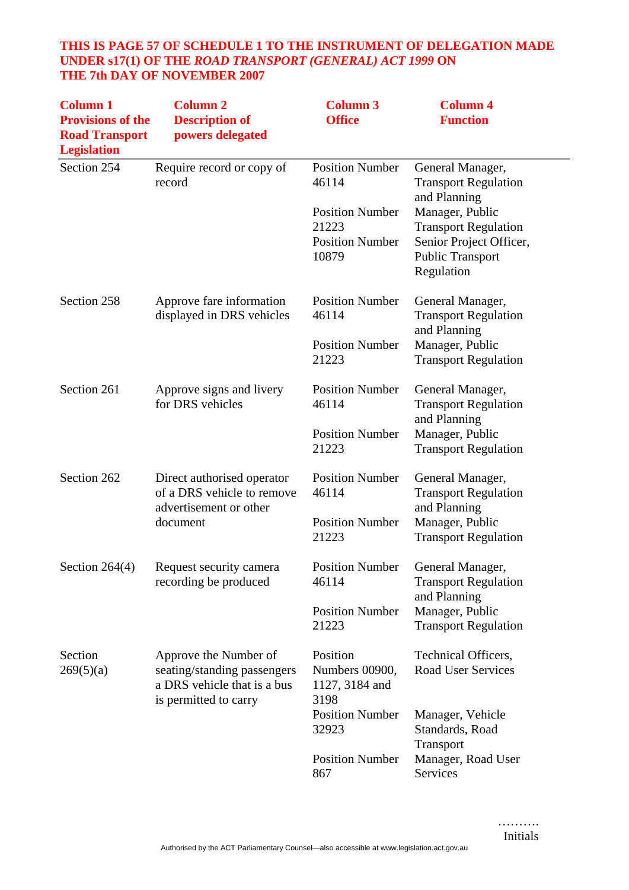**THIS IS PAGE 57 OF SCHEDULE 1 TO THE INSTRUMENT OF DELEGATION MADE UNDER s17(1) OF THE *ROAD TRANSPORT (GENERAL) ACT 1999* ON THE 7th DAY OF NOVEMBER 2007**

| Column 1 Provisions of the Road Transport Legislation | Column 2 Description of powers delegated | Column 3 Office | Column 4 Function |
|---|---|---|---|
| Section 254 | Require record or copy of record | Position Number 46114 | General Manager, Transport Regulation and Planning |
| | | Position Number 21223 | Manager, Public Transport Regulation |
| | | Position Number 10879 | Senior Project Officer, Public Transport Regulation |
| Section 258 | Approve fare information displayed in DRS vehicles | Position Number 46114 | General Manager, Transport Regulation and Planning |
| | | Position Number 21223 | Manager, Public Transport Regulation |
| Section 261 | Approve signs and livery for DRS vehicles | Position Number 46114 | General Manager, Transport Regulation and Planning |
| | | Position Number 21223 | Manager, Public Transport Regulation |
| Section 262 | Direct authorised operator of a DRS vehicle to remove advertisement or other document | Position Number 46114 | General Manager, Transport Regulation and Planning |
| | | Position Number 21223 | Manager, Public Transport Regulation |
| Section 264(4) | Request security camera recording be produced | Position Number 46114 | General Manager, Transport Regulation and Planning |
| | | Position Number 21223 | Manager, Public Transport Regulation |
| Section 269(5)(a) | Approve the Number of seating/standing passengers a DRS vehicle that is a bus is permitted to carry | Position Numbers 00900, 1127, 3184 and 3198 | Technical Officers, Road User Services |
| | | Position Number 32923 | Manager, Vehicle Standards, Road Transport |
| | | Position Number 867 | Manager, Road User Services |

……….
Initials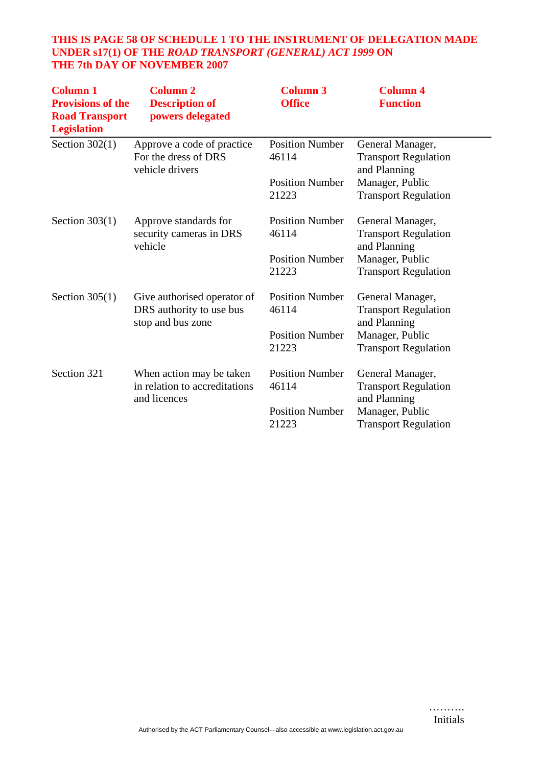**THIS IS PAGE 58 OF SCHEDULE 1 TO THE INSTRUMENT OF DELEGATION MADE UNDER s17(1) OF THE *ROAD TRANSPORT (GENERAL) ACT 1999* ON THE 7th DAY OF NOVEMBER 2007**

| Column 1 Provisions of the Road Transport Legislation | Column 2 Description of powers delegated | Column 3 Office | Column 4 Function |
|---|---|---|---|
| Section 302(1) | Approve a code of practice For the dress of DRS vehicle drivers | Position Number 46114 | General Manager, Transport Regulation and Planning |
| | | Position Number 21223 | Manager, Public Transport Regulation |
| Section 303(1) | Approve standards for security cameras in DRS vehicle | Position Number 46114 | General Manager, Transport Regulation and Planning |
| | | Position Number 21223 | Manager, Public Transport Regulation |
| Section 305(1) | Give authorised operator of DRS authority to use bus stop and bus zone | Position Number 46114 | General Manager, Transport Regulation and Planning |
| | | Position Number 21223 | Manager, Public Transport Regulation |
| Section 321 | When action may be taken in relation to accreditations and licences | Position Number 46114 | General Manager, Transport Regulation and Planning |
| | | Position Number 21223 | Manager, Public Transport Regulation |

……….
Initials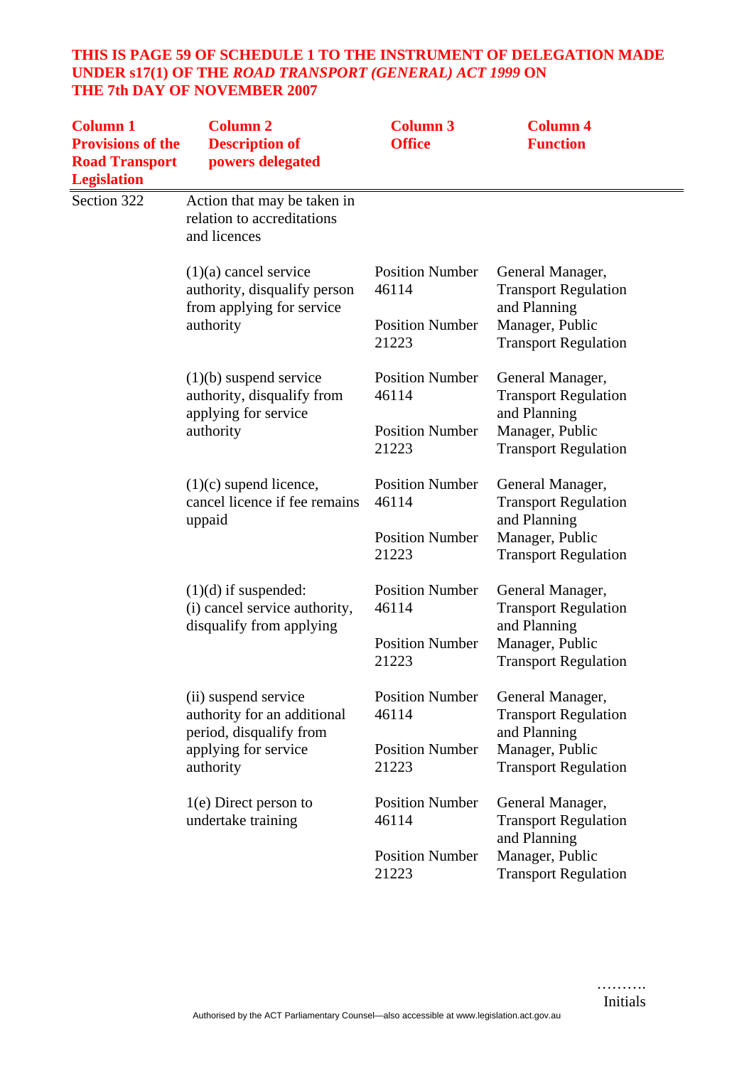**THIS IS PAGE 59 OF SCHEDULE 1 TO THE INSTRUMENT OF DELEGATION MADE UNDER s17(1) OF THE *ROAD TRANSPORT (GENERAL) ACT 1999* ON THE 7th DAY OF NOVEMBER 2007**

| Column 1 Provisions of the Road Transport Legislation | Column 2 Description of powers delegated | Column 3 Office | Column 4 Function |
|---|---|---|---|
| Section 322 | Action that may be taken in relation to accreditations and licences | | |
| | (1)(a) cancel service authority, disqualify person from applying for service authority | Position Number 46114 | General Manager, Transport Regulation and Planning |
| | | Position Number 21223 | Manager, Public Transport Regulation |
| | (1)(b) suspend service authority, disqualify from applying for service authority | Position Number 46114 | General Manager, Transport Regulation and Planning |
| | | Position Number 21223 | Manager, Public Transport Regulation |
| | (1)(c) supend licence, cancel licence if fee remains uppaid | Position Number 46114 | General Manager, Transport Regulation and Planning |
| | | Position Number 21223 | Manager, Public Transport Regulation |
| | (1)(d) if suspended: (i) cancel service authority, disqualify from applying | Position Number 46114 | General Manager, Transport Regulation and Planning |
| | | Position Number 21223 | Manager, Public Transport Regulation |
| | (ii) suspend service authority for an additional period, disqualify from applying for service authority | Position Number 46114 | General Manager, Transport Regulation and Planning |
| | | Position Number 21223 | Manager, Public Transport Regulation |
| | 1(e) Direct person to undertake training | Position Number 46114 | General Manager, Transport Regulation and Planning |
| | | Position Number 21223 | Manager, Public Transport Regulation |

……….
Initials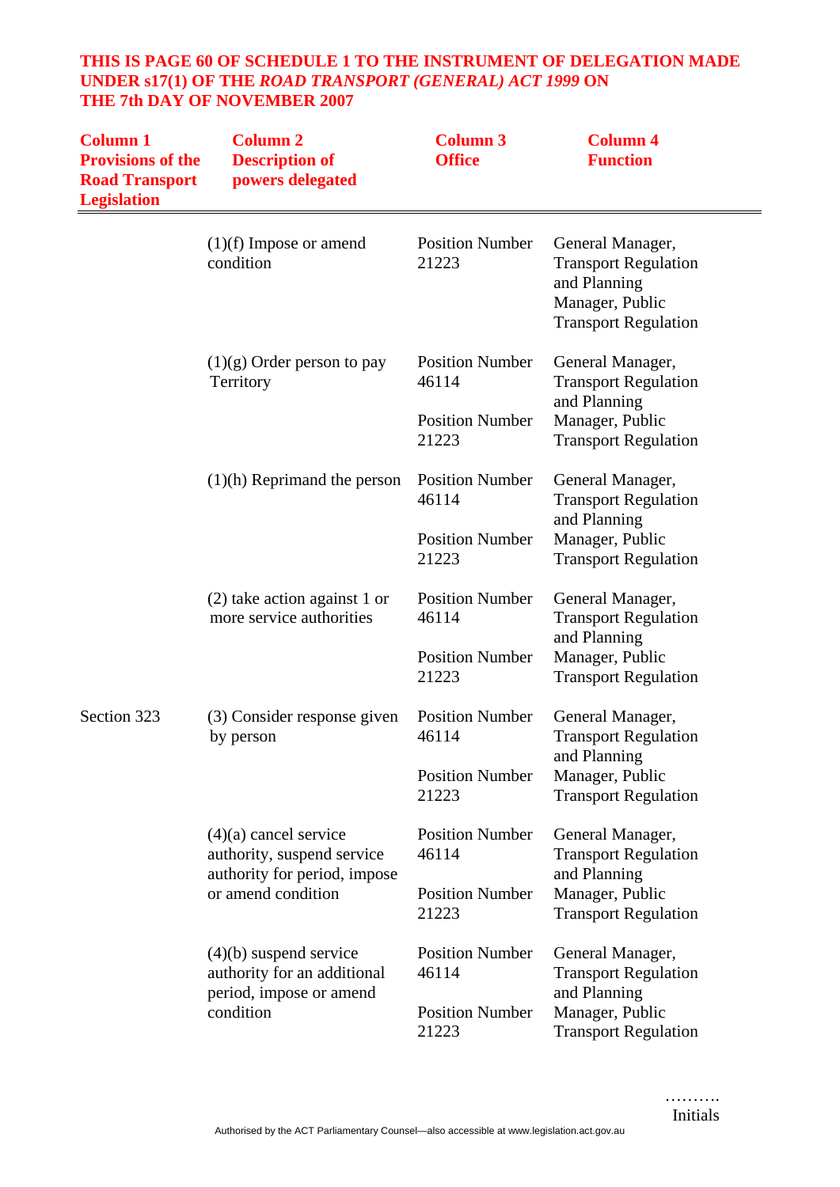**THIS IS PAGE 60 OF SCHEDULE 1 TO THE INSTRUMENT OF DELEGATION MADE UNDER s17(1) OF THE *ROAD TRANSPORT (GENERAL) ACT 1999* ON THE 7th DAY OF NOVEMBER 2007**

| Column 1 Provisions of the Road Transport Legislation | Column 2 Description of powers delegated | Column 3 Office | Column 4 Function |
|---|---|---|---|
| | (1)(f) Impose or amend condition | Position Number 21223 | General Manager, Transport Regulation and Planning<br>Manager, Public Transport Regulation |
| | (1)(g) Order person to pay Territory | Position Number 46114<br>Position Number 21223 | General Manager, Transport Regulation and Planning<br>Manager, Public Transport Regulation |
| | (1)(h) Reprimand the person | Position Number 46114<br>Position Number 21223 | General Manager, Transport Regulation and Planning<br>Manager, Public Transport Regulation |
| | (2) take action against 1 or more service authorities | Position Number 46114<br>Position Number 21223 | General Manager, Transport Regulation and Planning<br>Manager, Public Transport Regulation |
| Section 323 | (3) Consider response given by person | Position Number 46114<br>Position Number 21223 | General Manager, Transport Regulation and Planning<br>Manager, Public Transport Regulation |
| | (4)(a) cancel service authority, suspend service authority for period, impose or amend condition | Position Number 46114<br>Position Number 21223 | General Manager, Transport Regulation and Planning<br>Manager, Public Transport Regulation |
| | (4)(b) suspend service authority for an additional period, impose or amend condition | Position Number 46114<br>Position Number 21223 | General Manager, Transport Regulation and Planning<br>Manager, Public Transport Regulation |

……….
Initials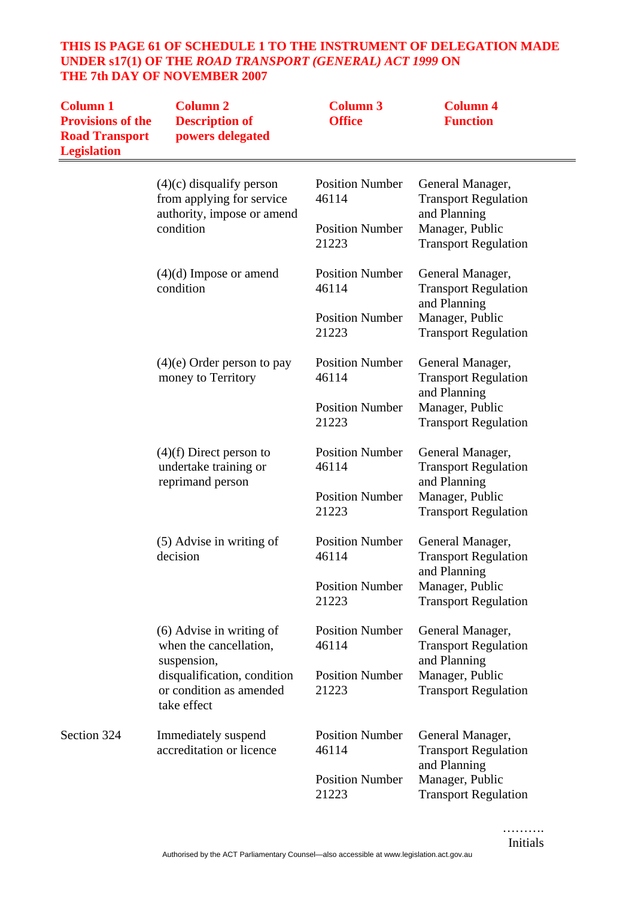**THIS IS PAGE 61 OF SCHEDULE 1 TO THE INSTRUMENT OF DELEGATION MADE UNDER s17(1) OF THE *ROAD TRANSPORT (GENERAL) ACT 1999* ON THE 7th DAY OF NOVEMBER 2007**

| Column 1 Provisions of the Road Transport Legislation | Column 2 Description of powers delegated | Column 3 Office | Column 4 Function |
|---|---|---|---|
| | (4)(c) disqualify person from applying for service authority, impose or amend condition | Position Number 46114 | General Manager, Transport Regulation and Planning |
| | | Position Number 21223 | Manager, Public Transport Regulation |
| | (4)(d) Impose or amend condition | Position Number 46114 | General Manager, Transport Regulation and Planning |
| | | Position Number 21223 | Manager, Public Transport Regulation |
| | (4)(e) Order person to pay money to Territory | Position Number 46114 | General Manager, Transport Regulation and Planning |
| | | Position Number 21223 | Manager, Public Transport Regulation |
| | (4)(f) Direct person to undertake training or reprimand person | Position Number 46114 | General Manager, Transport Regulation and Planning |
| | | Position Number 21223 | Manager, Public Transport Regulation |
| | (5) Advise in writing of decision | Position Number 46114 | General Manager, Transport Regulation and Planning |
| | | Position Number 21223 | Manager, Public Transport Regulation |
| | (6) Advise in writing of when the cancellation, suspension, disqualification, condition or condition as amended take effect | Position Number 46114 | General Manager, Transport Regulation and Planning |
| | | Position Number 21223 | Manager, Public Transport Regulation |
| Section 324 | Immediately suspend accreditation or licence | Position Number 46114 | General Manager, Transport Regulation and Planning |
| | | Position Number 21223 | Manager, Public Transport Regulation |

……….
Initials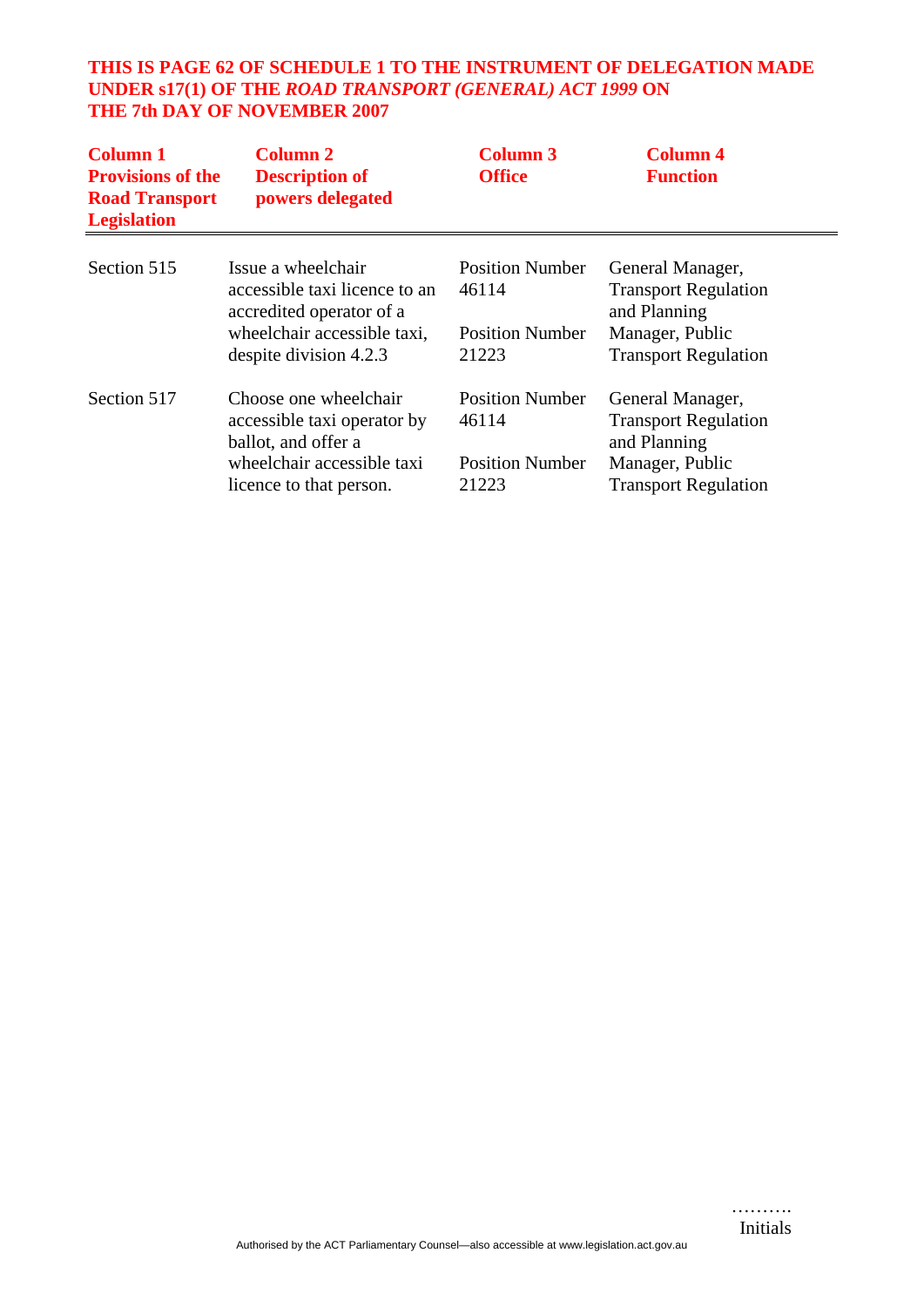**THIS IS PAGE 62 OF SCHEDULE 1 TO THE INSTRUMENT OF DELEGATION MADE UNDER s17(1) OF THE *ROAD TRANSPORT (GENERAL) ACT 1999* ON THE 7th DAY OF NOVEMBER 2007**

| Column 1 Provisions of the Road Transport Legislation | Column 2 Description of powers delegated | Column 3 Office | Column 4 Function |
|---|---|---|---|
| Section 515 | Issue a wheelchair accessible taxi licence to an accredited operator of a wheelchair accessible taxi, despite division 4.2.3 | Position Number 46114<br><br>Position Number 21223 | General Manager, Transport Regulation and Planning<br><br>Manager, Public Transport Regulation |
| Section 517 | Choose one wheelchair accessible taxi operator by ballot, and offer a wheelchair accessible taxi licence to that person. | Position Number 46114<br><br>Position Number 21223 | General Manager, Transport Regulation and Planning<br><br>Manager, Public Transport Regulation |

……….
Initials